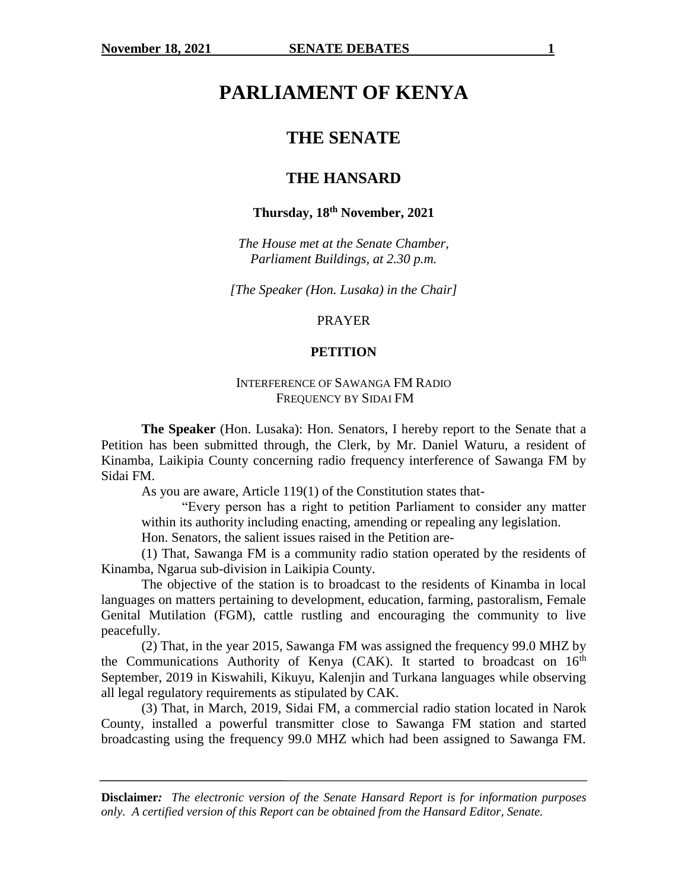# PARLIAMENT OF KENYA

## THE SENATE

## THE HANSARD

### Thursday, 18th November, 2021

*The House met at the Senate Chamber, Parliament Buildings, at 2.30 p.m.*

*[The Speaker (Hon. Lusaka) in the Chair]*

PRAYER

**PETITION**

INTERFERENCE OF SAWANGA FM RADIO FREQUENCY BY SIDAI FM

**The Speaker** (Hon. Lusaka): Hon. Senators, I hereby report to the Senate that a Petition has been submitted through, the Clerk, by Mr. Daniel Waturu, a resident of Kinamba, Laikipia County concerning radio frequency interference of Sawanga FM by Sidai FM.

As you are aware, Article 119(1) of the Constitution states that-

> "Every person has a right to petition Parliament to consider any matter within its authority including enacting, amending or repealing any legislation.

Hon. Senators, the salient issues raised in the Petition are-

(1) That, Sawanga FM is a community radio station operated by the residents of Kinamba, Ngarua sub-division in Laikipia County.

The objective of the station is to broadcast to the residents of Kinamba in local languages on matters pertaining to development, education, farming, pastoralism, Female Genital Mutilation (FGM), cattle rustling and encouraging the community to live peacefully.

(2) That, in the year 2015, Sawanga FM was assigned the frequency 99.0 MHZ by the Communications Authority of Kenya (CAK). It started to broadcast on 16th September, 2019 in Kiswahili, Kikuyu, Kalenjin and Turkana languages while observing all legal regulatory requirements as stipulated by CAK.

(3) That, in March, 2019, Sidai FM, a commercial radio station located in Narok County, installed a powerful transmitter close to Sawanga FM station and started broadcasting using the frequency 99.0 MHZ which had been assigned to Sawanga FM.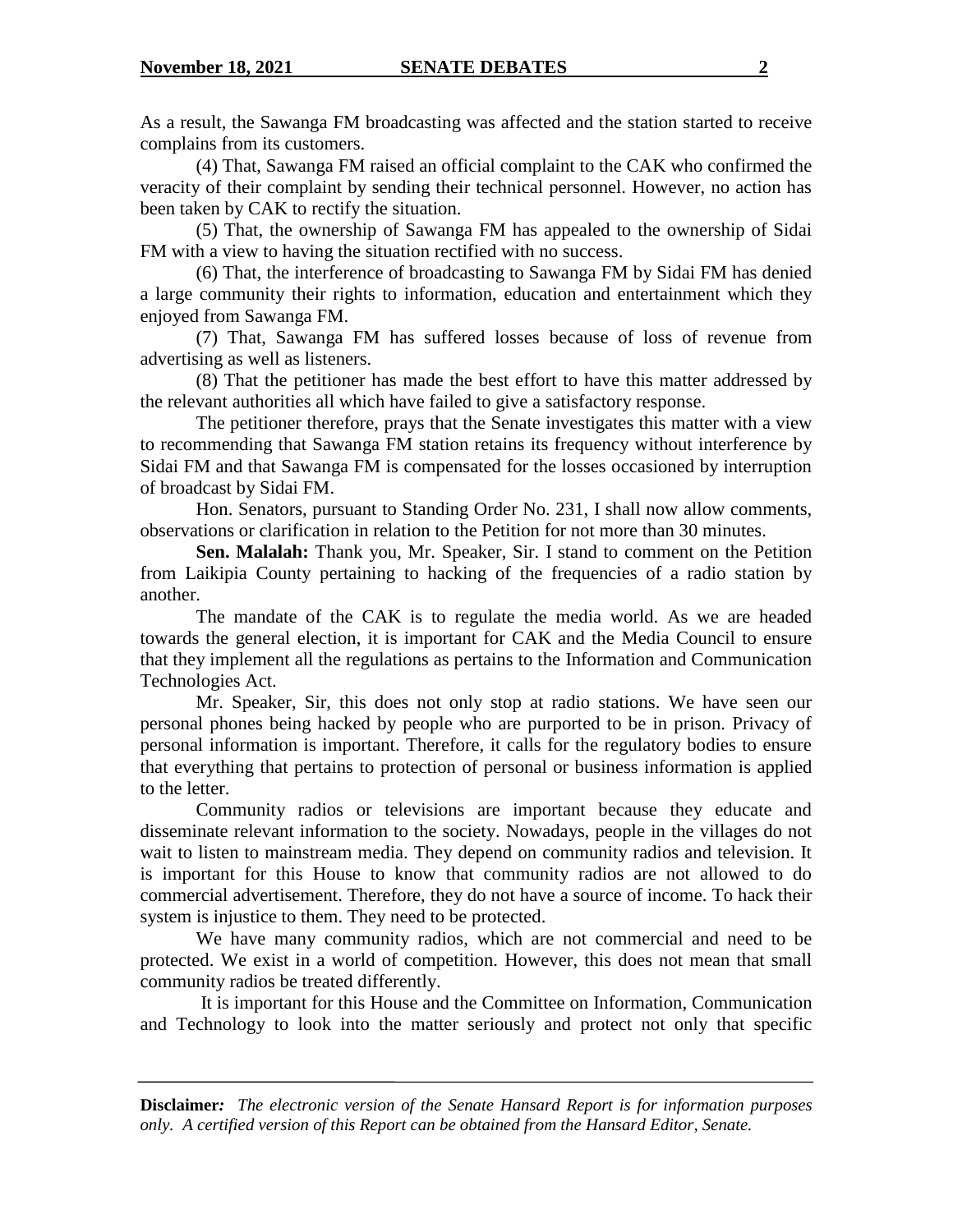As a result, the Sawanga FM broadcasting was affected and the station started to receive complains from its customers.

(4) That, Sawanga FM raised an official complaint to the CAK who confirmed the veracity of their complaint by sending their technical personnel. However, no action has been taken by CAK to rectify the situation.

(5) That, the ownership of Sawanga FM has appealed to the ownership of Sidai FM with a view to having the situation rectified with no success.

(6) That, the interference of broadcasting to Sawanga FM by Sidai FM has denied a large community their rights to information, education and entertainment which they enjoyed from Sawanga FM.

(7) That, Sawanga FM has suffered losses because of loss of revenue from advertising as well as listeners.

(8) That the petitioner has made the best effort to have this matter addressed by the relevant authorities all which have failed to give a satisfactory response.

The petitioner therefore, prays that the Senate investigates this matter with a view to recommending that Sawanga FM station retains its frequency without interference by Sidai FM and that Sawanga FM is compensated for the losses occasioned by interruption of broadcast by Sidai FM.

Hon. Senators, pursuant to Standing Order No. 231, I shall now allow comments, observations or clarification in relation to the Petition for not more than 30 minutes.

**Sen. Malalah:** Thank you, Mr. Speaker, Sir. I stand to comment on the Petition from Laikipia County pertaining to hacking of the frequencies of a radio station by another.

The mandate of the CAK is to regulate the media world. As we are headed towards the general election, it is important for CAK and the Media Council to ensure that they implement all the regulations as pertains to the Information and Communication Technologies Act.

Mr. Speaker, Sir, this does not only stop at radio stations. We have seen our personal phones being hacked by people who are purported to be in prison. Privacy of personal information is important. Therefore, it calls for the regulatory bodies to ensure that everything that pertains to protection of personal or business information is applied to the letter.

Community radios or televisions are important because they educate and disseminate relevant information to the society. Nowadays, people in the villages do not wait to listen to mainstream media. They depend on community radios and television. It is important for this House to know that community radios are not allowed to do commercial advertisement. Therefore, they do not have a source of income. To hack their system is injustice to them. They need to be protected.

We have many community radios, which are not commercial and need to be protected. We exist in a world of competition. However, this does not mean that small community radios be treated differently.

It is important for this House and the Committee on Information, Communication and Technology to look into the matter seriously and protect not only that specific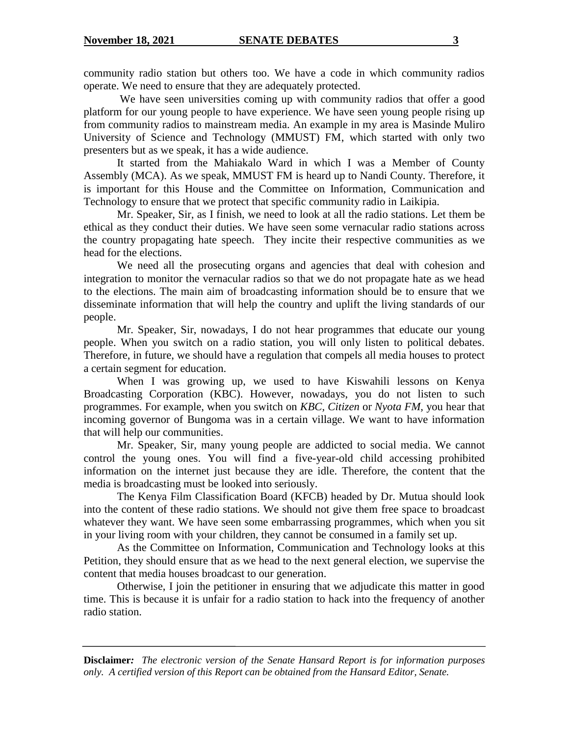community radio station but others too. We have a code in which community radios operate. We need to ensure that they are adequately protected.

We have seen universities coming up with community radios that offer a good platform for our young people to have experience. We have seen young people rising up from community radios to mainstream media. An example in my area is Masinde Muliro University of Science and Technology (MMUST) FM, which started with only two presenters but as we speak, it has a wide audience.

It started from the Mahiakalo Ward in which I was a Member of County Assembly (MCA). As we speak, MMUST FM is heard up to Nandi County. Therefore, it is important for this House and the Committee on Information, Communication and Technology to ensure that we protect that specific community radio in Laikipia.

Mr. Speaker, Sir, as I finish, we need to look at all the radio stations. Let them be ethical as they conduct their duties. We have seen some vernacular radio stations across the country propagating hate speech. They incite their respective communities as we head for the elections.

We need all the prosecuting organs and agencies that deal with cohesion and integration to monitor the vernacular radios so that we do not propagate hate as we head to the elections. The main aim of broadcasting information should be to ensure that we disseminate information that will help the country and uplift the living standards of our people.

Mr. Speaker, Sir, nowadays, I do not hear programmes that educate our young people. When you switch on a radio station, you will only listen to political debates. Therefore, in future, we should have a regulation that compels all media houses to protect a certain segment for education.

When I was growing up, we used to have Kiswahili lessons on Kenya Broadcasting Corporation (KBC). However, nowadays, you do not listen to such programmes. For example, when you switch on *KBC*, *Citizen* or *Nyota FM,* you hear that incoming governor of Bungoma was in a certain village. We want to have information that will help our communities.

Mr. Speaker, Sir, many young people are addicted to social media. We cannot control the young ones. You will find a five-year-old child accessing prohibited information on the internet just because they are idle. Therefore, the content that the media is broadcasting must be looked into seriously.

The Kenya Film Classification Board (KFCB) headed by Dr. Mutua should look into the content of these radio stations. We should not give them free space to broadcast whatever they want. We have seen some embarrassing programmes, which when you sit in your living room with your children, they cannot be consumed in a family set up.

As the Committee on Information, Communication and Technology looks at this Petition, they should ensure that as we head to the next general election, we supervise the content that media houses broadcast to our generation.

Otherwise, I join the petitioner in ensuring that we adjudicate this matter in good time. This is because it is unfair for a radio station to hack into the frequency of another radio station.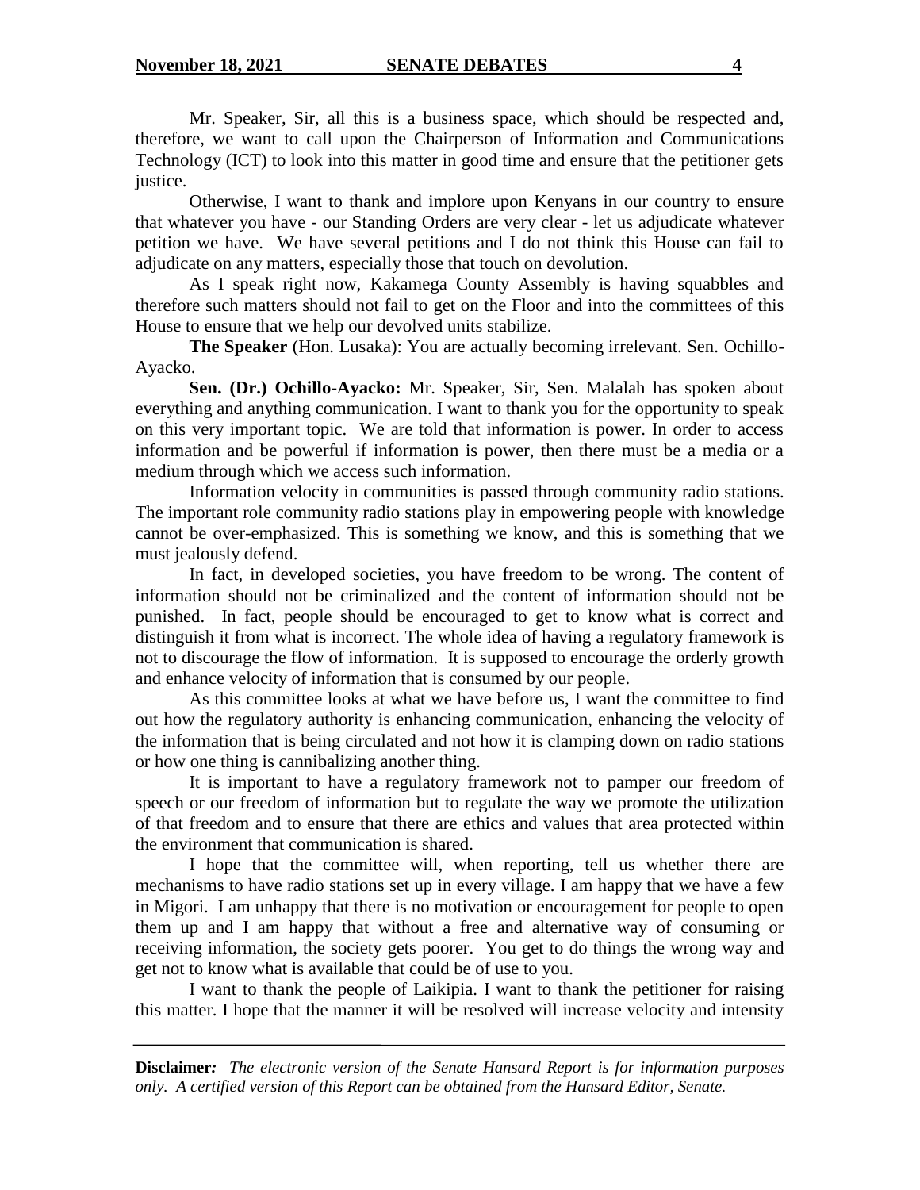Mr. Speaker, Sir, all this is a business space, which should be respected and, therefore, we want to call upon the Chairperson of Information and Communications Technology (ICT) to look into this matter in good time and ensure that the petitioner gets justice.

Otherwise, I want to thank and implore upon Kenyans in our country to ensure that whatever you have - our Standing Orders are very clear - let us adjudicate whatever petition we have. We have several petitions and I do not think this House can fail to adjudicate on any matters, especially those that touch on devolution.

As I speak right now, Kakamega County Assembly is having squabbles and therefore such matters should not fail to get on the Floor and into the committees of this House to ensure that we help our devolved units stabilize.

**The Speaker** (Hon. Lusaka): You are actually becoming irrelevant. Sen. Ochillo-Ayacko.

**Sen. (Dr.) Ochillo-Ayacko:** Mr. Speaker, Sir, Sen. Malalah has spoken about everything and anything communication. I want to thank you for the opportunity to speak on this very important topic. We are told that information is power. In order to access information and be powerful if information is power, then there must be a media or a medium through which we access such information.

Information velocity in communities is passed through community radio stations. The important role community radio stations play in empowering people with knowledge cannot be over-emphasized. This is something we know, and this is something that we must jealously defend.

In fact, in developed societies, you have freedom to be wrong. The content of information should not be criminalized and the content of information should not be punished. In fact, people should be encouraged to get to know what is correct and distinguish it from what is incorrect. The whole idea of having a regulatory framework is not to discourage the flow of information. It is supposed to encourage the orderly growth and enhance velocity of information that is consumed by our people.

As this committee looks at what we have before us, I want the committee to find out how the regulatory authority is enhancing communication, enhancing the velocity of the information that is being circulated and not how it is clamping down on radio stations or how one thing is cannibalizing another thing.

It is important to have a regulatory framework not to pamper our freedom of speech or our freedom of information but to regulate the way we promote the utilization of that freedom and to ensure that there are ethics and values that area protected within the environment that communication is shared.

I hope that the committee will, when reporting, tell us whether there are mechanisms to have radio stations set up in every village. I am happy that we have a few in Migori. I am unhappy that there is no motivation or encouragement for people to open them up and I am happy that without a free and alternative way of consuming or receiving information, the society gets poorer. You get to do things the wrong way and get not to know what is available that could be of use to you.

I want to thank the people of Laikipia. I want to thank the petitioner for raising this matter. I hope that the manner it will be resolved will increase velocity and intensity

**Disclaimer:** *The electronic version of the Senate Hansard Report is for information purposes only. A certified version of this Report can be obtained from the Hansard Editor, Senate.*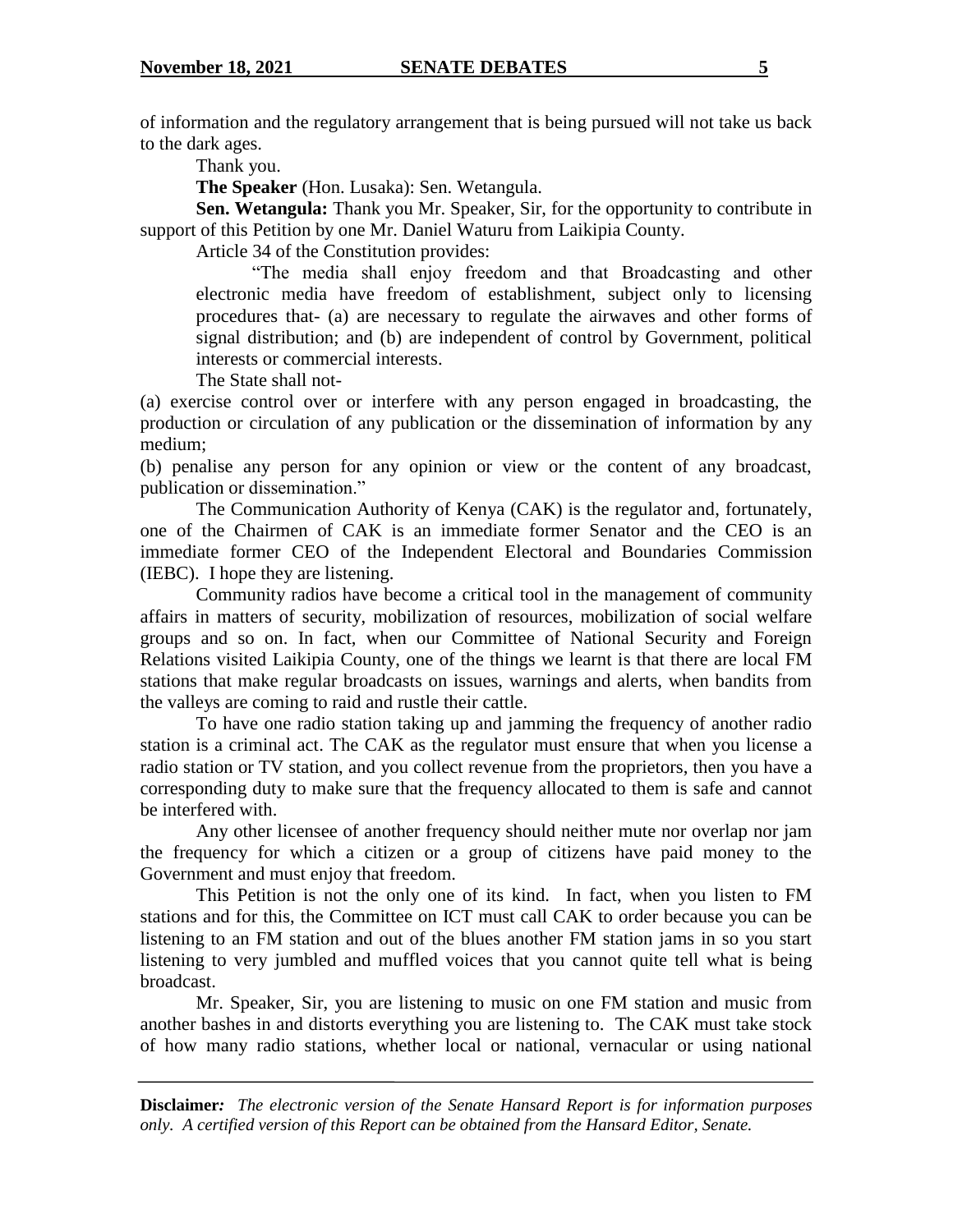of information and the regulatory arrangement that is being pursued will not take us back to the dark ages.

Thank you.

**The Speaker** (Hon. Lusaka): Sen. Wetangula.

**Sen. Wetangula:** Thank you Mr. Speaker, Sir, for the opportunity to contribute in support of this Petition by one Mr. Daniel Waturu from Laikipia County.

Article 34 of the Constitution provides:

> "The media shall enjoy freedom and that Broadcasting and other electronic media have freedom of establishment, subject only to licensing procedures that- (a) are necessary to regulate the airwaves and other forms of signal distribution; and (b) are independent of control by Government, political interests or commercial interests.
>
> The State shall not-
>
> (a) exercise control over or interfere with any person engaged in broadcasting, the production or circulation of any publication or the dissemination of information by any medium;
>
> (b) penalise any person for any opinion or view or the content of any broadcast, publication or dissemination."

The Communication Authority of Kenya (CAK) is the regulator and, fortunately, one of the Chairmen of CAK is an immediate former Senator and the CEO is an immediate former CEO of the Independent Electoral and Boundaries Commission (IEBC). I hope they are listening.

Community radios have become a critical tool in the management of community affairs in matters of security, mobilization of resources, mobilization of social welfare groups and so on. In fact, when our Committee of National Security and Foreign Relations visited Laikipia County, one of the things we learnt is that there are local FM stations that make regular broadcasts on issues, warnings and alerts, when bandits from the valleys are coming to raid and rustle their cattle.

To have one radio station taking up and jamming the frequency of another radio station is a criminal act. The CAK as the regulator must ensure that when you license a radio station or TV station, and you collect revenue from the proprietors, then you have a corresponding duty to make sure that the frequency allocated to them is safe and cannot be interfered with.

Any other licensee of another frequency should neither mute nor overlap nor jam the frequency for which a citizen or a group of citizens have paid money to the Government and must enjoy that freedom.

This Petition is not the only one of its kind. In fact, when you listen to FM stations and for this, the Committee on ICT must call CAK to order because you can be listening to an FM station and out of the blues another FM station jams in so you start listening to very jumbled and muffled voices that you cannot quite tell what is being broadcast.

Mr. Speaker, Sir, you are listening to music on one FM station and music from another bashes in and distorts everything you are listening to. The CAK must take stock of how many radio stations, whether local or national, vernacular or using national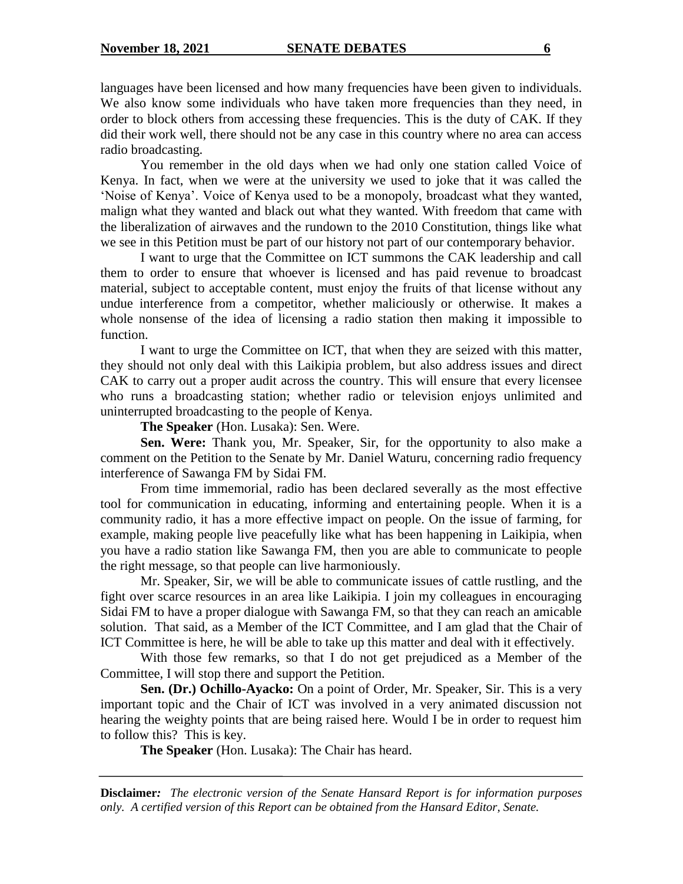languages have been licensed and how many frequencies have been given to individuals. We also know some individuals who have taken more frequencies than they need, in order to block others from accessing these frequencies. This is the duty of CAK. If they did their work well, there should not be any case in this country where no area can access radio broadcasting.

You remember in the old days when we had only one station called Voice of Kenya. In fact, when we were at the university we used to joke that it was called the 'Noise of Kenya'. Voice of Kenya used to be a monopoly, broadcast what they wanted, malign what they wanted and black out what they wanted. With freedom that came with the liberalization of airwaves and the rundown to the 2010 Constitution, things like what we see in this Petition must be part of our history not part of our contemporary behavior.

I want to urge that the Committee on ICT summons the CAK leadership and call them to order to ensure that whoever is licensed and has paid revenue to broadcast material, subject to acceptable content, must enjoy the fruits of that license without any undue interference from a competitor, whether maliciously or otherwise. It makes a whole nonsense of the idea of licensing a radio station then making it impossible to function.

I want to urge the Committee on ICT, that when they are seized with this matter, they should not only deal with this Laikipia problem, but also address issues and direct CAK to carry out a proper audit across the country. This will ensure that every licensee who runs a broadcasting station; whether radio or television enjoys unlimited and uninterrupted broadcasting to the people of Kenya.

**The Speaker** (Hon. Lusaka): Sen. Were.

**Sen. Were:** Thank you, Mr. Speaker, Sir, for the opportunity to also make a comment on the Petition to the Senate by Mr. Daniel Waturu, concerning radio frequency interference of Sawanga FM by Sidai FM.

From time immemorial, radio has been declared severally as the most effective tool for communication in educating, informing and entertaining people. When it is a community radio, it has a more effective impact on people. On the issue of farming, for example, making people live peacefully like what has been happening in Laikipia, when you have a radio station like Sawanga FM, then you are able to communicate to people the right message, so that people can live harmoniously.

Mr. Speaker, Sir, we will be able to communicate issues of cattle rustling, and the fight over scarce resources in an area like Laikipia. I join my colleagues in encouraging Sidai FM to have a proper dialogue with Sawanga FM, so that they can reach an amicable solution. That said, as a Member of the ICT Committee, and I am glad that the Chair of ICT Committee is here, he will be able to take up this matter and deal with it effectively.

With those few remarks, so that I do not get prejudiced as a Member of the Committee, I will stop there and support the Petition.

**Sen. (Dr.) Ochillo-Ayacko:** On a point of Order, Mr. Speaker, Sir. This is a very important topic and the Chair of ICT was involved in a very animated discussion not hearing the weighty points that are being raised here. Would I be in order to request him to follow this? This is key.

**The Speaker** (Hon. Lusaka): The Chair has heard.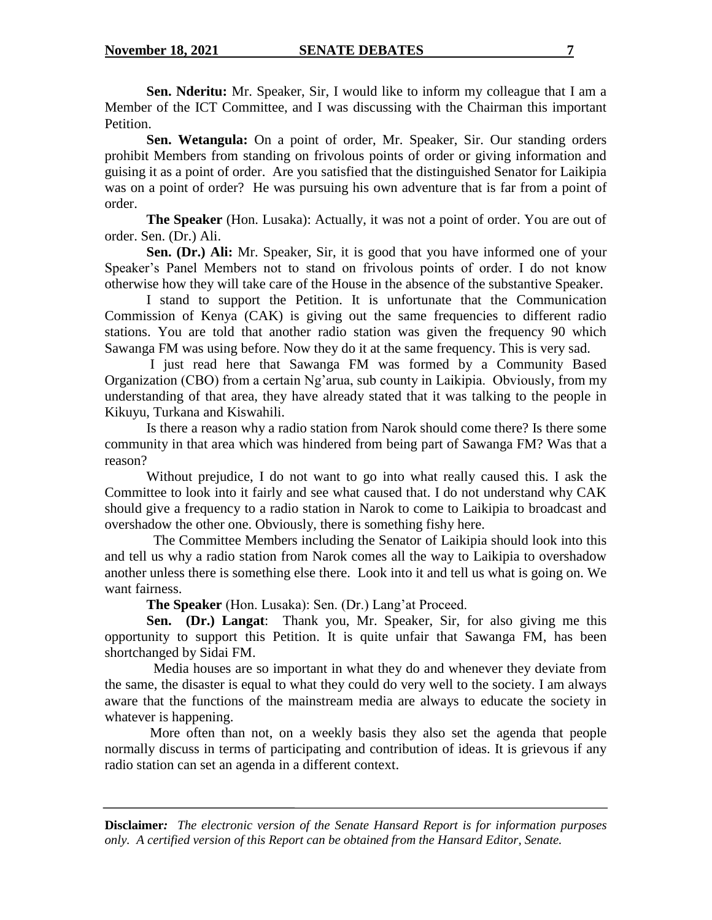**Sen. Nderitu:** Mr. Speaker, Sir, I would like to inform my colleague that I am a Member of the ICT Committee, and I was discussing with the Chairman this important Petition.

**Sen. Wetangula:** On a point of order, Mr. Speaker, Sir. Our standing orders prohibit Members from standing on frivolous points of order or giving information and guising it as a point of order. Are you satisfied that the distinguished Senator for Laikipia was on a point of order? He was pursuing his own adventure that is far from a point of order.

**The Speaker** (Hon. Lusaka): Actually, it was not a point of order. You are out of order. Sen. (Dr.) Ali.

**Sen. (Dr.) Ali:** Mr. Speaker, Sir, it is good that you have informed one of your Speaker's Panel Members not to stand on frivolous points of order. I do not know otherwise how they will take care of the House in the absence of the substantive Speaker.

I stand to support the Petition. It is unfortunate that the Communication Commission of Kenya (CAK) is giving out the same frequencies to different radio stations. You are told that another radio station was given the frequency 90 which Sawanga FM was using before. Now they do it at the same frequency. This is very sad.

I just read here that Sawanga FM was formed by a Community Based Organization (CBO) from a certain Ng'arua, sub county in Laikipia. Obviously, from my understanding of that area, they have already stated that it was talking to the people in Kikuyu, Turkana and Kiswahili.

Is there a reason why a radio station from Narok should come there? Is there some community in that area which was hindered from being part of Sawanga FM? Was that a reason?

Without prejudice, I do not want to go into what really caused this. I ask the Committee to look into it fairly and see what caused that. I do not understand why CAK should give a frequency to a radio station in Narok to come to Laikipia to broadcast and overshadow the other one. Obviously, there is something fishy here.

The Committee Members including the Senator of Laikipia should look into this and tell us why a radio station from Narok comes all the way to Laikipia to overshadow another unless there is something else there. Look into it and tell us what is going on. We want fairness.

**The Speaker** (Hon. Lusaka): Sen. (Dr.) Lang'at Proceed.

**Sen. (Dr.) Langat**: Thank you, Mr. Speaker, Sir, for also giving me this opportunity to support this Petition. It is quite unfair that Sawanga FM, has been shortchanged by Sidai FM.

Media houses are so important in what they do and whenever they deviate from the same, the disaster is equal to what they could do very well to the society. I am always aware that the functions of the mainstream media are always to educate the society in whatever is happening.

More often than not, on a weekly basis they also set the agenda that people normally discuss in terms of participating and contribution of ideas. It is grievous if any radio station can set an agenda in a different context.

**Disclaimer***: The electronic version of the Senate Hansard Report is for information purposes only. A certified version of this Report can be obtained from the Hansard Editor, Senate.*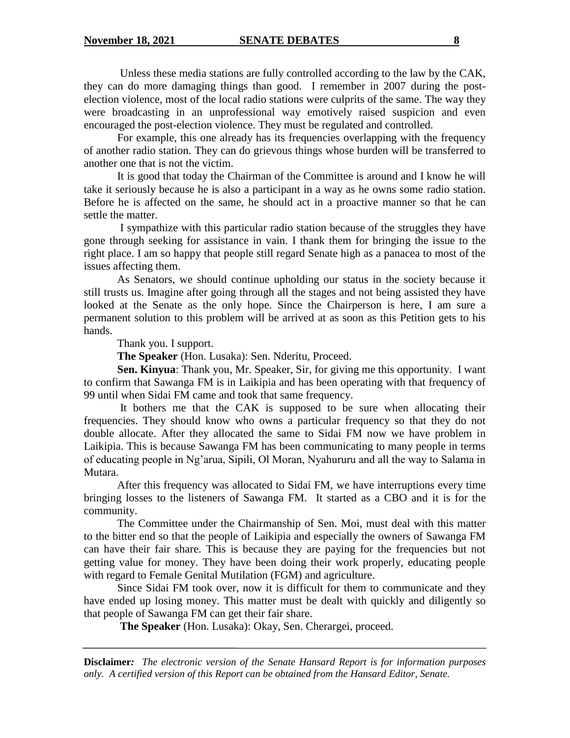Unless these media stations are fully controlled according to the law by the CAK, they can do more damaging things than good. I remember in 2007 during the post-election violence, most of the local radio stations were culprits of the same. The way they were broadcasting in an unprofessional way emotively raised suspicion and even encouraged the post-election violence. They must be regulated and controlled.

For example, this one already has its frequencies overlapping with the frequency of another radio station. They can do grievous things whose burden will be transferred to another one that is not the victim.

It is good that today the Chairman of the Committee is around and I know he will take it seriously because he is also a participant in a way as he owns some radio station. Before he is affected on the same, he should act in a proactive manner so that he can settle the matter.

I sympathize with this particular radio station because of the struggles they have gone through seeking for assistance in vain. I thank them for bringing the issue to the right place. I am so happy that people still regard Senate high as a panacea to most of the issues affecting them.

As Senators, we should continue upholding our status in the society because it still trusts us. Imagine after going through all the stages and not being assisted they have looked at the Senate as the only hope. Since the Chairperson is here, I am sure a permanent solution to this problem will be arrived at as soon as this Petition gets to his hands.

Thank you. I support.

**The Speaker** (Hon. Lusaka): Sen. Nderitu, Proceed.

**Sen. Kinyua**: Thank you, Mr. Speaker, Sir, for giving me this opportunity. I want to confirm that Sawanga FM is in Laikipia and has been operating with that frequency of 99 until when Sidai FM came and took that same frequency.

It bothers me that the CAK is supposed to be sure when allocating their frequencies. They should know who owns a particular frequency so that they do not double allocate. After they allocated the same to Sidai FM now we have problem in Laikipia. This is because Sawanga FM has been communicating to many people in terms of educating people in Ng'arua, Sipili, Ol Moran, Nyahururu and all the way to Salama in Mutara.

After this frequency was allocated to Sidai FM, we have interruptions every time bringing losses to the listeners of Sawanga FM. It started as a CBO and it is for the community.

The Committee under the Chairmanship of Sen. Moi, must deal with this matter to the bitter end so that the people of Laikipia and especially the owners of Sawanga FM can have their fair share. This is because they are paying for the frequencies but not getting value for money. They have been doing their work properly, educating people with regard to Female Genital Mutilation (FGM) and agriculture.

Since Sidai FM took over, now it is difficult for them to communicate and they have ended up losing money. This matter must be dealt with quickly and diligently so that people of Sawanga FM can get their fair share.

**The Speaker** (Hon. Lusaka): Okay, Sen. Cherargei, proceed.

---

**Disclaimer:** *The electronic version of the Senate Hansard Report is for information purposes only. A certified version of this Report can be obtained from the Hansard Editor, Senate.*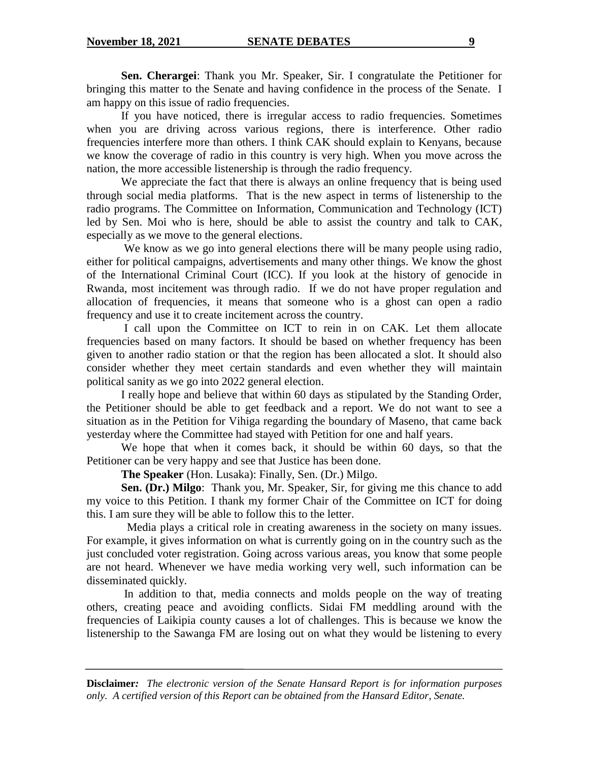**Sen. Cherargei**: Thank you Mr. Speaker, Sir. I congratulate the Petitioner for bringing this matter to the Senate and having confidence in the process of the Senate. I am happy on this issue of radio frequencies.

If you have noticed, there is irregular access to radio frequencies. Sometimes when you are driving across various regions, there is interference. Other radio frequencies interfere more than others. I think CAK should explain to Kenyans, because we know the coverage of radio in this country is very high. When you move across the nation, the more accessible listenership is through the radio frequency.

We appreciate the fact that there is always an online frequency that is being used through social media platforms. That is the new aspect in terms of listenership to the radio programs. The Committee on Information, Communication and Technology (ICT) led by Sen. Moi who is here, should be able to assist the country and talk to CAK, especially as we move to the general elections.

We know as we go into general elections there will be many people using radio, either for political campaigns, advertisements and many other things. We know the ghost of the International Criminal Court (ICC). If you look at the history of genocide in Rwanda, most incitement was through radio. If we do not have proper regulation and allocation of frequencies, it means that someone who is a ghost can open a radio frequency and use it to create incitement across the country.

I call upon the Committee on ICT to rein in on CAK. Let them allocate frequencies based on many factors. It should be based on whether frequency has been given to another radio station or that the region has been allocated a slot. It should also consider whether they meet certain standards and even whether they will maintain political sanity as we go into 2022 general election.

I really hope and believe that within 60 days as stipulated by the Standing Order, the Petitioner should be able to get feedback and a report. We do not want to see a situation as in the Petition for Vihiga regarding the boundary of Maseno, that came back yesterday where the Committee had stayed with Petition for one and half years.

We hope that when it comes back, it should be within 60 days, so that the Petitioner can be very happy and see that Justice has been done.

**The Speaker** (Hon. Lusaka): Finally, Sen. (Dr.) Milgo.

**Sen. (Dr.) Milgo**: Thank you, Mr. Speaker, Sir, for giving me this chance to add my voice to this Petition. I thank my former Chair of the Committee on ICT for doing this. I am sure they will be able to follow this to the letter.

Media plays a critical role in creating awareness in the society on many issues. For example, it gives information on what is currently going on in the country such as the just concluded voter registration. Going across various areas, you know that some people are not heard. Whenever we have media working very well, such information can be disseminated quickly.

In addition to that, media connects and molds people on the way of treating others, creating peace and avoiding conflicts. Sidai FM meddling around with the frequencies of Laikipia county causes a lot of challenges. This is because we know the listenership to the Sawanga FM are losing out on what they would be listening to every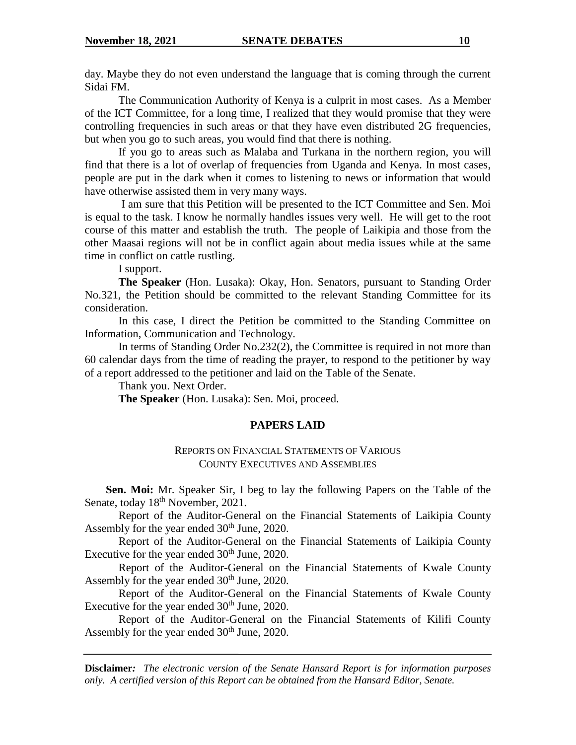day. Maybe they do not even understand the language that is coming through the current Sidai FM.

The Communication Authority of Kenya is a culprit in most cases. As a Member of the ICT Committee, for a long time, I realized that they would promise that they were controlling frequencies in such areas or that they have even distributed 2G frequencies, but when you go to such areas, you would find that there is nothing.

If you go to areas such as Malaba and Turkana in the northern region, you will find that there is a lot of overlap of frequencies from Uganda and Kenya. In most cases, people are put in the dark when it comes to listening to news or information that would have otherwise assisted them in very many ways.

I am sure that this Petition will be presented to the ICT Committee and Sen. Moi is equal to the task. I know he normally handles issues very well. He will get to the root course of this matter and establish the truth. The people of Laikipia and those from the other Maasai regions will not be in conflict again about media issues while at the same time in conflict on cattle rustling.

I support.

**The Speaker** (Hon. Lusaka): Okay, Hon. Senators, pursuant to Standing Order No.321, the Petition should be committed to the relevant Standing Committee for its consideration.

In this case, I direct the Petition be committed to the Standing Committee on Information, Communication and Technology.

In terms of Standing Order No.232(2), the Committee is required in not more than 60 calendar days from the time of reading the prayer, to respond to the petitioner by way of a report addressed to the petitioner and laid on the Table of the Senate.

Thank you. Next Order.

**The Speaker** (Hon. Lusaka): Sen. Moi, proceed.

## PAPERS LAID

### REPORTS ON FINANCIAL STATEMENTS OF VARIOUS COUNTY EXECUTIVES AND ASSEMBLIES

**Sen. Moi:** Mr. Speaker Sir, I beg to lay the following Papers on the Table of the Senate, today 18th November, 2021.

Report of the Auditor-General on the Financial Statements of Laikipia County Assembly for the year ended 30th June, 2020.

Report of the Auditor-General on the Financial Statements of Laikipia County Executive for the year ended 30th June, 2020.

Report of the Auditor-General on the Financial Statements of Kwale County Assembly for the year ended 30th June, 2020.

Report of the Auditor-General on the Financial Statements of Kwale County Executive for the year ended 30th June, 2020.

Report of the Auditor-General on the Financial Statements of Kilifi County Assembly for the year ended 30th June, 2020.

**Disclaimer:** *The electronic version of the Senate Hansard Report is for information purposes only. A certified version of this Report can be obtained from the Hansard Editor, Senate.*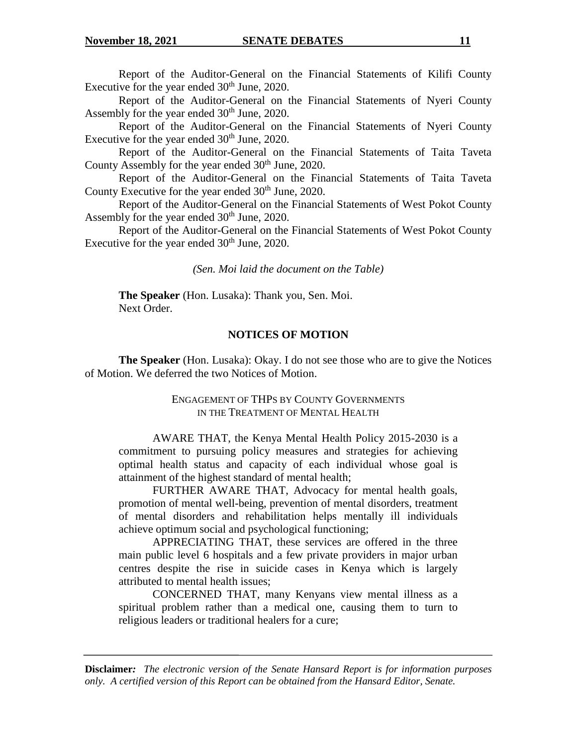Report of the Auditor-General on the Financial Statements of Kilifi County Executive for the year ended 30th June, 2020.

Report of the Auditor-General on the Financial Statements of Nyeri County Assembly for the year ended 30th June, 2020.

Report of the Auditor-General on the Financial Statements of Nyeri County Executive for the year ended 30th June, 2020.

Report of the Auditor-General on the Financial Statements of Taita Taveta County Assembly for the year ended 30th June, 2020.

Report of the Auditor-General on the Financial Statements of Taita Taveta County Executive for the year ended 30th June, 2020.

Report of the Auditor-General on the Financial Statements of West Pokot County Assembly for the year ended 30th June, 2020.

Report of the Auditor-General on the Financial Statements of West Pokot County Executive for the year ended 30th June, 2020.

*(Sen. Moi laid the document on the Table)*

**The Speaker** (Hon. Lusaka): Thank you, Sen. Moi.
Next Order.

## NOTICES OF MOTION

**The Speaker** (Hon. Lusaka): Okay. I do not see those who are to give the Notices of Motion. We deferred the two Notices of Motion.

### ENGAGEMENT OF THPS BY COUNTY GOVERNMENTS IN THE TREATMENT OF MENTAL HEALTH

AWARE THAT, the Kenya Mental Health Policy 2015-2030 is a commitment to pursuing policy measures and strategies for achieving optimal health status and capacity of each individual whose goal is attainment of the highest standard of mental health;

FURTHER AWARE THAT, Advocacy for mental health goals, promotion of mental well-being, prevention of mental disorders, treatment of mental disorders and rehabilitation helps mentally ill individuals achieve optimum social and psychological functioning;

APPRECIATING THAT, these services are offered in the three main public level 6 hospitals and a few private providers in major urban centres despite the rise in suicide cases in Kenya which is largely attributed to mental health issues;

CONCERNED THAT, many Kenyans view mental illness as a spiritual problem rather than a medical one, causing them to turn to religious leaders or traditional healers for a cure;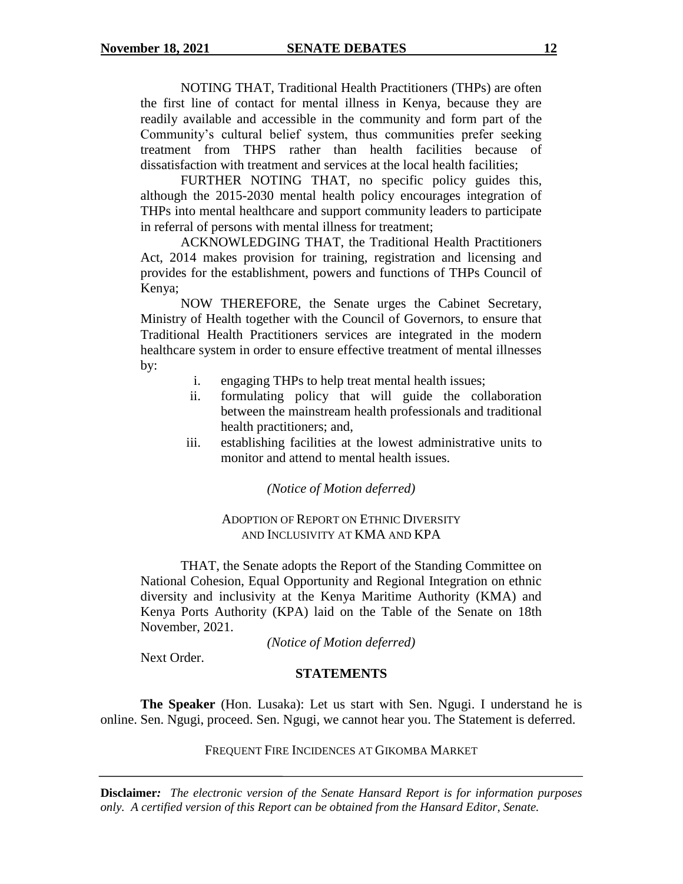NOTING THAT, Traditional Health Practitioners (THPs) are often the first line of contact for mental illness in Kenya, because they are readily available and accessible in the community and form part of the Community's cultural belief system, thus communities prefer seeking treatment from THPS rather than health facilities because of dissatisfaction with treatment and services at the local health facilities;

FURTHER NOTING THAT, no specific policy guides this, although the 2015-2030 mental health policy encourages integration of THPs into mental healthcare and support community leaders to participate in referral of persons with mental illness for treatment;

ACKNOWLEDGING THAT, the Traditional Health Practitioners Act, 2014 makes provision for training, registration and licensing and provides for the establishment, powers and functions of THPs Council of Kenya;

NOW THEREFORE, the Senate urges the Cabinet Secretary, Ministry of Health together with the Council of Governors, to ensure that Traditional Health Practitioners services are integrated in the modern healthcare system in order to ensure effective treatment of mental illnesses by:

i. engaging THPs to help treat mental health issues;
ii. formulating policy that will guide the collaboration between the mainstream health professionals and traditional health practitioners; and,
iii. establishing facilities at the lowest administrative units to monitor and attend to mental health issues.

*(Notice of Motion deferred)*

ADOPTION OF REPORT ON ETHNIC DIVERSITY AND INCLUSIVITY AT KMA AND KPA

THAT, the Senate adopts the Report of the Standing Committee on National Cohesion, Equal Opportunity and Regional Integration on ethnic diversity and inclusivity at the Kenya Maritime Authority (KMA) and Kenya Ports Authority (KPA) laid on the Table of the Senate on 18th November, 2021.

*(Notice of Motion deferred)*

Next Order.

## STATEMENTS

**The Speaker** (Hon. Lusaka): Let us start with Sen. Ngugi. I understand he is online. Sen. Ngugi, proceed. Sen. Ngugi, we cannot hear you. The Statement is deferred.

FREQUENT FIRE INCIDENCES AT GIKOMBA MARKET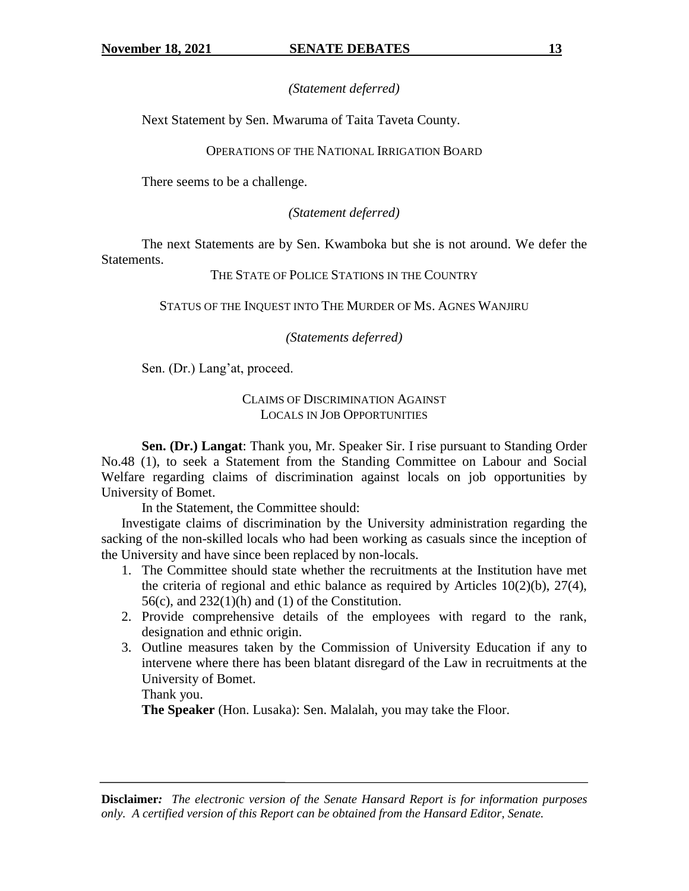*(Statement deferred)*

Next Statement by Sen. Mwaruma of Taita Taveta County.

OPERATIONS OF THE NATIONAL IRRIGATION BOARD

There seems to be a challenge.

*(Statement deferred)*

The next Statements are by Sen. Kwamboka but she is not around. We defer the Statements.

THE STATE OF POLICE STATIONS IN THE COUNTRY

STATUS OF THE INQUEST INTO THE MURDER OF MS. AGNES WANJIRU

*(Statements deferred)*

Sen. (Dr.) Lang'at, proceed.

CLAIMS OF DISCRIMINATION AGAINST LOCALS IN JOB OPPORTUNITIES

**Sen. (Dr.) Langat**: Thank you, Mr. Speaker Sir. I rise pursuant to Standing Order No.48 (1), to seek a Statement from the Standing Committee on Labour and Social Welfare regarding claims of discrimination against locals on job opportunities by University of Bomet.

In the Statement, the Committee should:

Investigate claims of discrimination by the University administration regarding the sacking of the non-skilled locals who had been working as casuals since the inception of the University and have since been replaced by non-locals.

1. The Committee should state whether the recruitments at the Institution have met the criteria of regional and ethic balance as required by Articles 10(2)(b), 27(4), 56(c), and 232(1)(h) and (1) of the Constitution.
2. Provide comprehensive details of the employees with regard to the rank, designation and ethnic origin.
3. Outline measures taken by the Commission of University Education if any to intervene where there has been blatant disregard of the Law in recruitments at the University of Bomet.

Thank you.

**The Speaker** (Hon. Lusaka): Sen. Malalah, you may take the Floor.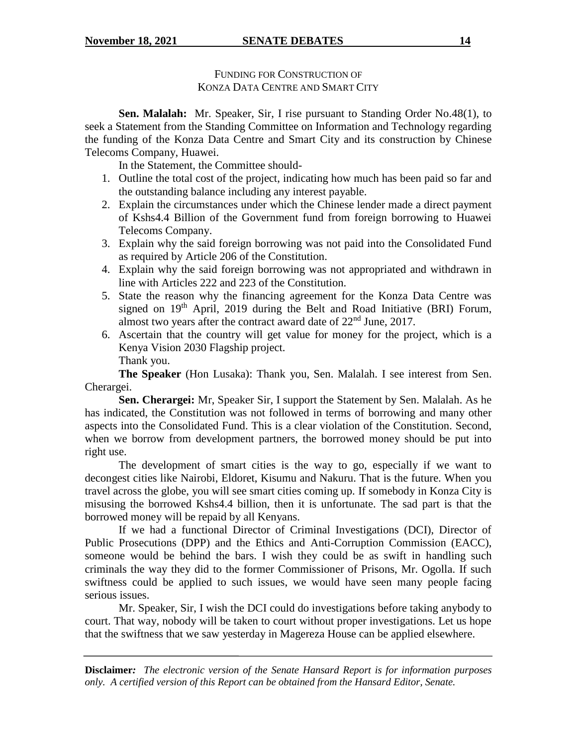FUNDING FOR CONSTRUCTION OF
KONZA DATA CENTRE AND SMART CITY

**Sen. Malalah:** Mr. Speaker, Sir, I rise pursuant to Standing Order No.48(1), to seek a Statement from the Standing Committee on Information and Technology regarding the funding of the Konza Data Centre and Smart City and its construction by Chinese Telecoms Company, Huawei.

In the Statement, the Committee should-

1. Outline the total cost of the project, indicating how much has been paid so far and the outstanding balance including any interest payable.
2. Explain the circumstances under which the Chinese lender made a direct payment of Kshs4.4 Billion of the Government fund from foreign borrowing to Huawei Telecoms Company.
3. Explain why the said foreign borrowing was not paid into the Consolidated Fund as required by Article 206 of the Constitution.
4. Explain why the said foreign borrowing was not appropriated and withdrawn in line with Articles 222 and 223 of the Constitution.
5. State the reason why the financing agreement for the Konza Data Centre was signed on 19th April, 2019 during the Belt and Road Initiative (BRI) Forum, almost two years after the contract award date of 22nd June, 2017.
6. Ascertain that the country will get value for money for the project, which is a Kenya Vision 2030 Flagship project.

Thank you.

**The Speaker** (Hon Lusaka): Thank you, Sen. Malalah. I see interest from Sen. Cherargei.

**Sen. Cherargei:** Mr, Speaker Sir, I support the Statement by Sen. Malalah. As he has indicated, the Constitution was not followed in terms of borrowing and many other aspects into the Consolidated Fund. This is a clear violation of the Constitution. Second, when we borrow from development partners, the borrowed money should be put into right use.

The development of smart cities is the way to go, especially if we want to decongest cities like Nairobi, Eldoret, Kisumu and Nakuru. That is the future. When you travel across the globe, you will see smart cities coming up. If somebody in Konza City is misusing the borrowed Kshs4.4 billion, then it is unfortunate. The sad part is that the borrowed money will be repaid by all Kenyans.

If we had a functional Director of Criminal Investigations (DCI), Director of Public Prosecutions (DPP) and the Ethics and Anti-Corruption Commission (EACC), someone would be behind the bars. I wish they could be as swift in handling such criminals the way they did to the former Commissioner of Prisons, Mr. Ogolla. If such swiftness could be applied to such issues, we would have seen many people facing serious issues.

Mr. Speaker, Sir, I wish the DCI could do investigations before taking anybody to court. That way, nobody will be taken to court without proper investigations. Let us hope that the swiftness that we saw yesterday in Magereza House can be applied elsewhere.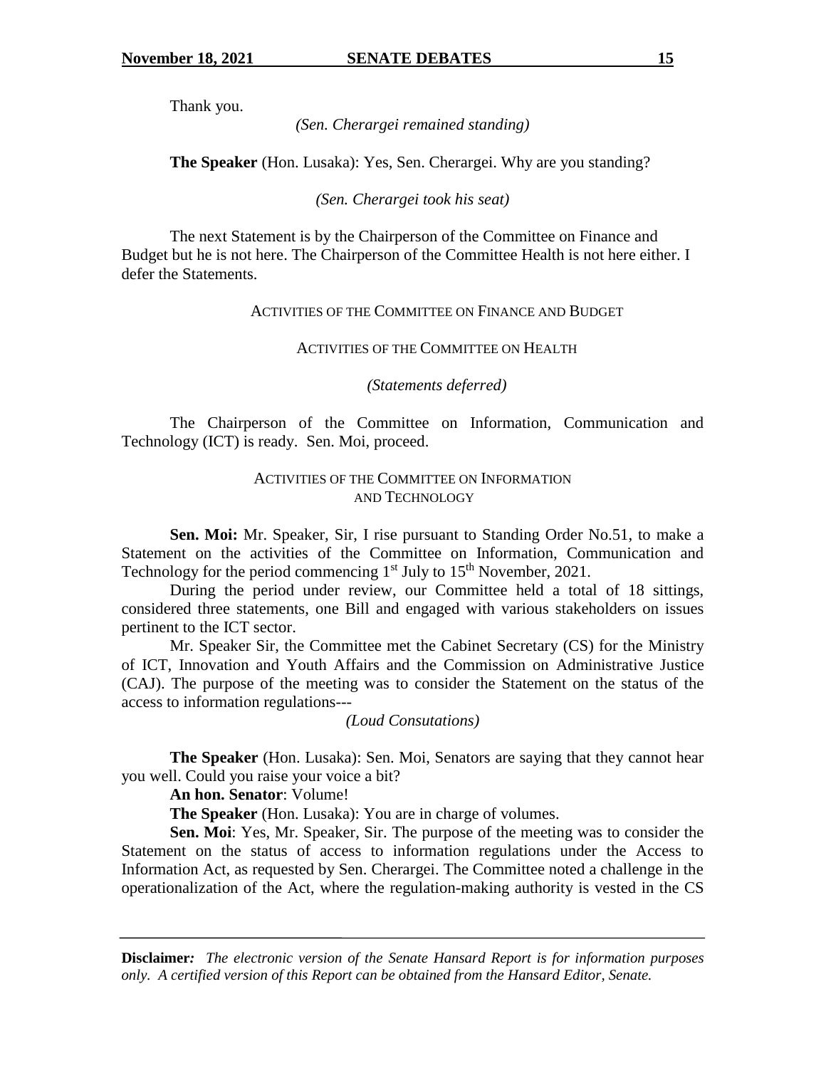Thank you.

*(Sen. Cherargei remained standing)*

**The Speaker** (Hon. Lusaka): Yes, Sen. Cherargei. Why are you standing?

*(Sen. Cherargei took his seat)*

The next Statement is by the Chairperson of the Committee on Finance and Budget but he is not here. The Chairperson of the Committee Health is not here either. I defer the Statements.

ACTIVITIES OF THE COMMITTEE ON FINANCE AND BUDGET

ACTIVITIES OF THE COMMITTEE ON HEALTH

*(Statements deferred)*

The Chairperson of the Committee on Information, Communication and Technology (ICT) is ready. Sen. Moi, proceed.

ACTIVITIES OF THE COMMITTEE ON INFORMATION AND TECHNOLOGY

**Sen. Moi:** Mr. Speaker, Sir, I rise pursuant to Standing Order No.51, to make a Statement on the activities of the Committee on Information, Communication and Technology for the period commencing 1st July to 15th November, 2021.

During the period under review, our Committee held a total of 18 sittings, considered three statements, one Bill and engaged with various stakeholders on issues pertinent to the ICT sector.

Mr. Speaker Sir, the Committee met the Cabinet Secretary (CS) for the Ministry of ICT, Innovation and Youth Affairs and the Commission on Administrative Justice (CAJ). The purpose of the meeting was to consider the Statement on the status of the access to information regulations---

*(Loud Consutations)*

**The Speaker** (Hon. Lusaka): Sen. Moi, Senators are saying that they cannot hear you well. Could you raise your voice a bit?

**An hon. Senator**: Volume!

**The Speaker** (Hon. Lusaka): You are in charge of volumes.

**Sen. Moi**: Yes, Mr. Speaker, Sir. The purpose of the meeting was to consider the Statement on the status of access to information regulations under the Access to Information Act, as requested by Sen. Cherargei. The Committee noted a challenge in the operationalization of the Act, where the regulation-making authority is vested in the CS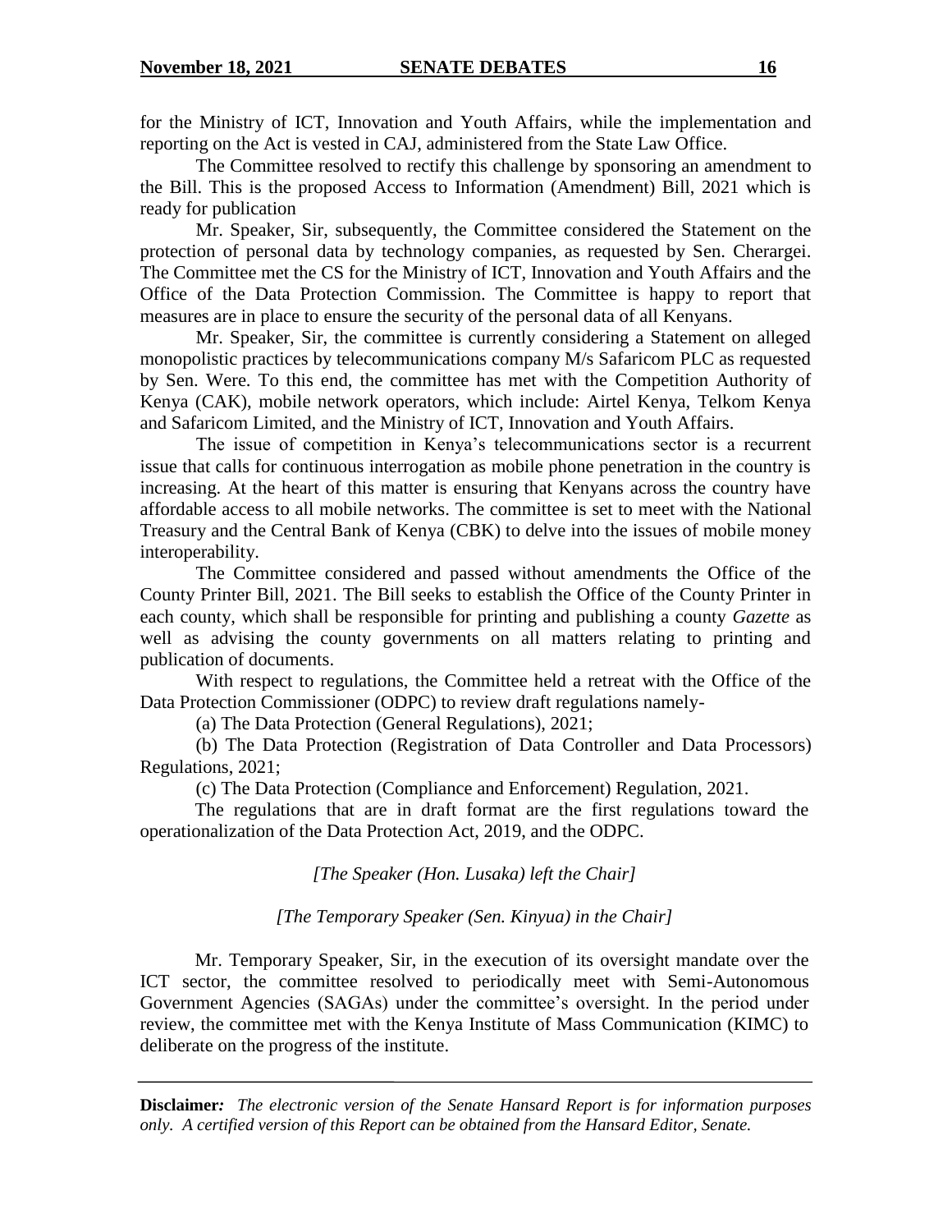for the Ministry of ICT, Innovation and Youth Affairs, while the implementation and reporting on the Act is vested in CAJ, administered from the State Law Office.

The Committee resolved to rectify this challenge by sponsoring an amendment to the Bill. This is the proposed Access to Information (Amendment) Bill, 2021 which is ready for publication

Mr. Speaker, Sir, subsequently, the Committee considered the Statement on the protection of personal data by technology companies, as requested by Sen. Cherargei. The Committee met the CS for the Ministry of ICT, Innovation and Youth Affairs and the Office of the Data Protection Commission. The Committee is happy to report that measures are in place to ensure the security of the personal data of all Kenyans.

Mr. Speaker, Sir, the committee is currently considering a Statement on alleged monopolistic practices by telecommunications company M/s Safaricom PLC as requested by Sen. Were. To this end, the committee has met with the Competition Authority of Kenya (CAK), mobile network operators, which include: Airtel Kenya, Telkom Kenya and Safaricom Limited, and the Ministry of ICT, Innovation and Youth Affairs.

The issue of competition in Kenya's telecommunications sector is a recurrent issue that calls for continuous interrogation as mobile phone penetration in the country is increasing. At the heart of this matter is ensuring that Kenyans across the country have affordable access to all mobile networks. The committee is set to meet with the National Treasury and the Central Bank of Kenya (CBK) to delve into the issues of mobile money interoperability.

The Committee considered and passed without amendments the Office of the County Printer Bill, 2021. The Bill seeks to establish the Office of the County Printer in each county, which shall be responsible for printing and publishing a county *Gazette* as well as advising the county governments on all matters relating to printing and publication of documents.

With respect to regulations, the Committee held a retreat with the Office of the Data Protection Commissioner (ODPC) to review draft regulations namely-

(a) The Data Protection (General Regulations), 2021;

(b) The Data Protection (Registration of Data Controller and Data Processors) Regulations, 2021;

(c) The Data Protection (Compliance and Enforcement) Regulation, 2021.

The regulations that are in draft format are the first regulations toward the operationalization of the Data Protection Act, 2019, and the ODPC.

*[The Speaker (Hon. Lusaka) left the Chair]*

*[The Temporary Speaker (Sen. Kinyua) in the Chair]*

Mr. Temporary Speaker, Sir, in the execution of its oversight mandate over the ICT sector, the committee resolved to periodically meet with Semi-Autonomous Government Agencies (SAGAs) under the committee's oversight. In the period under review, the committee met with the Kenya Institute of Mass Communication (KIMC) to deliberate on the progress of the institute.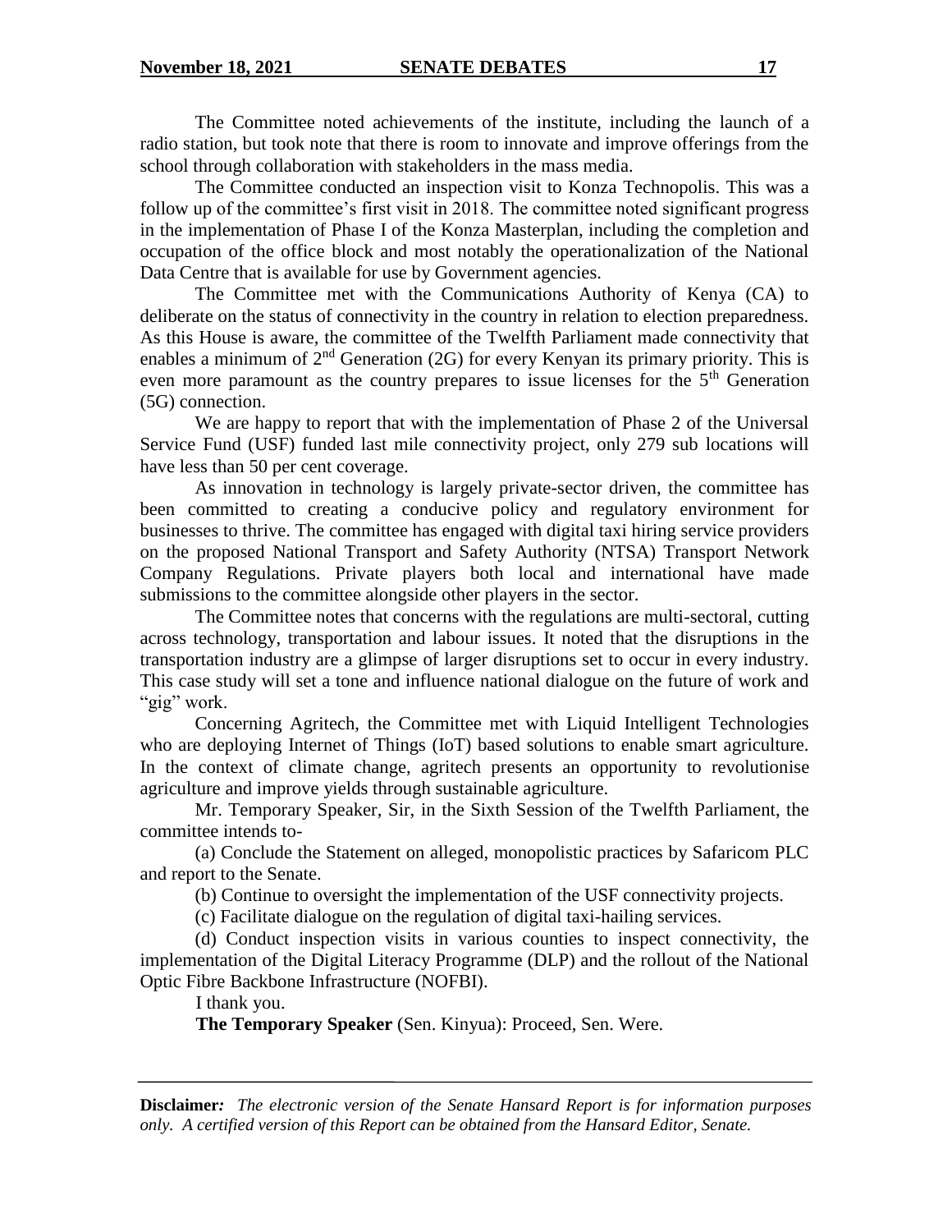The Committee noted achievements of the institute, including the launch of a radio station, but took note that there is room to innovate and improve offerings from the school through collaboration with stakeholders in the mass media.

The Committee conducted an inspection visit to Konza Technopolis. This was a follow up of the committee's first visit in 2018. The committee noted significant progress in the implementation of Phase I of the Konza Masterplan, including the completion and occupation of the office block and most notably the operationalization of the National Data Centre that is available for use by Government agencies.

The Committee met with the Communications Authority of Kenya (CA) to deliberate on the status of connectivity in the country in relation to election preparedness. As this House is aware, the committee of the Twelfth Parliament made connectivity that enables a minimum of 2nd Generation (2G) for every Kenyan its primary priority. This is even more paramount as the country prepares to issue licenses for the 5th Generation (5G) connection.

We are happy to report that with the implementation of Phase 2 of the Universal Service Fund (USF) funded last mile connectivity project, only 279 sub locations will have less than 50 per cent coverage.

As innovation in technology is largely private-sector driven, the committee has been committed to creating a conducive policy and regulatory environment for businesses to thrive. The committee has engaged with digital taxi hiring service providers on the proposed National Transport and Safety Authority (NTSA) Transport Network Company Regulations. Private players both local and international have made submissions to the committee alongside other players in the sector.

The Committee notes that concerns with the regulations are multi-sectoral, cutting across technology, transportation and labour issues. It noted that the disruptions in the transportation industry are a glimpse of larger disruptions set to occur in every industry. This case study will set a tone and influence national dialogue on the future of work and "gig" work.

Concerning Agritech, the Committee met with Liquid Intelligent Technologies who are deploying Internet of Things (IoT) based solutions to enable smart agriculture. In the context of climate change, agritech presents an opportunity to revolutionise agriculture and improve yields through sustainable agriculture.

Mr. Temporary Speaker, Sir, in the Sixth Session of the Twelfth Parliament, the committee intends to-

(a) Conclude the Statement on alleged, monopolistic practices by Safaricom PLC and report to the Senate.

(b) Continue to oversight the implementation of the USF connectivity projects.

(c) Facilitate dialogue on the regulation of digital taxi-hailing services.

(d) Conduct inspection visits in various counties to inspect connectivity, the implementation of the Digital Literacy Programme (DLP) and the rollout of the National Optic Fibre Backbone Infrastructure (NOFBI).

I thank you.

**The Temporary Speaker** (Sen. Kinyua): Proceed, Sen. Were.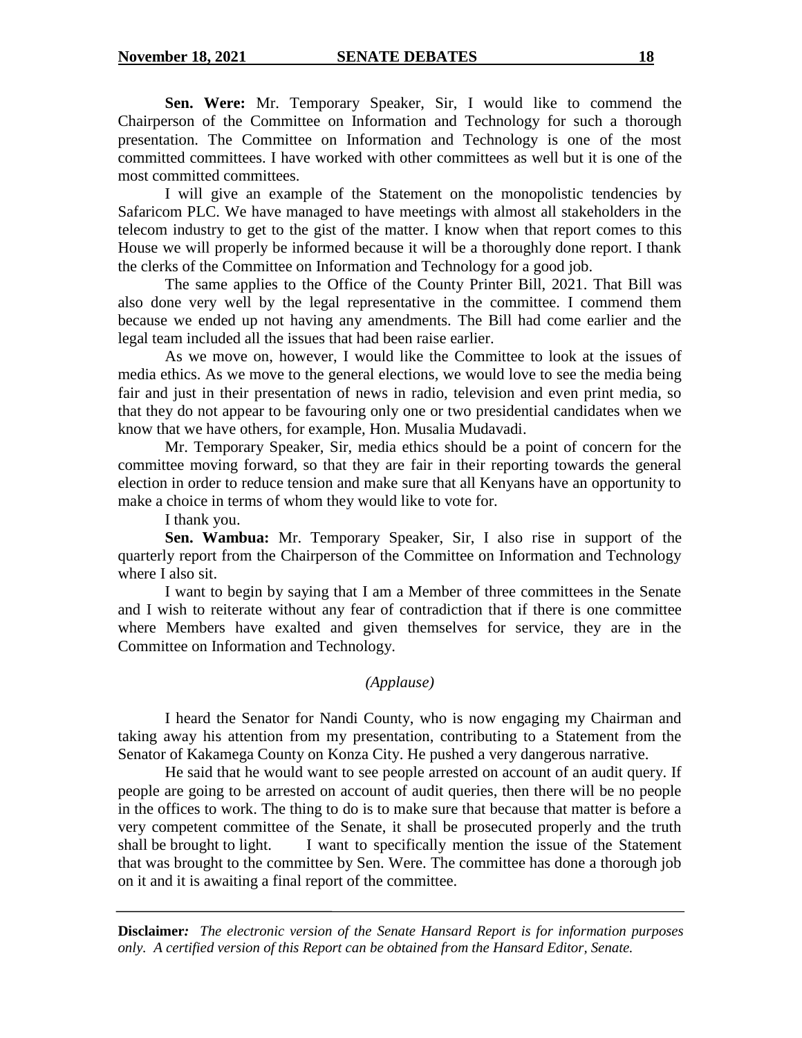**Sen. Were:** Mr. Temporary Speaker, Sir, I would like to commend the Chairperson of the Committee on Information and Technology for such a thorough presentation. The Committee on Information and Technology is one of the most committed committees. I have worked with other committees as well but it is one of the most committed committees.

I will give an example of the Statement on the monopolistic tendencies by Safaricom PLC. We have managed to have meetings with almost all stakeholders in the telecom industry to get to the gist of the matter. I know when that report comes to this House we will properly be informed because it will be a thoroughly done report. I thank the clerks of the Committee on Information and Technology for a good job.

The same applies to the Office of the County Printer Bill, 2021. That Bill was also done very well by the legal representative in the committee. I commend them because we ended up not having any amendments. The Bill had come earlier and the legal team included all the issues that had been raise earlier.

As we move on, however, I would like the Committee to look at the issues of media ethics. As we move to the general elections, we would love to see the media being fair and just in their presentation of news in radio, television and even print media, so that they do not appear to be favouring only one or two presidential candidates when we know that we have others, for example, Hon. Musalia Mudavadi.

Mr. Temporary Speaker, Sir, media ethics should be a point of concern for the committee moving forward, so that they are fair in their reporting towards the general election in order to reduce tension and make sure that all Kenyans have an opportunity to make a choice in terms of whom they would like to vote for.

I thank you.

**Sen. Wambua:** Mr. Temporary Speaker, Sir, I also rise in support of the quarterly report from the Chairperson of the Committee on Information and Technology where I also sit.

I want to begin by saying that I am a Member of three committees in the Senate and I wish to reiterate without any fear of contradiction that if there is one committee where Members have exalted and given themselves for service, they are in the Committee on Information and Technology.

*(Applause)*

I heard the Senator for Nandi County, who is now engaging my Chairman and taking away his attention from my presentation, contributing to a Statement from the Senator of Kakamega County on Konza City. He pushed a very dangerous narrative.

He said that he would want to see people arrested on account of an audit query. If people are going to be arrested on account of audit queries, then there will be no people in the offices to work. The thing to do is to make sure that because that matter is before a very competent committee of the Senate, it shall be prosecuted properly and the truth shall be brought to light. I want to specifically mention the issue of the Statement that was brought to the committee by Sen. Were. The committee has done a thorough job on it and it is awaiting a final report of the committee.

**Disclaimer***: The electronic version of the Senate Hansard Report is for information purposes only. A certified version of this Report can be obtained from the Hansard Editor, Senate.*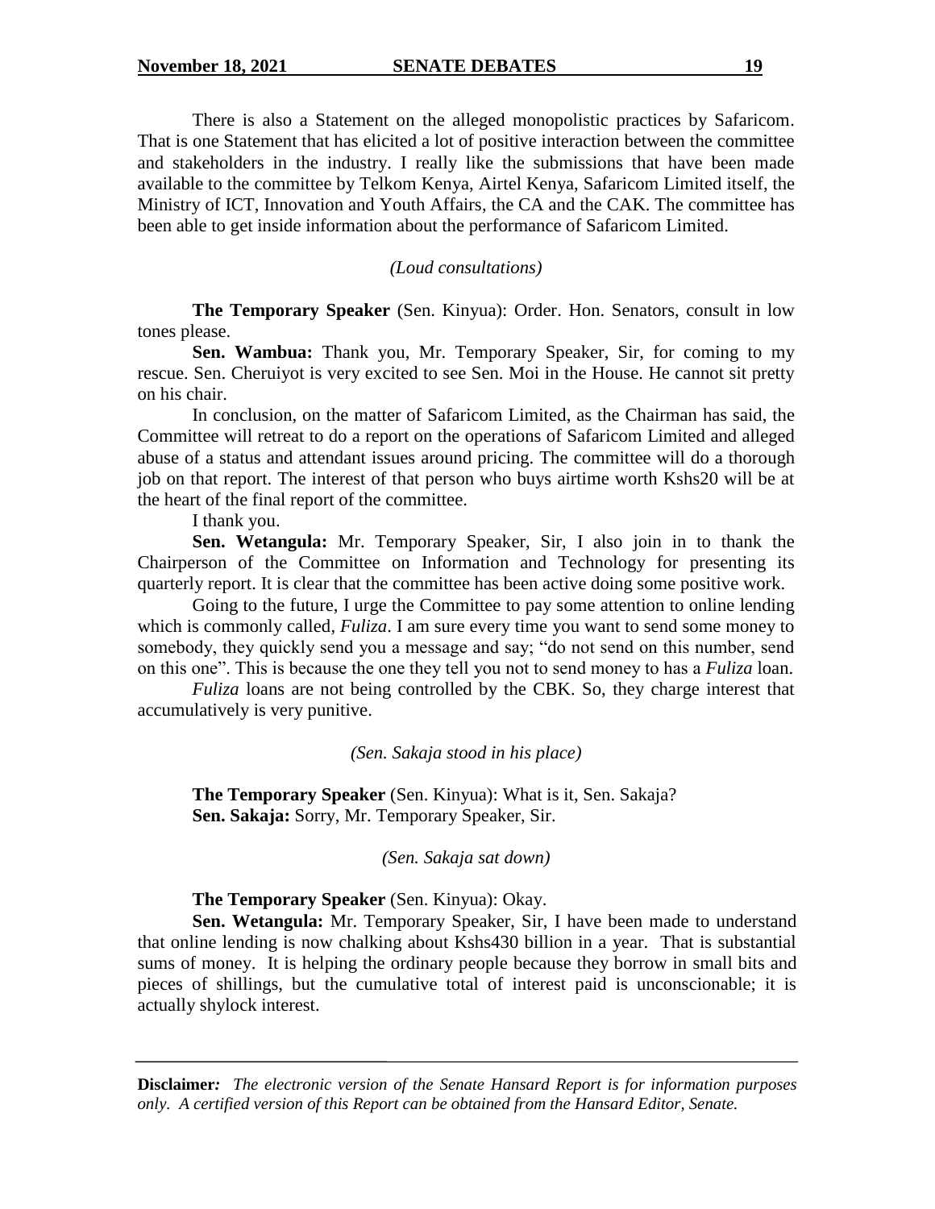There is also a Statement on the alleged monopolistic practices by Safaricom. That is one Statement that has elicited a lot of positive interaction between the committee and stakeholders in the industry. I really like the submissions that have been made available to the committee by Telkom Kenya, Airtel Kenya, Safaricom Limited itself, the Ministry of ICT, Innovation and Youth Affairs, the CA and the CAK. The committee has been able to get inside information about the performance of Safaricom Limited.

*(Loud consultations)*

**The Temporary Speaker** (Sen. Kinyua): Order. Hon. Senators, consult in low tones please.

**Sen. Wambua:** Thank you, Mr. Temporary Speaker, Sir, for coming to my rescue. Sen. Cheruiyot is very excited to see Sen. Moi in the House. He cannot sit pretty on his chair.

In conclusion, on the matter of Safaricom Limited, as the Chairman has said, the Committee will retreat to do a report on the operations of Safaricom Limited and alleged abuse of a status and attendant issues around pricing. The committee will do a thorough job on that report. The interest of that person who buys airtime worth Kshs20 will be at the heart of the final report of the committee.

I thank you.

**Sen. Wetangula:** Mr. Temporary Speaker, Sir, I also join in to thank the Chairperson of the Committee on Information and Technology for presenting its quarterly report. It is clear that the committee has been active doing some positive work.

Going to the future, I urge the Committee to pay some attention to online lending which is commonly called, *Fuliza*. I am sure every time you want to send some money to somebody, they quickly send you a message and say; "do not send on this number, send on this one". This is because the one they tell you not to send money to has a *Fuliza* loan.

*Fuliza* loans are not being controlled by the CBK. So, they charge interest that accumulatively is very punitive.

*(Sen. Sakaja stood in his place)*

**The Temporary Speaker** (Sen. Kinyua): What is it, Sen. Sakaja?

**Sen. Sakaja:** Sorry, Mr. Temporary Speaker, Sir.

*(Sen. Sakaja sat down)*

**The Temporary Speaker** (Sen. Kinyua): Okay.

**Sen. Wetangula:** Mr. Temporary Speaker, Sir, I have been made to understand that online lending is now chalking about Kshs430 billion in a year. That is substantial sums of money. It is helping the ordinary people because they borrow in small bits and pieces of shillings, but the cumulative total of interest paid is unconscionable; it is actually shylock interest.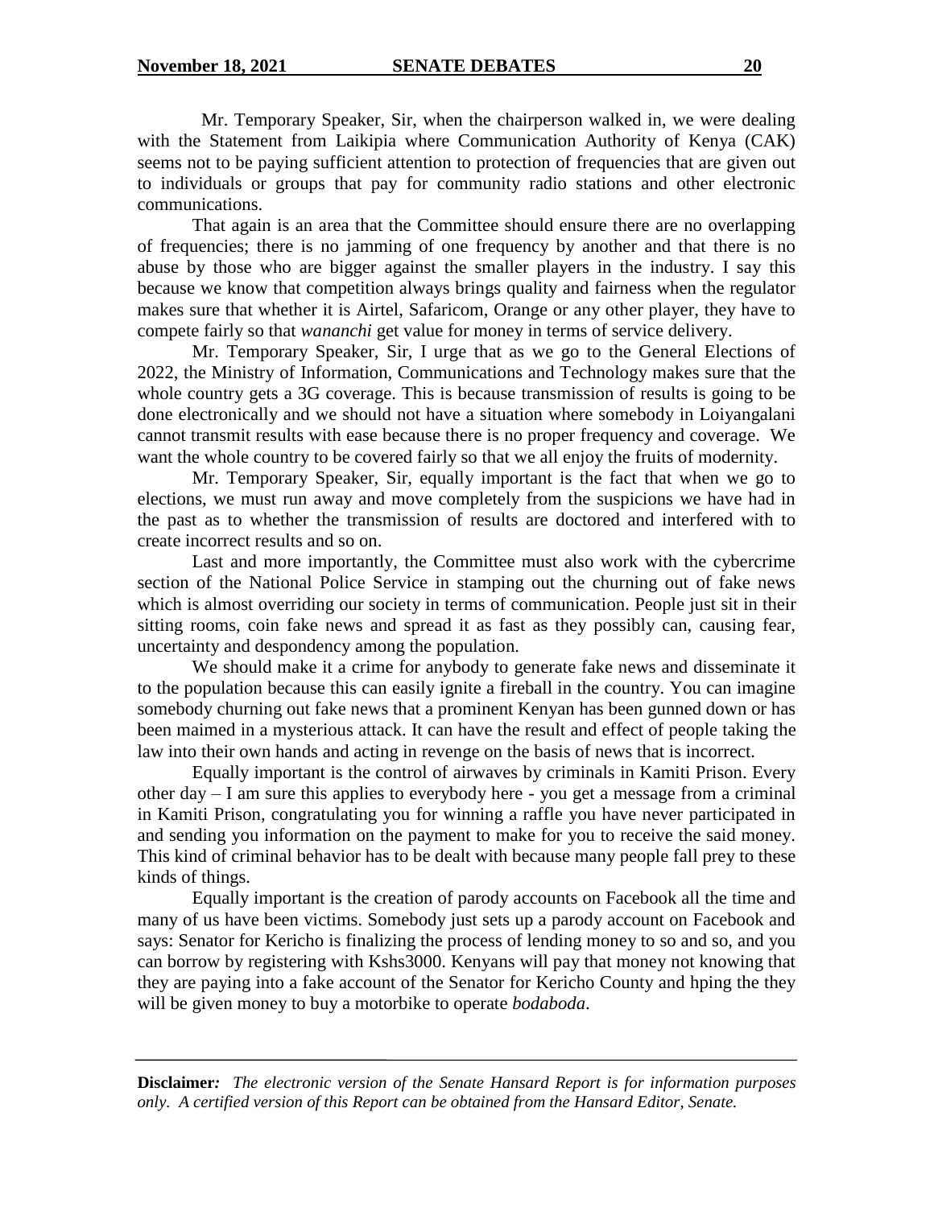Mr. Temporary Speaker, Sir, when the chairperson walked in, we were dealing with the Statement from Laikipia where Communication Authority of Kenya (CAK) seems not to be paying sufficient attention to protection of frequencies that are given out to individuals or groups that pay for community radio stations and other electronic communications.

That again is an area that the Committee should ensure there are no overlapping of frequencies; there is no jamming of one frequency by another and that there is no abuse by those who are bigger against the smaller players in the industry. I say this because we know that competition always brings quality and fairness when the regulator makes sure that whether it is Airtel, Safaricom, Orange or any other player, they have to compete fairly so that *wananchi* get value for money in terms of service delivery.

Mr. Temporary Speaker, Sir, I urge that as we go to the General Elections of 2022, the Ministry of Information, Communications and Technology makes sure that the whole country gets a 3G coverage. This is because transmission of results is going to be done electronically and we should not have a situation where somebody in Loiyangalani cannot transmit results with ease because there is no proper frequency and coverage. We want the whole country to be covered fairly so that we all enjoy the fruits of modernity.

Mr. Temporary Speaker, Sir, equally important is the fact that when we go to elections, we must run away and move completely from the suspicions we have had in the past as to whether the transmission of results are doctored and interfered with to create incorrect results and so on.

Last and more importantly, the Committee must also work with the cybercrime section of the National Police Service in stamping out the churning out of fake news which is almost overriding our society in terms of communication. People just sit in their sitting rooms, coin fake news and spread it as fast as they possibly can, causing fear, uncertainty and despondency among the population.

We should make it a crime for anybody to generate fake news and disseminate it to the population because this can easily ignite a fireball in the country. You can imagine somebody churning out fake news that a prominent Kenyan has been gunned down or has been maimed in a mysterious attack. It can have the result and effect of people taking the law into their own hands and acting in revenge on the basis of news that is incorrect.

Equally important is the control of airwaves by criminals in Kamiti Prison. Every other day – I am sure this applies to everybody here - you get a message from a criminal in Kamiti Prison, congratulating you for winning a raffle you have never participated in and sending you information on the payment to make for you to receive the said money. This kind of criminal behavior has to be dealt with because many people fall prey to these kinds of things.

Equally important is the creation of parody accounts on Facebook all the time and many of us have been victims. Somebody just sets up a parody account on Facebook and says: Senator for Kericho is finalizing the process of lending money to so and so, and you can borrow by registering with Kshs3000. Kenyans will pay that money not knowing that they are paying into a fake account of the Senator for Kericho County and hping the they will be given money to buy a motorbike to operate *bodaboda*.

**Disclaimer:** *The electronic version of the Senate Hansard Report is for information purposes only. A certified version of this Report can be obtained from the Hansard Editor, Senate.*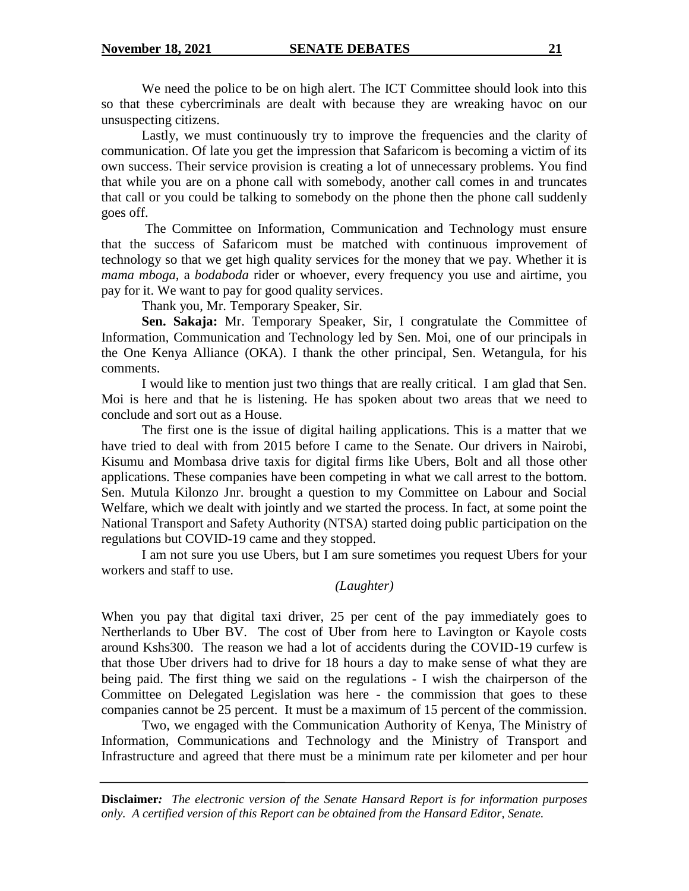We need the police to be on high alert. The ICT Committee should look into this so that these cybercriminals are dealt with because they are wreaking havoc on our unsuspecting citizens.

Lastly, we must continuously try to improve the frequencies and the clarity of communication. Of late you get the impression that Safaricom is becoming a victim of its own success. Their service provision is creating a lot of unnecessary problems. You find that while you are on a phone call with somebody, another call comes in and truncates that call or you could be talking to somebody on the phone then the phone call suddenly goes off.

The Committee on Information, Communication and Technology must ensure that the success of Safaricom must be matched with continuous improvement of technology so that we get high quality services for the money that we pay. Whether it is *mama mboga,* a *bodaboda* rider or whoever, every frequency you use and airtime, you pay for it. We want to pay for good quality services.

Thank you, Mr. Temporary Speaker, Sir.

**Sen. Sakaja:** Mr. Temporary Speaker, Sir, I congratulate the Committee of Information, Communication and Technology led by Sen. Moi, one of our principals in the One Kenya Alliance (OKA). I thank the other principal, Sen. Wetangula, for his comments.

I would like to mention just two things that are really critical. I am glad that Sen. Moi is here and that he is listening. He has spoken about two areas that we need to conclude and sort out as a House.

The first one is the issue of digital hailing applications. This is a matter that we have tried to deal with from 2015 before I came to the Senate. Our drivers in Nairobi, Kisumu and Mombasa drive taxis for digital firms like Ubers, Bolt and all those other applications. These companies have been competing in what we call arrest to the bottom. Sen. Mutula Kilonzo Jnr. brought a question to my Committee on Labour and Social Welfare, which we dealt with jointly and we started the process. In fact, at some point the National Transport and Safety Authority (NTSA) started doing public participation on the regulations but COVID-19 came and they stopped.

I am not sure you use Ubers, but I am sure sometimes you request Ubers for your workers and staff to use.

*(Laughter)*

When you pay that digital taxi driver, 25 per cent of the pay immediately goes to Nertherlands to Uber BV. The cost of Uber from here to Lavington or Kayole costs around Kshs300. The reason we had a lot of accidents during the COVID-19 curfew is that those Uber drivers had to drive for 18 hours a day to make sense of what they are being paid. The first thing we said on the regulations - I wish the chairperson of the Committee on Delegated Legislation was here - the commission that goes to these companies cannot be 25 percent. It must be a maximum of 15 percent of the commission.

Two, we engaged with the Communication Authority of Kenya, The Ministry of Information, Communications and Technology and the Ministry of Transport and Infrastructure and agreed that there must be a minimum rate per kilometer and per hour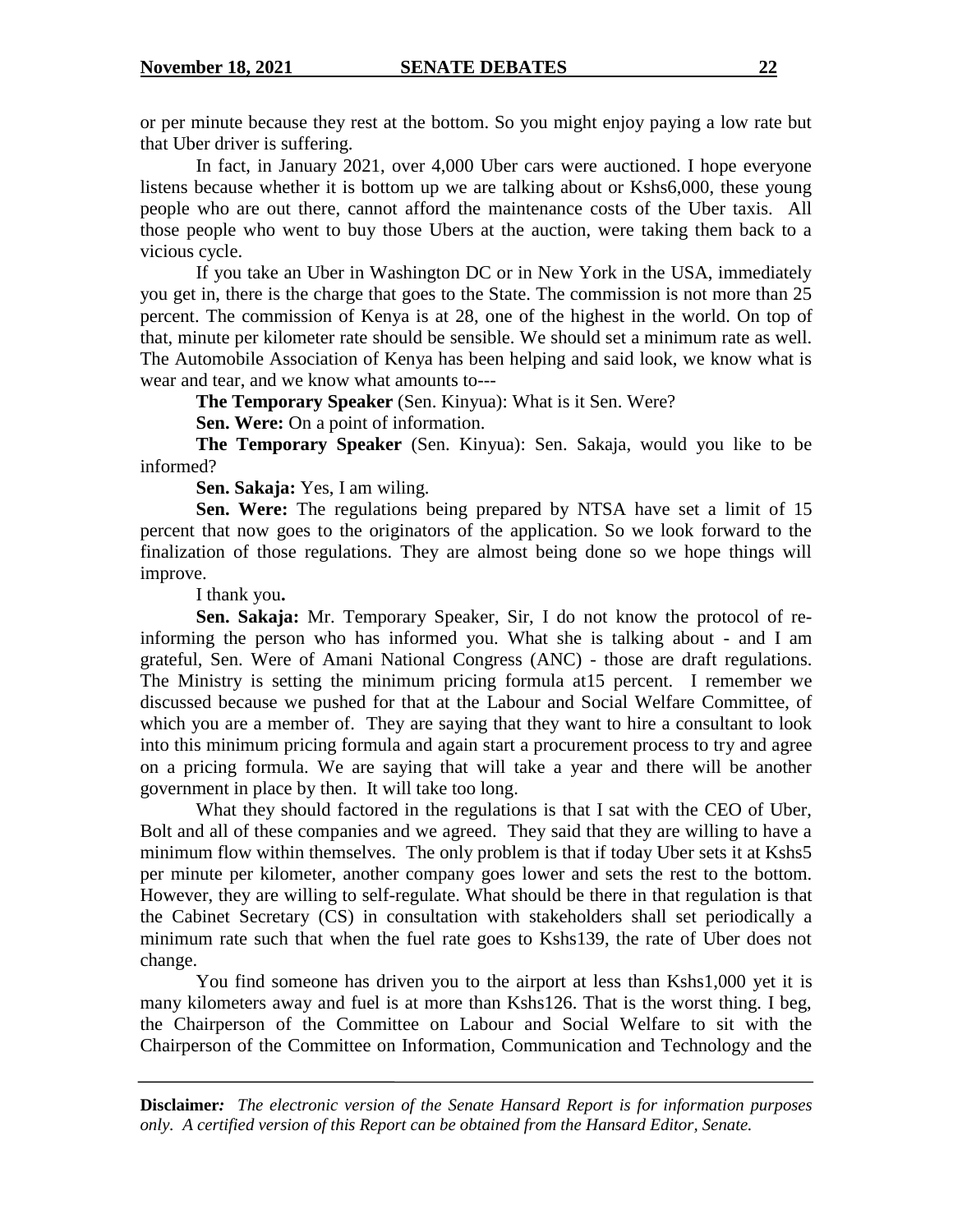or per minute because they rest at the bottom. So you might enjoy paying a low rate but that Uber driver is suffering.

In fact, in January 2021, over 4,000 Uber cars were auctioned. I hope everyone listens because whether it is bottom up we are talking about or Kshs6,000, these young people who are out there, cannot afford the maintenance costs of the Uber taxis. All those people who went to buy those Ubers at the auction, were taking them back to a vicious cycle.

If you take an Uber in Washington DC or in New York in the USA, immediately you get in, there is the charge that goes to the State. The commission is not more than 25 percent. The commission of Kenya is at 28, one of the highest in the world. On top of that, minute per kilometer rate should be sensible. We should set a minimum rate as well. The Automobile Association of Kenya has been helping and said look, we know what is wear and tear, and we know what amounts to---

**The Temporary Speaker** (Sen. Kinyua): What is it Sen. Were?

**Sen. Were:** On a point of information.

**The Temporary Speaker** (Sen. Kinyua): Sen. Sakaja, would you like to be informed?

**Sen. Sakaja:** Yes, I am wiling.

**Sen. Were:** The regulations being prepared by NTSA have set a limit of 15 percent that now goes to the originators of the application. So we look forward to the finalization of those regulations. They are almost being done so we hope things will improve.

I thank you**.**

**Sen. Sakaja:** Mr. Temporary Speaker, Sir, I do not know the protocol of re-informing the person who has informed you. What she is talking about - and I am grateful, Sen. Were of Amani National Congress (ANC) - those are draft regulations. The Ministry is setting the minimum pricing formula at15 percent. I remember we discussed because we pushed for that at the Labour and Social Welfare Committee, of which you are a member of. They are saying that they want to hire a consultant to look into this minimum pricing formula and again start a procurement process to try and agree on a pricing formula. We are saying that will take a year and there will be another government in place by then. It will take too long.

What they should factored in the regulations is that I sat with the CEO of Uber, Bolt and all of these companies and we agreed. They said that they are willing to have a minimum flow within themselves. The only problem is that if today Uber sets it at Kshs5 per minute per kilometer, another company goes lower and sets the rest to the bottom. However, they are willing to self-regulate. What should be there in that regulation is that the Cabinet Secretary (CS) in consultation with stakeholders shall set periodically a minimum rate such that when the fuel rate goes to Kshs139, the rate of Uber does not change.

You find someone has driven you to the airport at less than Kshs1,000 yet it is many kilometers away and fuel is at more than Kshs126. That is the worst thing. I beg, the Chairperson of the Committee on Labour and Social Welfare to sit with the Chairperson of the Committee on Information, Communication and Technology and the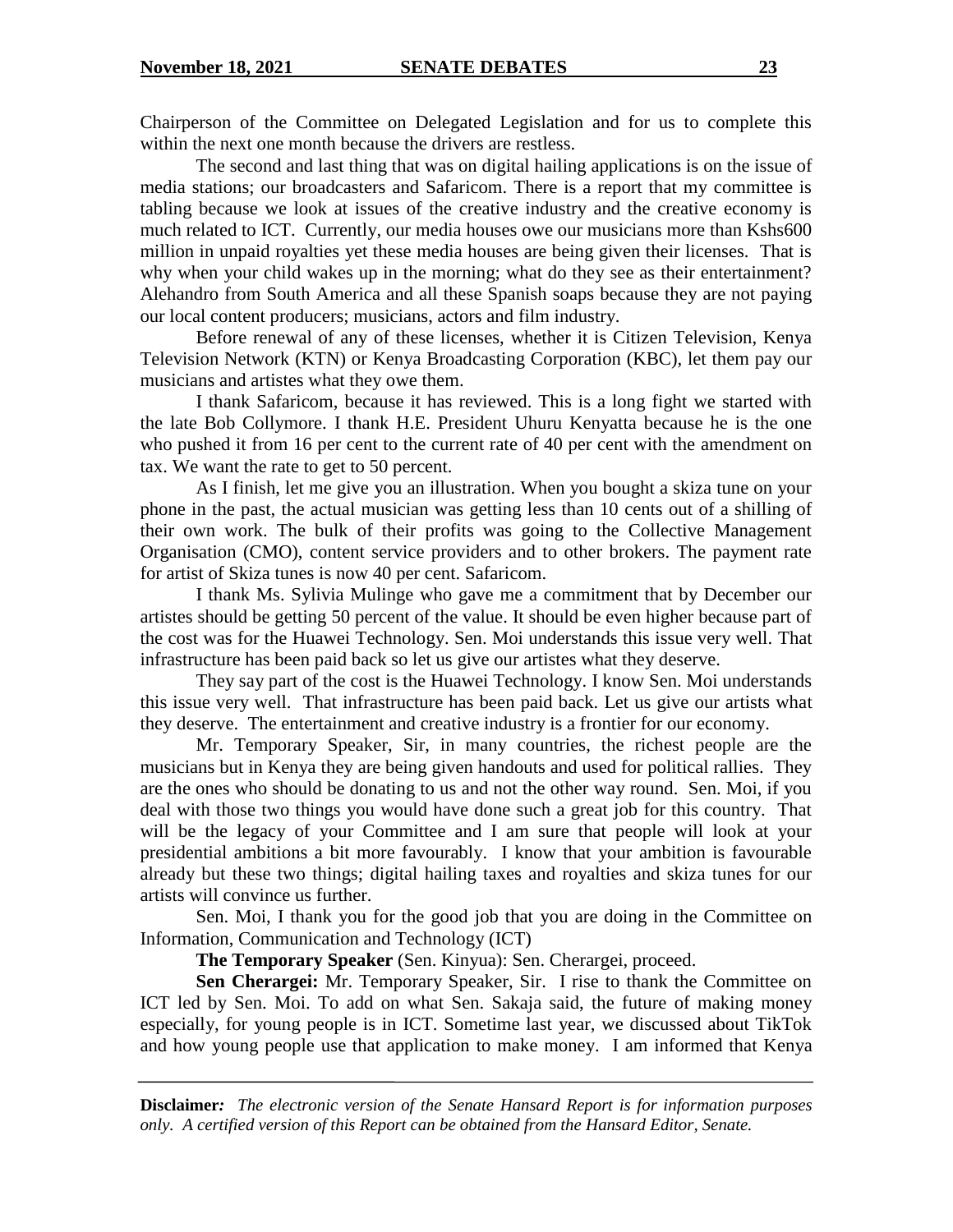Chairperson of the Committee on Delegated Legislation and for us to complete this within the next one month because the drivers are restless.

The second and last thing that was on digital hailing applications is on the issue of media stations; our broadcasters and Safaricom. There is a report that my committee is tabling because we look at issues of the creative industry and the creative economy is much related to ICT. Currently, our media houses owe our musicians more than Kshs600 million in unpaid royalties yet these media houses are being given their licenses. That is why when your child wakes up in the morning; what do they see as their entertainment? Alehandro from South America and all these Spanish soaps because they are not paying our local content producers; musicians, actors and film industry.

Before renewal of any of these licenses, whether it is Citizen Television, Kenya Television Network (KTN) or Kenya Broadcasting Corporation (KBC), let them pay our musicians and artistes what they owe them.

I thank Safaricom, because it has reviewed. This is a long fight we started with the late Bob Collymore. I thank H.E. President Uhuru Kenyatta because he is the one who pushed it from 16 per cent to the current rate of 40 per cent with the amendment on tax. We want the rate to get to 50 percent.

As I finish, let me give you an illustration. When you bought a skiza tune on your phone in the past, the actual musician was getting less than 10 cents out of a shilling of their own work. The bulk of their profits was going to the Collective Management Organisation (CMO), content service providers and to other brokers. The payment rate for artist of Skiza tunes is now 40 per cent. Safaricom.

I thank Ms. Sylivia Mulinge who gave me a commitment that by December our artistes should be getting 50 percent of the value. It should be even higher because part of the cost was for the Huawei Technology. Sen. Moi understands this issue very well. That infrastructure has been paid back so let us give our artistes what they deserve.

They say part of the cost is the Huawei Technology. I know Sen. Moi understands this issue very well. That infrastructure has been paid back. Let us give our artists what they deserve. The entertainment and creative industry is a frontier for our economy.

Mr. Temporary Speaker, Sir, in many countries, the richest people are the musicians but in Kenya they are being given handouts and used for political rallies. They are the ones who should be donating to us and not the other way round. Sen. Moi, if you deal with those two things you would have done such a great job for this country. That will be the legacy of your Committee and I am sure that people will look at your presidential ambitions a bit more favourably. I know that your ambition is favourable already but these two things; digital hailing taxes and royalties and skiza tunes for our artists will convince us further.

Sen. Moi, I thank you for the good job that you are doing in the Committee on Information, Communication and Technology (ICT)

**The Temporary Speaker** (Sen. Kinyua): Sen. Cherargei, proceed.

**Sen Cherargei:** Mr. Temporary Speaker, Sir. I rise to thank the Committee on ICT led by Sen. Moi. To add on what Sen. Sakaja said, the future of making money especially, for young people is in ICT. Sometime last year, we discussed about TikTok and how young people use that application to make money. I am informed that Kenya

**Disclaimer:** *The electronic version of the Senate Hansard Report is for information purposes only. A certified version of this Report can be obtained from the Hansard Editor, Senate.*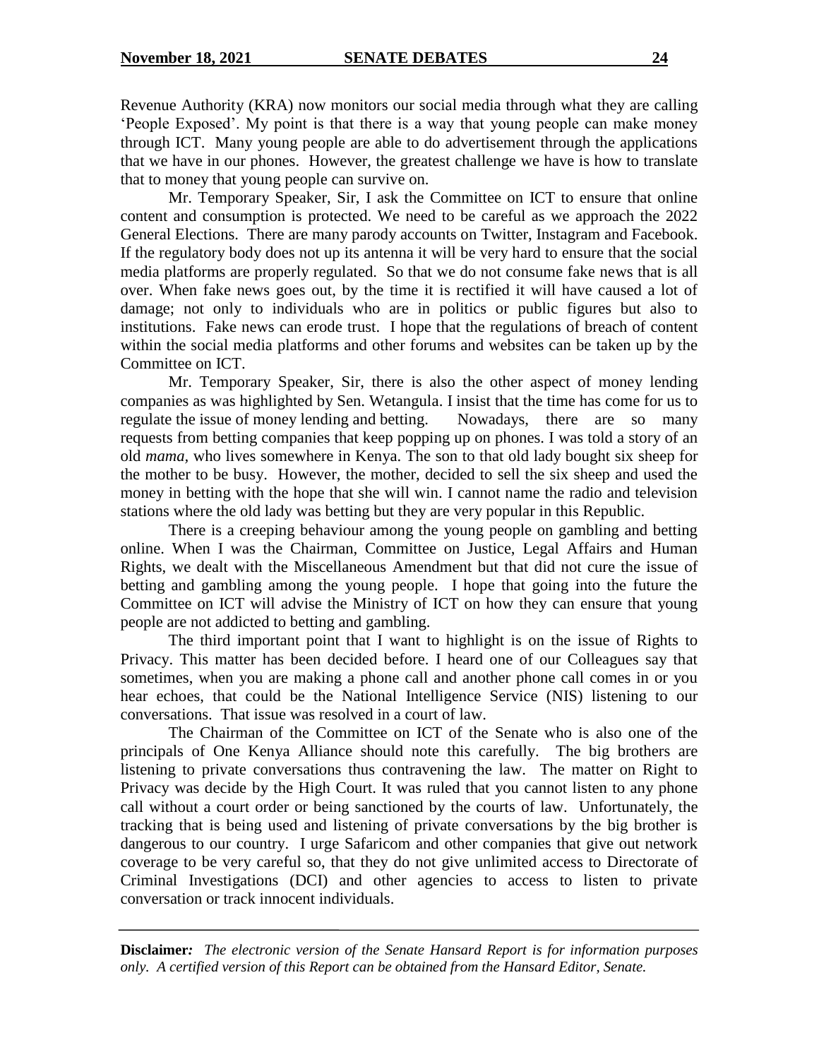Revenue Authority (KRA) now monitors our social media through what they are calling 'People Exposed'. My point is that there is a way that young people can make money through ICT. Many young people are able to do advertisement through the applications that we have in our phones. However, the greatest challenge we have is how to translate that to money that young people can survive on.

Mr. Temporary Speaker, Sir, I ask the Committee on ICT to ensure that online content and consumption is protected. We need to be careful as we approach the 2022 General Elections. There are many parody accounts on Twitter, Instagram and Facebook. If the regulatory body does not up its antenna it will be very hard to ensure that the social media platforms are properly regulated. So that we do not consume fake news that is all over. When fake news goes out, by the time it is rectified it will have caused a lot of damage; not only to individuals who are in politics or public figures but also to institutions. Fake news can erode trust. I hope that the regulations of breach of content within the social media platforms and other forums and websites can be taken up by the Committee on ICT.

Mr. Temporary Speaker, Sir, there is also the other aspect of money lending companies as was highlighted by Sen. Wetangula. I insist that the time has come for us to regulate the issue of money lending and betting. Nowadays, there are so many requests from betting companies that keep popping up on phones. I was told a story of an old *mama,* who lives somewhere in Kenya. The son to that old lady bought six sheep for the mother to be busy. However, the mother, decided to sell the six sheep and used the money in betting with the hope that she will win. I cannot name the radio and television stations where the old lady was betting but they are very popular in this Republic.

There is a creeping behaviour among the young people on gambling and betting online. When I was the Chairman, Committee on Justice, Legal Affairs and Human Rights, we dealt with the Miscellaneous Amendment but that did not cure the issue of betting and gambling among the young people. I hope that going into the future the Committee on ICT will advise the Ministry of ICT on how they can ensure that young people are not addicted to betting and gambling.

The third important point that I want to highlight is on the issue of Rights to Privacy. This matter has been decided before. I heard one of our Colleagues say that sometimes, when you are making a phone call and another phone call comes in or you hear echoes, that could be the National Intelligence Service (NIS) listening to our conversations. That issue was resolved in a court of law.

The Chairman of the Committee on ICT of the Senate who is also one of the principals of One Kenya Alliance should note this carefully. The big brothers are listening to private conversations thus contravening the law. The matter on Right to Privacy was decide by the High Court. It was ruled that you cannot listen to any phone call without a court order or being sanctioned by the courts of law. Unfortunately, the tracking that is being used and listening of private conversations by the big brother is dangerous to our country. I urge Safaricom and other companies that give out network coverage to be very careful so, that they do not give unlimited access to Directorate of Criminal Investigations (DCI) and other agencies to access to listen to private conversation or track innocent individuals.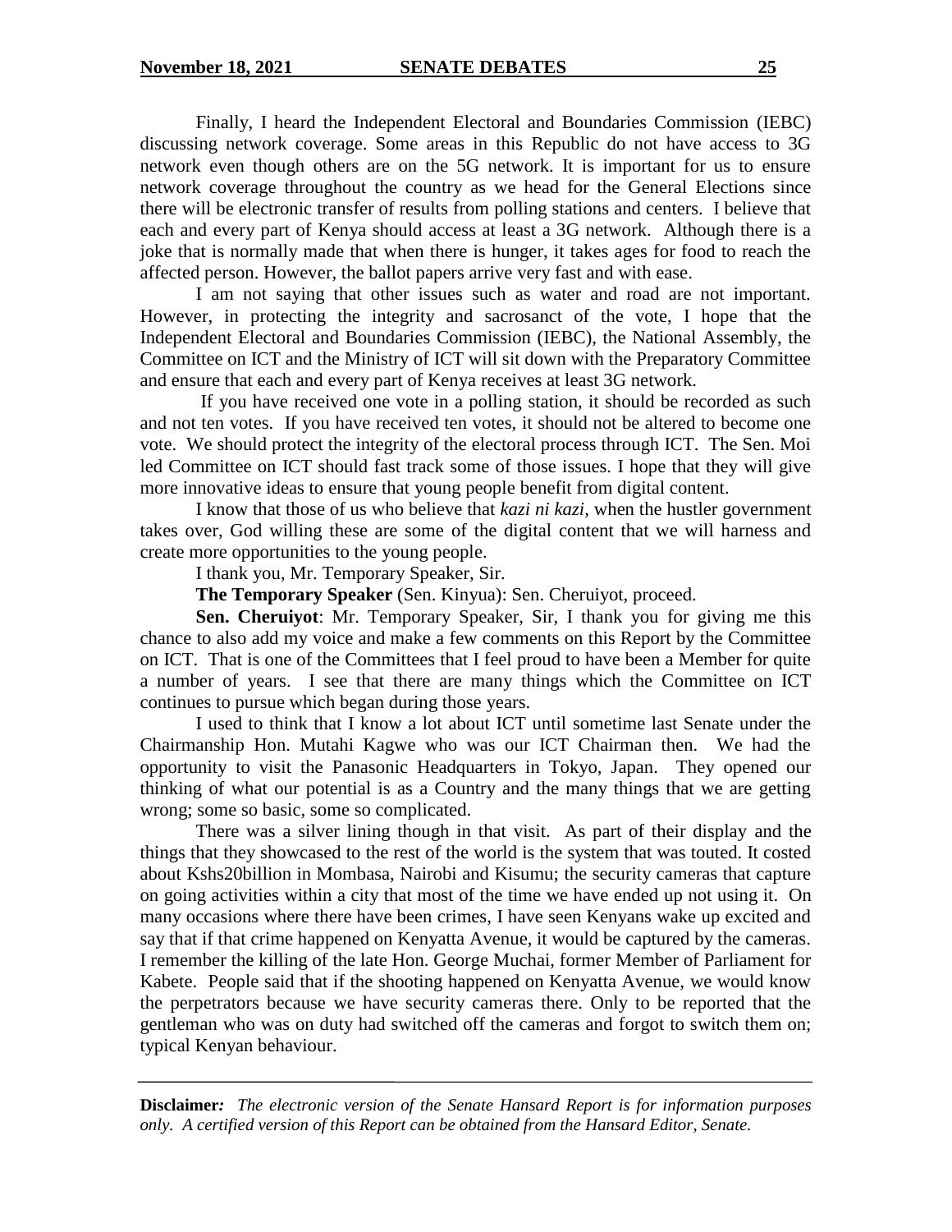Finally, I heard the Independent Electoral and Boundaries Commission (IEBC) discussing network coverage. Some areas in this Republic do not have access to 3G network even though others are on the 5G network. It is important for us to ensure network coverage throughout the country as we head for the General Elections since there will be electronic transfer of results from polling stations and centers. I believe that each and every part of Kenya should access at least a 3G network. Although there is a joke that is normally made that when there is hunger, it takes ages for food to reach the affected person. However, the ballot papers arrive very fast and with ease.

I am not saying that other issues such as water and road are not important. However, in protecting the integrity and sacrosanct of the vote, I hope that the Independent Electoral and Boundaries Commission (IEBC), the National Assembly, the Committee on ICT and the Ministry of ICT will sit down with the Preparatory Committee and ensure that each and every part of Kenya receives at least 3G network.

If you have received one vote in a polling station, it should be recorded as such and not ten votes. If you have received ten votes, it should not be altered to become one vote. We should protect the integrity of the electoral process through ICT. The Sen. Moi led Committee on ICT should fast track some of those issues. I hope that they will give more innovative ideas to ensure that young people benefit from digital content.

I know that those of us who believe that *kazi ni kazi*, when the hustler government takes over, God willing these are some of the digital content that we will harness and create more opportunities to the young people.

I thank you, Mr. Temporary Speaker, Sir.

**The Temporary Speaker** (Sen. Kinyua): Sen. Cheruiyot, proceed.

**Sen. Cheruiyot**: Mr. Temporary Speaker, Sir, I thank you for giving me this chance to also add my voice and make a few comments on this Report by the Committee on ICT. That is one of the Committees that I feel proud to have been a Member for quite a number of years. I see that there are many things which the Committee on ICT continues to pursue which began during those years.

I used to think that I know a lot about ICT until sometime last Senate under the Chairmanship Hon. Mutahi Kagwe who was our ICT Chairman then. We had the opportunity to visit the Panasonic Headquarters in Tokyo, Japan. They opened our thinking of what our potential is as a Country and the many things that we are getting wrong; some so basic, some so complicated.

There was a silver lining though in that visit. As part of their display and the things that they showcased to the rest of the world is the system that was touted. It costed about Kshs20billion in Mombasa, Nairobi and Kisumu; the security cameras that capture on going activities within a city that most of the time we have ended up not using it. On many occasions where there have been crimes, I have seen Kenyans wake up excited and say that if that crime happened on Kenyatta Avenue, it would be captured by the cameras. I remember the killing of the late Hon. George Muchai, former Member of Parliament for Kabete. People said that if the shooting happened on Kenyatta Avenue, we would know the perpetrators because we have security cameras there. Only to be reported that the gentleman who was on duty had switched off the cameras and forgot to switch them on; typical Kenyan behaviour.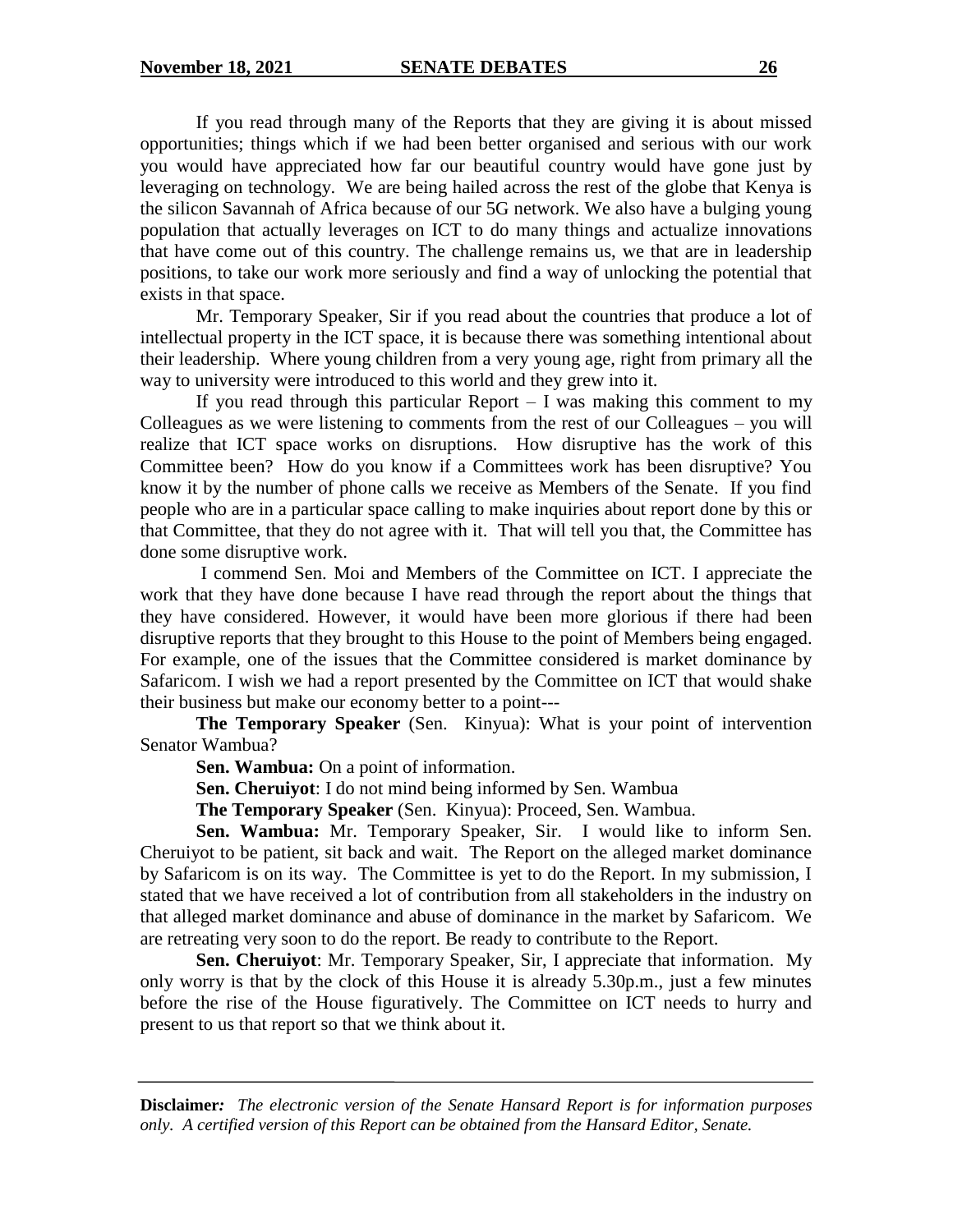If you read through many of the Reports that they are giving it is about missed opportunities; things which if we had been better organised and serious with our work you would have appreciated how far our beautiful country would have gone just by leveraging on technology. We are being hailed across the rest of the globe that Kenya is the silicon Savannah of Africa because of our 5G network. We also have a bulging young population that actually leverages on ICT to do many things and actualize innovations that have come out of this country. The challenge remains us, we that are in leadership positions, to take our work more seriously and find a way of unlocking the potential that exists in that space.

Mr. Temporary Speaker, Sir if you read about the countries that produce a lot of intellectual property in the ICT space, it is because there was something intentional about their leadership. Where young children from a very young age, right from primary all the way to university were introduced to this world and they grew into it.

If you read through this particular Report – I was making this comment to my Colleagues as we were listening to comments from the rest of our Colleagues – you will realize that ICT space works on disruptions. How disruptive has the work of this Committee been? How do you know if a Committees work has been disruptive? You know it by the number of phone calls we receive as Members of the Senate. If you find people who are in a particular space calling to make inquiries about report done by this or that Committee, that they do not agree with it. That will tell you that, the Committee has done some disruptive work.

I commend Sen. Moi and Members of the Committee on ICT. I appreciate the work that they have done because I have read through the report about the things that they have considered. However, it would have been more glorious if there had been disruptive reports that they brought to this House to the point of Members being engaged. For example, one of the issues that the Committee considered is market dominance by Safaricom. I wish we had a report presented by the Committee on ICT that would shake their business but make our economy better to a point---

**The Temporary Speaker** (Sen. Kinyua): What is your point of intervention Senator Wambua?

**Sen. Wambua:** On a point of information.

**Sen. Cheruiyot**: I do not mind being informed by Sen. Wambua

**The Temporary Speaker** (Sen. Kinyua): Proceed, Sen. Wambua.

**Sen. Wambua:** Mr. Temporary Speaker, Sir. I would like to inform Sen. Cheruiyot to be patient, sit back and wait. The Report on the alleged market dominance by Safaricom is on its way. The Committee is yet to do the Report. In my submission, I stated that we have received a lot of contribution from all stakeholders in the industry on that alleged market dominance and abuse of dominance in the market by Safaricom. We are retreating very soon to do the report. Be ready to contribute to the Report.

**Sen. Cheruiyot**: Mr. Temporary Speaker, Sir, I appreciate that information. My only worry is that by the clock of this House it is already 5.30p.m., just a few minutes before the rise of the House figuratively. The Committee on ICT needs to hurry and present to us that report so that we think about it.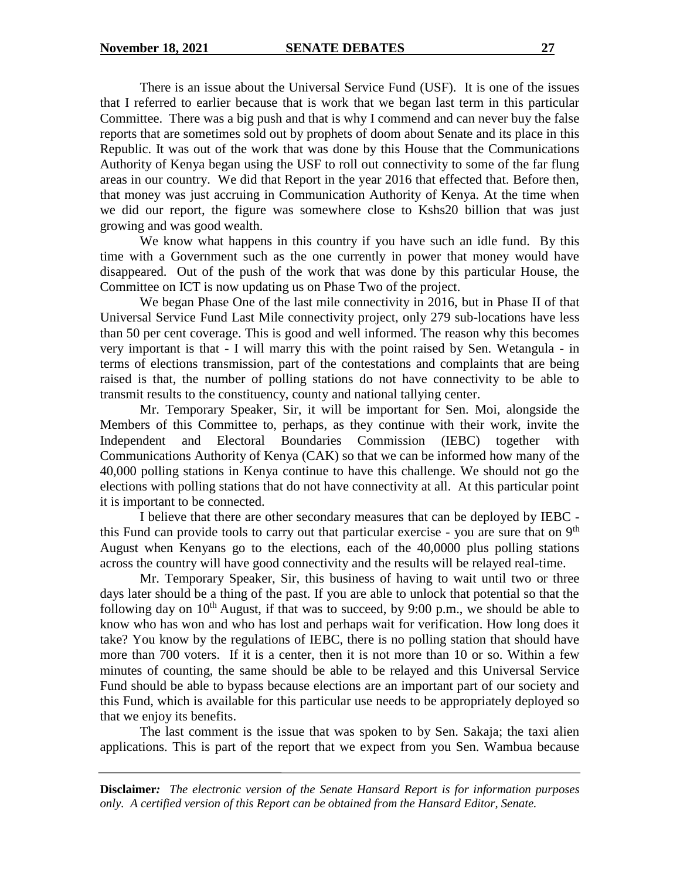There is an issue about the Universal Service Fund (USF). It is one of the issues that I referred to earlier because that is work that we began last term in this particular Committee. There was a big push and that is why I commend and can never buy the false reports that are sometimes sold out by prophets of doom about Senate and its place in this Republic. It was out of the work that was done by this House that the Communications Authority of Kenya began using the USF to roll out connectivity to some of the far flung areas in our country. We did that Report in the year 2016 that effected that. Before then, that money was just accruing in Communication Authority of Kenya. At the time when we did our report, the figure was somewhere close to Kshs20 billion that was just growing and was good wealth.

We know what happens in this country if you have such an idle fund. By this time with a Government such as the one currently in power that money would have disappeared. Out of the push of the work that was done by this particular House, the Committee on ICT is now updating us on Phase Two of the project.

We began Phase One of the last mile connectivity in 2016, but in Phase II of that Universal Service Fund Last Mile connectivity project, only 279 sub-locations have less than 50 per cent coverage. This is good and well informed. The reason why this becomes very important is that - I will marry this with the point raised by Sen. Wetangula - in terms of elections transmission, part of the contestations and complaints that are being raised is that, the number of polling stations do not have connectivity to be able to transmit results to the constituency, county and national tallying center.

Mr. Temporary Speaker, Sir, it will be important for Sen. Moi, alongside the Members of this Committee to, perhaps, as they continue with their work, invite the Independent and Electoral Boundaries Commission (IEBC) together with Communications Authority of Kenya (CAK) so that we can be informed how many of the 40,000 polling stations in Kenya continue to have this challenge. We should not go the elections with polling stations that do not have connectivity at all. At this particular point it is important to be connected.

I believe that there are other secondary measures that can be deployed by IEBC - this Fund can provide tools to carry out that particular exercise - you are sure that on 9th August when Kenyans go to the elections, each of the 40,0000 plus polling stations across the country will have good connectivity and the results will be relayed real-time.

Mr. Temporary Speaker, Sir, this business of having to wait until two or three days later should be a thing of the past. If you are able to unlock that potential so that the following day on 10th August, if that was to succeed, by 9:00 p.m., we should be able to know who has won and who has lost and perhaps wait for verification. How long does it take? You know by the regulations of IEBC, there is no polling station that should have more than 700 voters. If it is a center, then it is not more than 10 or so. Within a few minutes of counting, the same should be able to be relayed and this Universal Service Fund should be able to bypass because elections are an important part of our society and this Fund, which is available for this particular use needs to be appropriately deployed so that we enjoy its benefits.

The last comment is the issue that was spoken to by Sen. Sakaja; the taxi alien applications. This is part of the report that we expect from you Sen. Wambua because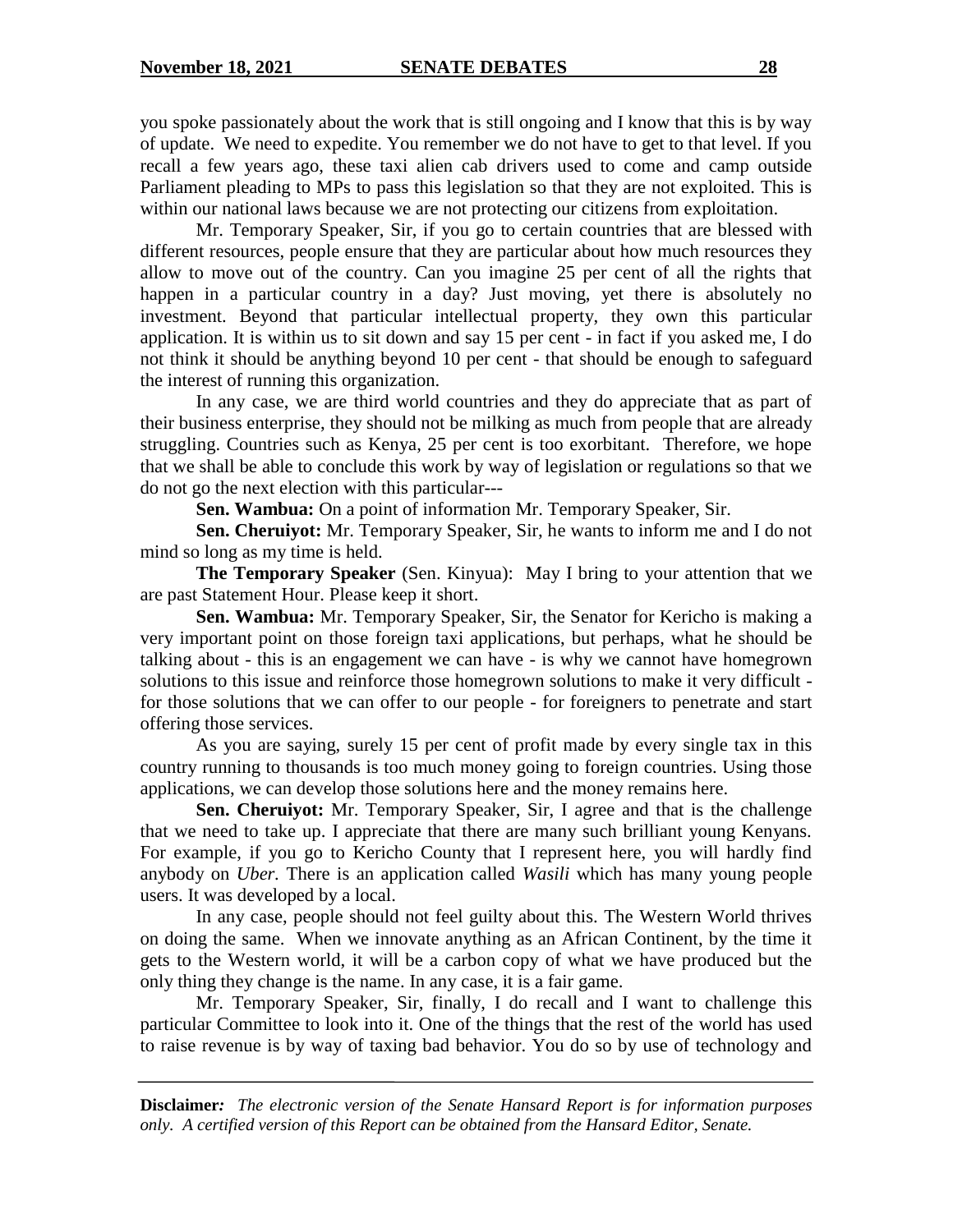you spoke passionately about the work that is still ongoing and I know that this is by way of update. We need to expedite. You remember we do not have to get to that level. If you recall a few years ago, these taxi alien cab drivers used to come and camp outside Parliament pleading to MPs to pass this legislation so that they are not exploited. This is within our national laws because we are not protecting our citizens from exploitation.

Mr. Temporary Speaker, Sir, if you go to certain countries that are blessed with different resources, people ensure that they are particular about how much resources they allow to move out of the country. Can you imagine 25 per cent of all the rights that happen in a particular country in a day? Just moving, yet there is absolutely no investment. Beyond that particular intellectual property, they own this particular application. It is within us to sit down and say 15 per cent - in fact if you asked me, I do not think it should be anything beyond 10 per cent - that should be enough to safeguard the interest of running this organization.

In any case, we are third world countries and they do appreciate that as part of their business enterprise, they should not be milking as much from people that are already struggling. Countries such as Kenya, 25 per cent is too exorbitant. Therefore, we hope that we shall be able to conclude this work by way of legislation or regulations so that we do not go the next election with this particular---

**Sen. Wambua:** On a point of information Mr. Temporary Speaker, Sir.

**Sen. Cheruiyot:** Mr. Temporary Speaker, Sir, he wants to inform me and I do not mind so long as my time is held.

**The Temporary Speaker** (Sen. Kinyua): May I bring to your attention that we are past Statement Hour. Please keep it short.

**Sen. Wambua:** Mr. Temporary Speaker, Sir, the Senator for Kericho is making a very important point on those foreign taxi applications, but perhaps, what he should be talking about - this is an engagement we can have - is why we cannot have homegrown solutions to this issue and reinforce those homegrown solutions to make it very difficult - for those solutions that we can offer to our people - for foreigners to penetrate and start offering those services.

As you are saying, surely 15 per cent of profit made by every single tax in this country running to thousands is too much money going to foreign countries. Using those applications, we can develop those solutions here and the money remains here.

**Sen. Cheruiyot:** Mr. Temporary Speaker, Sir, I agree and that is the challenge that we need to take up. I appreciate that there are many such brilliant young Kenyans. For example, if you go to Kericho County that I represent here, you will hardly find anybody on *Uber*. There is an application called *Wasili* which has many young people users. It was developed by a local.

In any case, people should not feel guilty about this. The Western World thrives on doing the same. When we innovate anything as an African Continent, by the time it gets to the Western world, it will be a carbon copy of what we have produced but the only thing they change is the name. In any case, it is a fair game.

Mr. Temporary Speaker, Sir, finally, I do recall and I want to challenge this particular Committee to look into it. One of the things that the rest of the world has used to raise revenue is by way of taxing bad behavior. You do so by use of technology and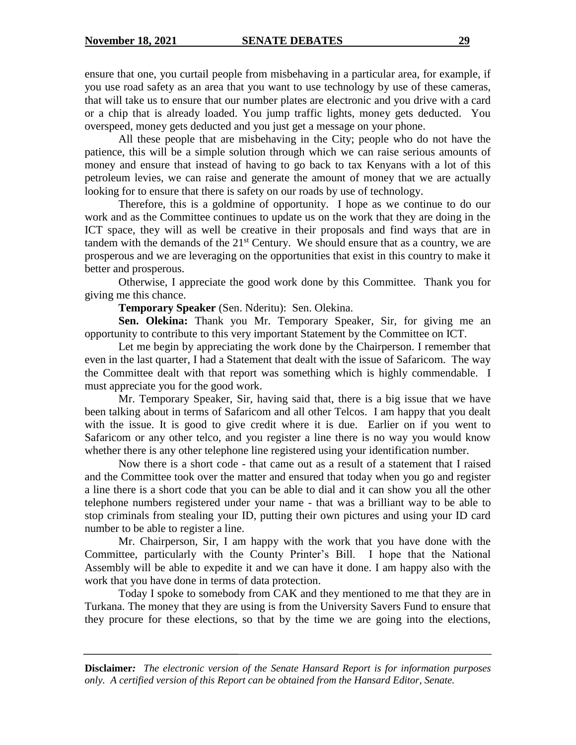ensure that one, you curtail people from misbehaving in a particular area, for example, if you use road safety as an area that you want to use technology by use of these cameras, that will take us to ensure that our number plates are electronic and you drive with a card or a chip that is already loaded. You jump traffic lights, money gets deducted. You overspeed, money gets deducted and you just get a message on your phone.

All these people that are misbehaving in the City; people who do not have the patience, this will be a simple solution through which we can raise serious amounts of money and ensure that instead of having to go back to tax Kenyans with a lot of this petroleum levies, we can raise and generate the amount of money that we are actually looking for to ensure that there is safety on our roads by use of technology.

Therefore, this is a goldmine of opportunity. I hope as we continue to do our work and as the Committee continues to update us on the work that they are doing in the ICT space, they will as well be creative in their proposals and find ways that are in tandem with the demands of the 21st Century. We should ensure that as a country, we are prosperous and we are leveraging on the opportunities that exist in this country to make it better and prosperous.

Otherwise, I appreciate the good work done by this Committee. Thank you for giving me this chance.

**Temporary Speaker** (Sen. Nderitu): Sen. Olekina.

**Sen. Olekina:** Thank you Mr. Temporary Speaker, Sir, for giving me an opportunity to contribute to this very important Statement by the Committee on ICT.

Let me begin by appreciating the work done by the Chairperson. I remember that even in the last quarter, I had a Statement that dealt with the issue of Safaricom. The way the Committee dealt with that report was something which is highly commendable. I must appreciate you for the good work.

Mr. Temporary Speaker, Sir, having said that, there is a big issue that we have been talking about in terms of Safaricom and all other Telcos. I am happy that you dealt with the issue. It is good to give credit where it is due. Earlier on if you went to Safaricom or any other telco, and you register a line there is no way you would know whether there is any other telephone line registered using your identification number.

Now there is a short code - that came out as a result of a statement that I raised and the Committee took over the matter and ensured that today when you go and register a line there is a short code that you can be able to dial and it can show you all the other telephone numbers registered under your name - that was a brilliant way to be able to stop criminals from stealing your ID, putting their own pictures and using your ID card number to be able to register a line.

Mr. Chairperson, Sir, I am happy with the work that you have done with the Committee, particularly with the County Printer's Bill. I hope that the National Assembly will be able to expedite it and we can have it done. I am happy also with the work that you have done in terms of data protection.

Today I spoke to somebody from CAK and they mentioned to me that they are in Turkana. The money that they are using is from the University Savers Fund to ensure that they procure for these elections, so that by the time we are going into the elections,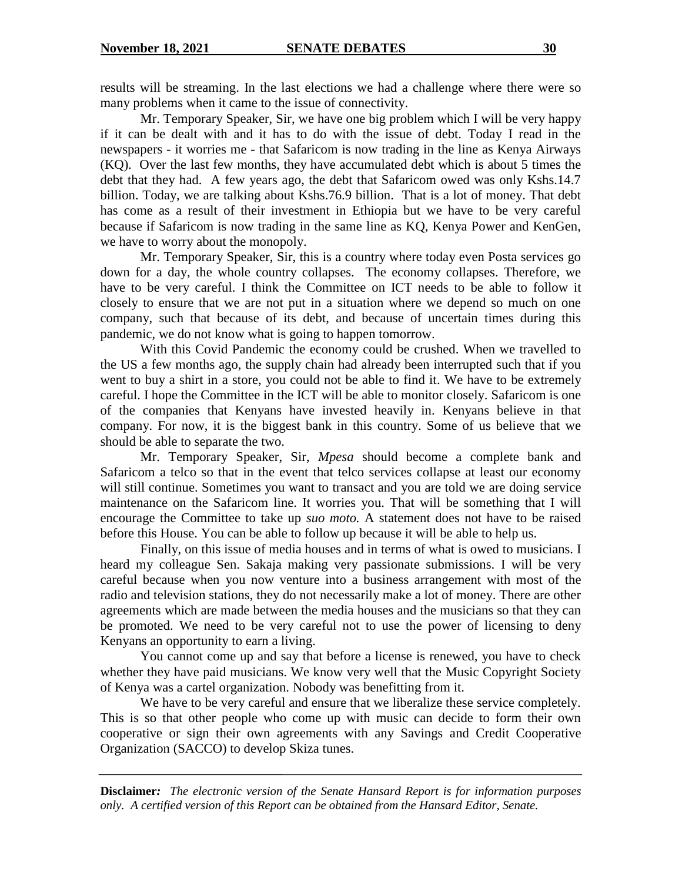results will be streaming. In the last elections we had a challenge where there were so many problems when it came to the issue of connectivity.

Mr. Temporary Speaker, Sir, we have one big problem which I will be very happy if it can be dealt with and it has to do with the issue of debt. Today I read in the newspapers - it worries me - that Safaricom is now trading in the line as Kenya Airways (KQ). Over the last few months, they have accumulated debt which is about 5 times the debt that they had. A few years ago, the debt that Safaricom owed was only Kshs.14.7 billion. Today, we are talking about Kshs.76.9 billion. That is a lot of money. That debt has come as a result of their investment in Ethiopia but we have to be very careful because if Safaricom is now trading in the same line as KQ, Kenya Power and KenGen, we have to worry about the monopoly.

Mr. Temporary Speaker, Sir, this is a country where today even Posta services go down for a day, the whole country collapses. The economy collapses. Therefore, we have to be very careful. I think the Committee on ICT needs to be able to follow it closely to ensure that we are not put in a situation where we depend so much on one company, such that because of its debt, and because of uncertain times during this pandemic, we do not know what is going to happen tomorrow.

With this Covid Pandemic the economy could be crushed. When we travelled to the US a few months ago, the supply chain had already been interrupted such that if you went to buy a shirt in a store, you could not be able to find it. We have to be extremely careful. I hope the Committee in the ICT will be able to monitor closely. Safaricom is one of the companies that Kenyans have invested heavily in. Kenyans believe in that company. For now, it is the biggest bank in this country. Some of us believe that we should be able to separate the two.

Mr. Temporary Speaker, Sir, *Mpesa* should become a complete bank and Safaricom a telco so that in the event that telco services collapse at least our economy will still continue. Sometimes you want to transact and you are told we are doing service maintenance on the Safaricom line. It worries you. That will be something that I will encourage the Committee to take up *suo moto.* A statement does not have to be raised before this House. You can be able to follow up because it will be able to help us.

Finally, on this issue of media houses and in terms of what is owed to musicians. I heard my colleague Sen. Sakaja making very passionate submissions. I will be very careful because when you now venture into a business arrangement with most of the radio and television stations, they do not necessarily make a lot of money. There are other agreements which are made between the media houses and the musicians so that they can be promoted. We need to be very careful not to use the power of licensing to deny Kenyans an opportunity to earn a living.

You cannot come up and say that before a license is renewed, you have to check whether they have paid musicians. We know very well that the Music Copyright Society of Kenya was a cartel organization. Nobody was benefitting from it.

We have to be very careful and ensure that we liberalize these service completely. This is so that other people who come up with music can decide to form their own cooperative or sign their own agreements with any Savings and Credit Cooperative Organization (SACCO) to develop Skiza tunes.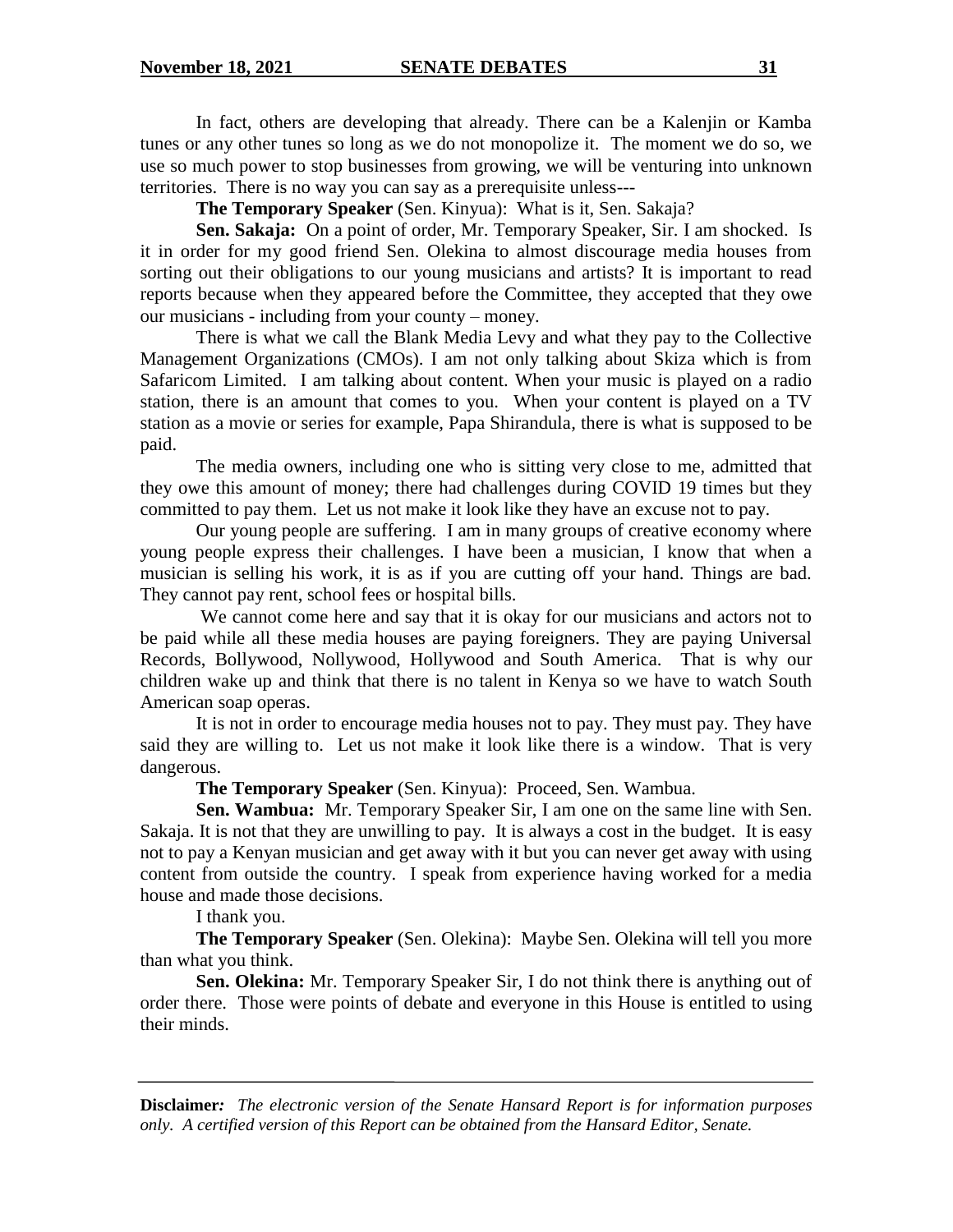In fact, others are developing that already. There can be a Kalenjin or Kamba tunes or any other tunes so long as we do not monopolize it. The moment we do so, we use so much power to stop businesses from growing, we will be venturing into unknown territories. There is no way you can say as a prerequisite unless---

**The Temporary Speaker** (Sen. Kinyua): What is it, Sen. Sakaja?

**Sen. Sakaja:** On a point of order, Mr. Temporary Speaker, Sir. I am shocked. Is it in order for my good friend Sen. Olekina to almost discourage media houses from sorting out their obligations to our young musicians and artists? It is important to read reports because when they appeared before the Committee, they accepted that they owe our musicians - including from your county – money.

There is what we call the Blank Media Levy and what they pay to the Collective Management Organizations (CMOs). I am not only talking about Skiza which is from Safaricom Limited. I am talking about content. When your music is played on a radio station, there is an amount that comes to you. When your content is played on a TV station as a movie or series for example, Papa Shirandula, there is what is supposed to be paid.

The media owners, including one who is sitting very close to me, admitted that they owe this amount of money; there had challenges during COVID 19 times but they committed to pay them. Let us not make it look like they have an excuse not to pay.

Our young people are suffering. I am in many groups of creative economy where young people express their challenges. I have been a musician, I know that when a musician is selling his work, it is as if you are cutting off your hand. Things are bad. They cannot pay rent, school fees or hospital bills.

We cannot come here and say that it is okay for our musicians and actors not to be paid while all these media houses are paying foreigners. They are paying Universal Records, Bollywood, Nollywood, Hollywood and South America. That is why our children wake up and think that there is no talent in Kenya so we have to watch South American soap operas.

It is not in order to encourage media houses not to pay. They must pay. They have said they are willing to. Let us not make it look like there is a window. That is very dangerous.

**The Temporary Speaker** (Sen. Kinyua): Proceed, Sen. Wambua.

**Sen. Wambua:** Mr. Temporary Speaker Sir, I am one on the same line with Sen. Sakaja. It is not that they are unwilling to pay. It is always a cost in the budget. It is easy not to pay a Kenyan musician and get away with it but you can never get away with using content from outside the country. I speak from experience having worked for a media house and made those decisions.

I thank you.

**The Temporary Speaker** (Sen. Olekina): Maybe Sen. Olekina will tell you more than what you think.

**Sen. Olekina:** Mr. Temporary Speaker Sir, I do not think there is anything out of order there. Those were points of debate and everyone in this House is entitled to using their minds.

**Disclaimer***: The electronic version of the Senate Hansard Report is for information purposes only. A certified version of this Report can be obtained from the Hansard Editor, Senate.*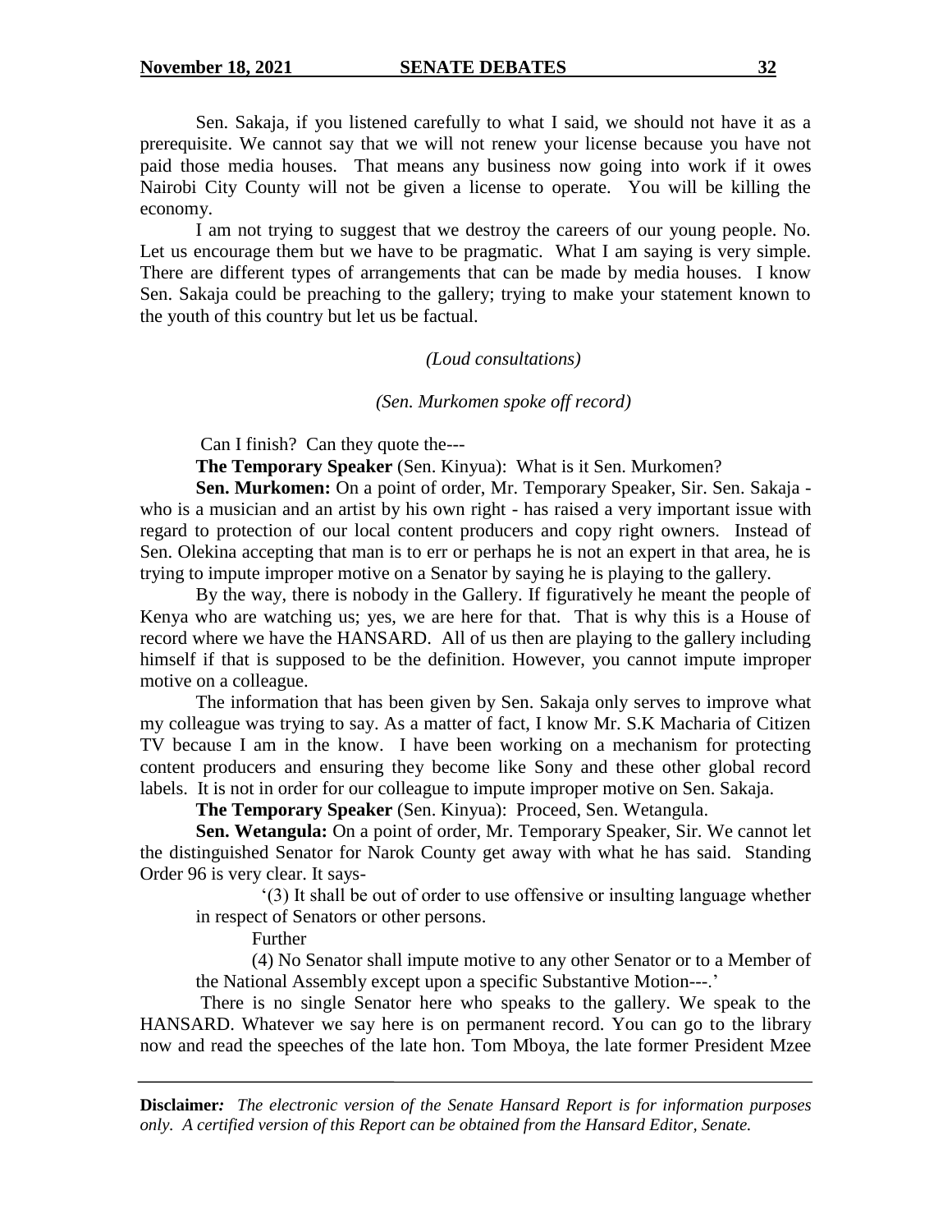Sen. Sakaja, if you listened carefully to what I said, we should not have it as a prerequisite. We cannot say that we will not renew your license because you have not paid those media houses. That means any business now going into work if it owes Nairobi City County will not be given a license to operate. You will be killing the economy.

I am not trying to suggest that we destroy the careers of our young people. No. Let us encourage them but we have to be pragmatic. What I am saying is very simple. There are different types of arrangements that can be made by media houses. I know Sen. Sakaja could be preaching to the gallery; trying to make your statement known to the youth of this country but let us be factual.

*(Loud consultations)*

*(Sen. Murkomen spoke off record)*

Can I finish? Can they quote the---

**The Temporary Speaker** (Sen. Kinyua): What is it Sen. Murkomen?

**Sen. Murkomen:** On a point of order, Mr. Temporary Speaker, Sir. Sen. Sakaja - who is a musician and an artist by his own right - has raised a very important issue with regard to protection of our local content producers and copy right owners. Instead of Sen. Olekina accepting that man is to err or perhaps he is not an expert in that area, he is trying to impute improper motive on a Senator by saying he is playing to the gallery.

By the way, there is nobody in the Gallery. If figuratively he meant the people of Kenya who are watching us; yes, we are here for that. That is why this is a House of record where we have the HANSARD. All of us then are playing to the gallery including himself if that is supposed to be the definition. However, you cannot impute improper motive on a colleague.

The information that has been given by Sen. Sakaja only serves to improve what my colleague was trying to say. As a matter of fact, I know Mr. S.K Macharia of Citizen TV because I am in the know. I have been working on a mechanism for protecting content producers and ensuring they become like Sony and these other global record labels. It is not in order for our colleague to impute improper motive on Sen. Sakaja.

**The Temporary Speaker** (Sen. Kinyua): Proceed, Sen. Wetangula.

**Sen. Wetangula:** On a point of order, Mr. Temporary Speaker, Sir. We cannot let the distinguished Senator for Narok County get away with what he has said. Standing Order 96 is very clear. It says-

> '(3) It shall be out of order to use offensive or insulting language whether in respect of Senators or other persons.
>
> Further
>
> (4) No Senator shall impute motive to any other Senator or to a Member of the National Assembly except upon a specific Substantive Motion---.'

There is no single Senator here who speaks to the gallery. We speak to the HANSARD. Whatever we say here is on permanent record. You can go to the library now and read the speeches of the late hon. Tom Mboya, the late former President Mzee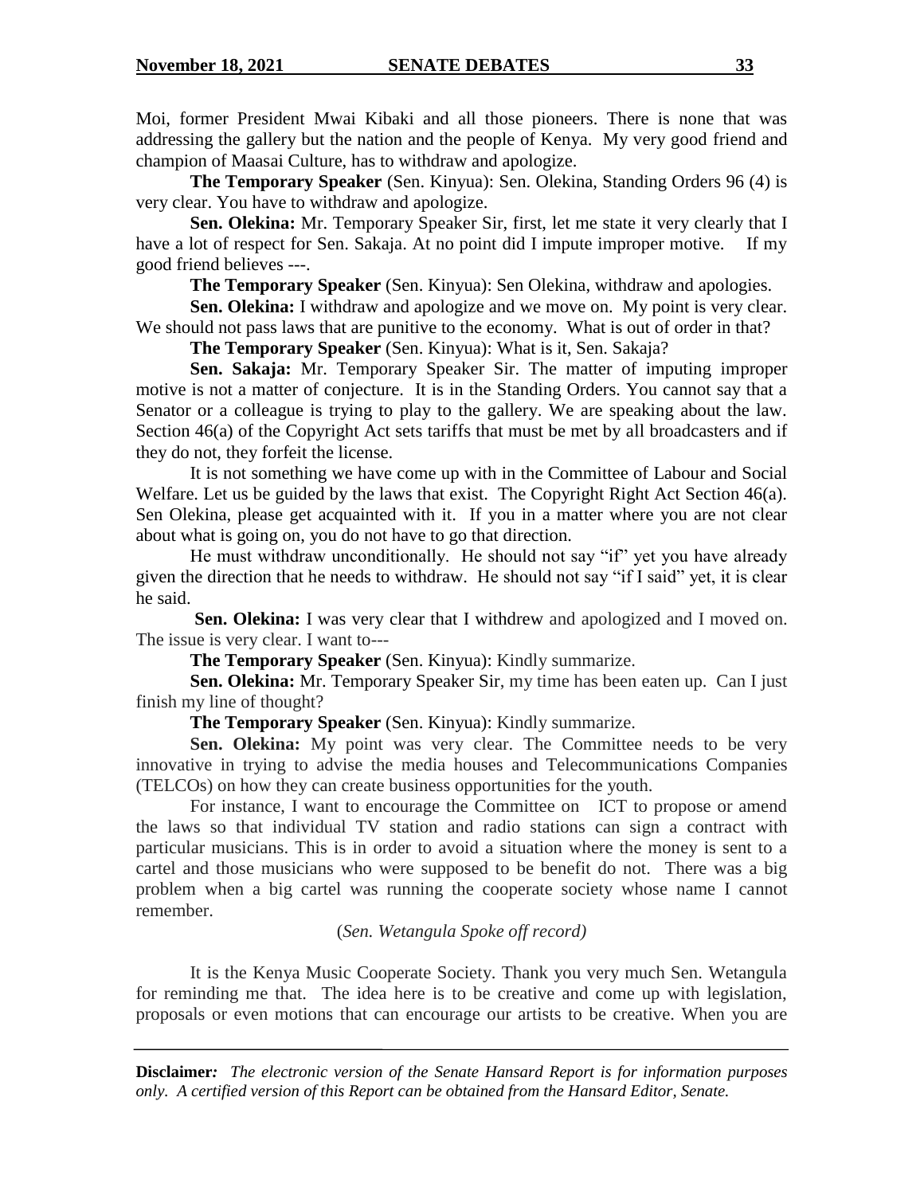Moi, former President Mwai Kibaki and all those pioneers. There is none that was addressing the gallery but the nation and the people of Kenya. My very good friend and champion of Maasai Culture, has to withdraw and apologize.

**The Temporary Speaker** (Sen. Kinyua): Sen. Olekina, Standing Orders 96 (4) is very clear. You have to withdraw and apologize.

**Sen. Olekina:** Mr. Temporary Speaker Sir, first, let me state it very clearly that I have a lot of respect for Sen. Sakaja. At no point did I impute improper motive. If my good friend believes ---.

**The Temporary Speaker** (Sen. Kinyua): Sen Olekina, withdraw and apologies.

**Sen. Olekina:** I withdraw and apologize and we move on. My point is very clear. We should not pass laws that are punitive to the economy. What is out of order in that?

**The Temporary Speaker** (Sen. Kinyua): What is it, Sen. Sakaja?

**Sen. Sakaja:** Mr. Temporary Speaker Sir. The matter of imputing improper motive is not a matter of conjecture. It is in the Standing Orders. You cannot say that a Senator or a colleague is trying to play to the gallery. We are speaking about the law. Section 46(a) of the Copyright Act sets tariffs that must be met by all broadcasters and if they do not, they forfeit the license.

It is not something we have come up with in the Committee of Labour and Social Welfare. Let us be guided by the laws that exist. The Copyright Right Act Section 46(a). Sen Olekina, please get acquainted with it. If you in a matter where you are not clear about what is going on, you do not have to go that direction.

He must withdraw unconditionally. He should not say "if" yet you have already given the direction that he needs to withdraw. He should not say "if I said" yet, it is clear he said.

**Sen. Olekina:** I was very clear that I withdrew and apologized and I moved on. The issue is very clear. I want to---

**The Temporary Speaker** (Sen. Kinyua): Kindly summarize.

**Sen. Olekina:** Mr. Temporary Speaker Sir, my time has been eaten up. Can I just finish my line of thought?

**The Temporary Speaker** (Sen. Kinyua): Kindly summarize.

**Sen. Olekina:** My point was very clear. The Committee needs to be very innovative in trying to advise the media houses and Telecommunications Companies (TELCOs) on how they can create business opportunities for the youth.

For instance, I want to encourage the Committee on ICT to propose or amend the laws so that individual TV station and radio stations can sign a contract with particular musicians. This is in order to avoid a situation where the money is sent to a cartel and those musicians who were supposed to be benefit do not. There was a big problem when a big cartel was running the cooperate society whose name I cannot remember.

(*Sen. Wetangula Spoke off record*)

It is the Kenya Music Cooperate Society. Thank you very much Sen. Wetangula for reminding me that. The idea here is to be creative and come up with legislation, proposals or even motions that can encourage our artists to be creative. When you are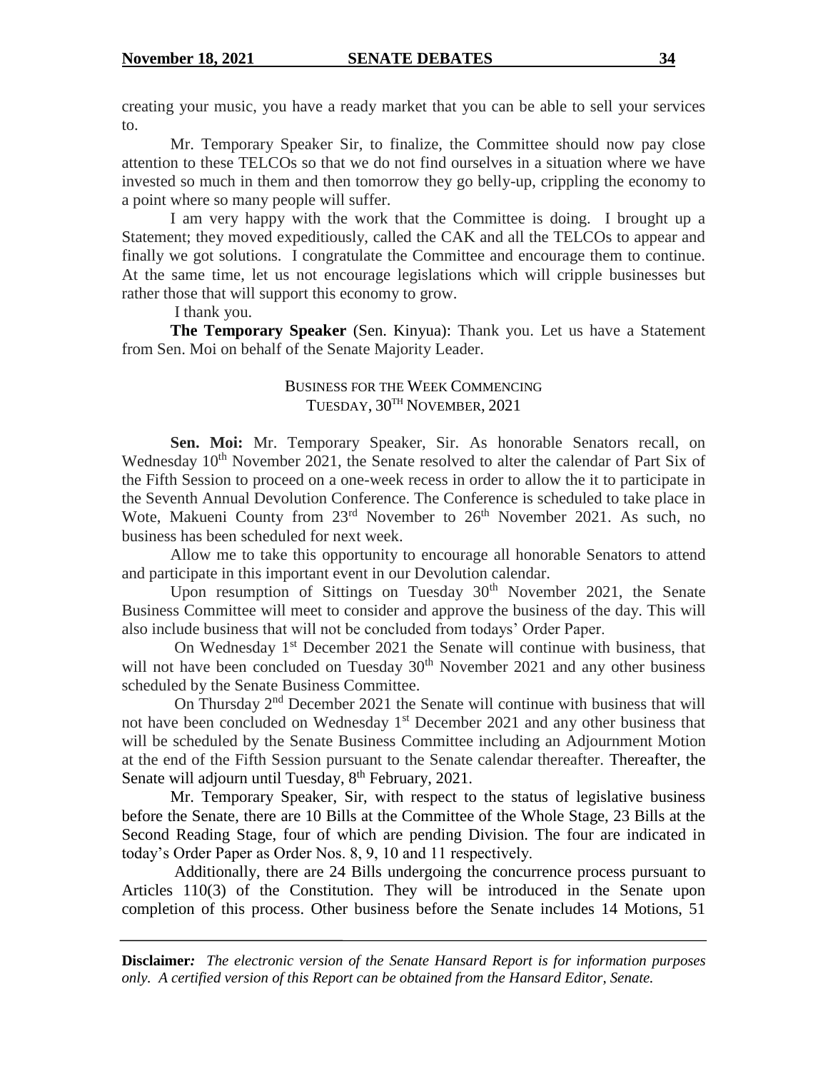creating your music, you have a ready market that you can be able to sell your services to.

Mr. Temporary Speaker Sir, to finalize, the Committee should now pay close attention to these TELCOs so that we do not find ourselves in a situation where we have invested so much in them and then tomorrow they go belly-up, crippling the economy to a point where so many people will suffer.

I am very happy with the work that the Committee is doing. I brought up a Statement; they moved expeditiously, called the CAK and all the TELCOs to appear and finally we got solutions. I congratulate the Committee and encourage them to continue. At the same time, let us not encourage legislations which will cripple businesses but rather those that will support this economy to grow.

I thank you.

**The Temporary Speaker** (Sen. Kinyua): Thank you. Let us have a Statement from Sen. Moi on behalf of the Senate Majority Leader.

## BUSINESS FOR THE WEEK COMMENCING TUESDAY, 30TH NOVEMBER, 2021

**Sen. Moi:** Mr. Temporary Speaker, Sir. As honorable Senators recall, on Wednesday 10th November 2021, the Senate resolved to alter the calendar of Part Six of the Fifth Session to proceed on a one-week recess in order to allow the it to participate in the Seventh Annual Devolution Conference. The Conference is scheduled to take place in Wote, Makueni County from 23rd November to 26th November 2021. As such, no business has been scheduled for next week.

Allow me to take this opportunity to encourage all honorable Senators to attend and participate in this important event in our Devolution calendar.

Upon resumption of Sittings on Tuesday 30th November 2021, the Senate Business Committee will meet to consider and approve the business of the day. This will also include business that will not be concluded from todays' Order Paper.

On Wednesday 1st December 2021 the Senate will continue with business, that will not have been concluded on Tuesday 30th November 2021 and any other business scheduled by the Senate Business Committee.

On Thursday 2nd December 2021 the Senate will continue with business that will not have been concluded on Wednesday 1st December 2021 and any other business that will be scheduled by the Senate Business Committee including an Adjournment Motion at the end of the Fifth Session pursuant to the Senate calendar thereafter. Thereafter, the Senate will adjourn until Tuesday, 8th February, 2021.

Mr. Temporary Speaker, Sir, with respect to the status of legislative business before the Senate, there are 10 Bills at the Committee of the Whole Stage, 23 Bills at the Second Reading Stage, four of which are pending Division. The four are indicated in today's Order Paper as Order Nos. 8, 9, 10 and 11 respectively.

Additionally, there are 24 Bills undergoing the concurrence process pursuant to Articles 110(3) of the Constitution. They will be introduced in the Senate upon completion of this process. Other business before the Senate includes 14 Motions, 51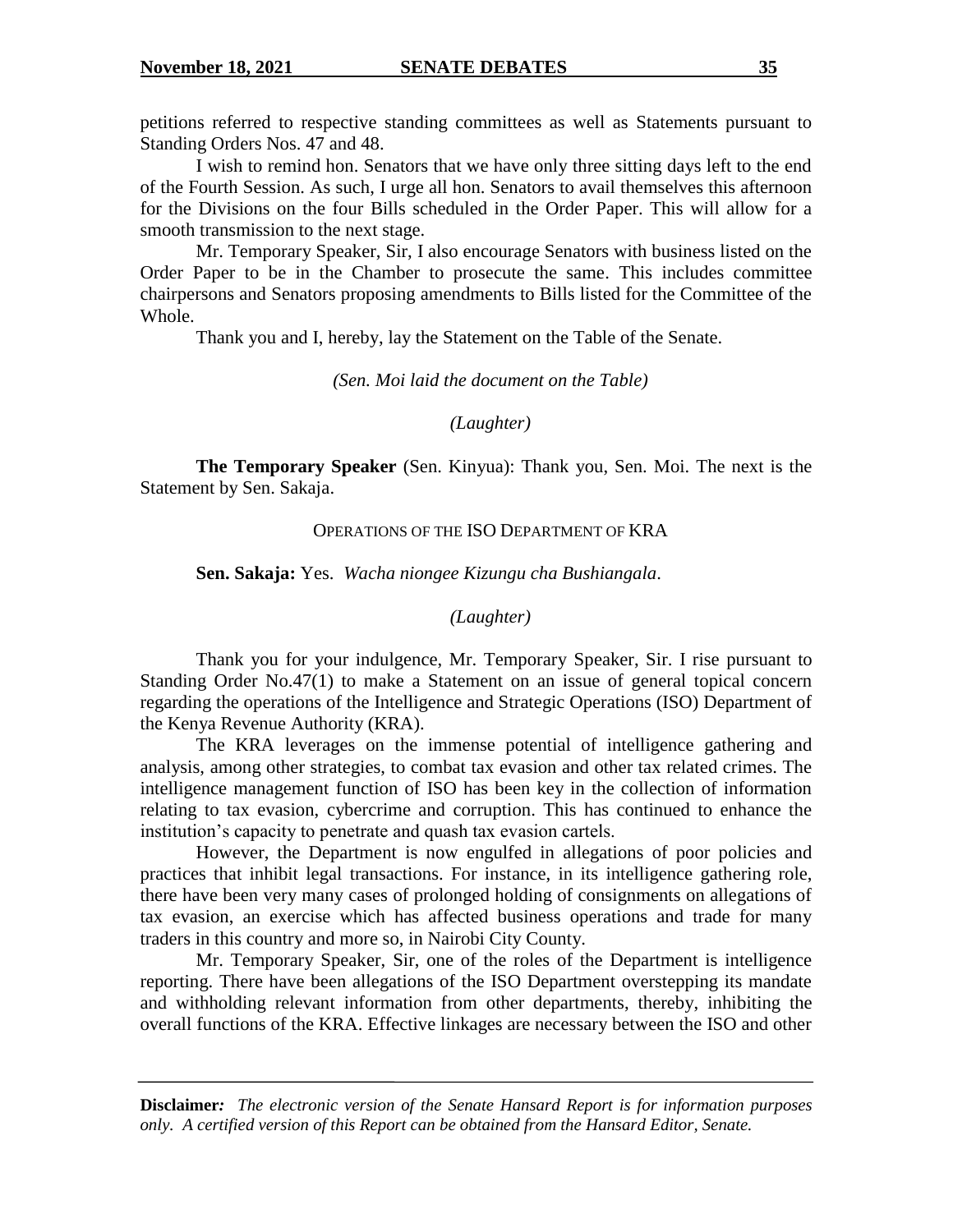petitions referred to respective standing committees as well as Statements pursuant to Standing Orders Nos. 47 and 48.

I wish to remind hon. Senators that we have only three sitting days left to the end of the Fourth Session. As such, I urge all hon. Senators to avail themselves this afternoon for the Divisions on the four Bills scheduled in the Order Paper. This will allow for a smooth transmission to the next stage.

Mr. Temporary Speaker, Sir, I also encourage Senators with business listed on the Order Paper to be in the Chamber to prosecute the same. This includes committee chairpersons and Senators proposing amendments to Bills listed for the Committee of the Whole.

Thank you and I, hereby, lay the Statement on the Table of the Senate.

*(Sen. Moi laid the document on the Table)*

*(Laughter)*

**The Temporary Speaker** (Sen. Kinyua): Thank you, Sen. Moi. The next is the Statement by Sen. Sakaja.

OPERATIONS OF THE ISO DEPARTMENT OF KRA

**Sen. Sakaja:** Yes. *Wacha niongee Kizungu cha Bushiangala*.

*(Laughter)*

Thank you for your indulgence, Mr. Temporary Speaker, Sir. I rise pursuant to Standing Order No.47(1) to make a Statement on an issue of general topical concern regarding the operations of the Intelligence and Strategic Operations (ISO) Department of the Kenya Revenue Authority (KRA).

The KRA leverages on the immense potential of intelligence gathering and analysis, among other strategies, to combat tax evasion and other tax related crimes. The intelligence management function of ISO has been key in the collection of information relating to tax evasion, cybercrime and corruption. This has continued to enhance the institution's capacity to penetrate and quash tax evasion cartels.

However, the Department is now engulfed in allegations of poor policies and practices that inhibit legal transactions. For instance, in its intelligence gathering role, there have been very many cases of prolonged holding of consignments on allegations of tax evasion, an exercise which has affected business operations and trade for many traders in this country and more so, in Nairobi City County.

Mr. Temporary Speaker, Sir, one of the roles of the Department is intelligence reporting. There have been allegations of the ISO Department overstepping its mandate and withholding relevant information from other departments, thereby, inhibiting the overall functions of the KRA. Effective linkages are necessary between the ISO and other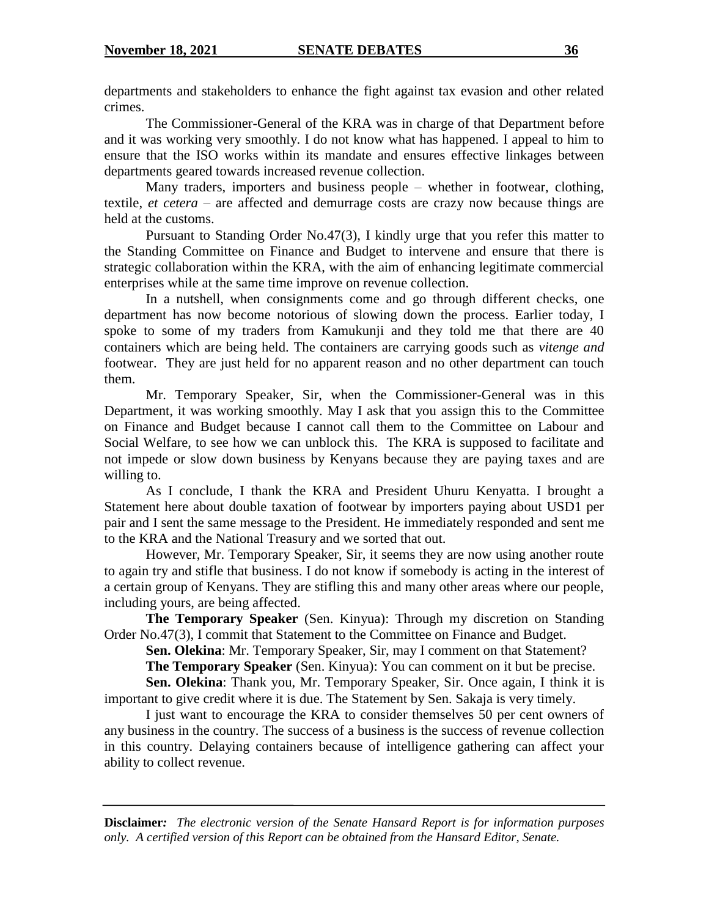departments and stakeholders to enhance the fight against tax evasion and other related crimes.

The Commissioner-General of the KRA was in charge of that Department before and it was working very smoothly. I do not know what has happened. I appeal to him to ensure that the ISO works within its mandate and ensures effective linkages between departments geared towards increased revenue collection.

Many traders, importers and business people – whether in footwear, clothing, textile, *et cetera* – are affected and demurrage costs are crazy now because things are held at the customs.

Pursuant to Standing Order No.47(3), I kindly urge that you refer this matter to the Standing Committee on Finance and Budget to intervene and ensure that there is strategic collaboration within the KRA, with the aim of enhancing legitimate commercial enterprises while at the same time improve on revenue collection.

In a nutshell, when consignments come and go through different checks, one department has now become notorious of slowing down the process. Earlier today, I spoke to some of my traders from Kamukunji and they told me that there are 40 containers which are being held. The containers are carrying goods such as *vitenge and* footwear. They are just held for no apparent reason and no other department can touch them.

Mr. Temporary Speaker, Sir, when the Commissioner-General was in this Department, it was working smoothly. May I ask that you assign this to the Committee on Finance and Budget because I cannot call them to the Committee on Labour and Social Welfare, to see how we can unblock this. The KRA is supposed to facilitate and not impede or slow down business by Kenyans because they are paying taxes and are willing to.

As I conclude, I thank the KRA and President Uhuru Kenyatta. I brought a Statement here about double taxation of footwear by importers paying about USD1 per pair and I sent the same message to the President. He immediately responded and sent me to the KRA and the National Treasury and we sorted that out.

However, Mr. Temporary Speaker, Sir, it seems they are now using another route to again try and stifle that business. I do not know if somebody is acting in the interest of a certain group of Kenyans. They are stifling this and many other areas where our people, including yours, are being affected.

**The Temporary Speaker** (Sen. Kinyua): Through my discretion on Standing Order No.47(3), I commit that Statement to the Committee on Finance and Budget.

**Sen. Olekina**: Mr. Temporary Speaker, Sir, may I comment on that Statement?

**The Temporary Speaker** (Sen. Kinyua): You can comment on it but be precise.

**Sen. Olekina**: Thank you, Mr. Temporary Speaker, Sir. Once again, I think it is important to give credit where it is due. The Statement by Sen. Sakaja is very timely.

I just want to encourage the KRA to consider themselves 50 per cent owners of any business in the country. The success of a business is the success of revenue collection in this country. Delaying containers because of intelligence gathering can affect your ability to collect revenue.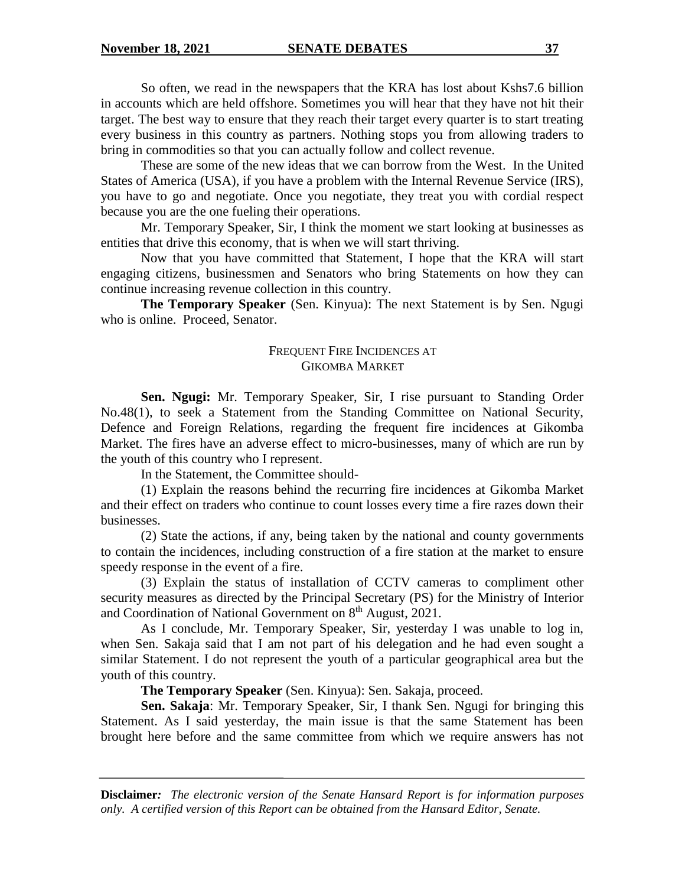So often, we read in the newspapers that the KRA has lost about Kshs7.6 billion in accounts which are held offshore. Sometimes you will hear that they have not hit their target. The best way to ensure that they reach their target every quarter is to start treating every business in this country as partners. Nothing stops you from allowing traders to bring in commodities so that you can actually follow and collect revenue.

These are some of the new ideas that we can borrow from the West. In the United States of America (USA), if you have a problem with the Internal Revenue Service (IRS), you have to go and negotiate. Once you negotiate, they treat you with cordial respect because you are the one fueling their operations.

Mr. Temporary Speaker, Sir, I think the moment we start looking at businesses as entities that drive this economy, that is when we will start thriving.

Now that you have committed that Statement, I hope that the KRA will start engaging citizens, businessmen and Senators who bring Statements on how they can continue increasing revenue collection in this country.

**The Temporary Speaker** (Sen. Kinyua): The next Statement is by Sen. Ngugi who is online. Proceed, Senator.

## FREQUENT FIRE INCIDENCES AT GIKOMBA MARKET

**Sen. Ngugi:** Mr. Temporary Speaker, Sir, I rise pursuant to Standing Order No.48(1), to seek a Statement from the Standing Committee on National Security, Defence and Foreign Relations, regarding the frequent fire incidences at Gikomba Market. The fires have an adverse effect to micro-businesses, many of which are run by the youth of this country who I represent.

In the Statement, the Committee should-

(1) Explain the reasons behind the recurring fire incidences at Gikomba Market and their effect on traders who continue to count losses every time a fire razes down their businesses.

(2) State the actions, if any, being taken by the national and county governments to contain the incidences, including construction of a fire station at the market to ensure speedy response in the event of a fire.

(3) Explain the status of installation of CCTV cameras to compliment other security measures as directed by the Principal Secretary (PS) for the Ministry of Interior and Coordination of National Government on 8th August, 2021.

As I conclude, Mr. Temporary Speaker, Sir, yesterday I was unable to log in, when Sen. Sakaja said that I am not part of his delegation and he had even sought a similar Statement. I do not represent the youth of a particular geographical area but the youth of this country.

**The Temporary Speaker** (Sen. Kinyua): Sen. Sakaja, proceed.

**Sen. Sakaja**: Mr. Temporary Speaker, Sir, I thank Sen. Ngugi for bringing this Statement. As I said yesterday, the main issue is that the same Statement has been brought here before and the same committee from which we require answers has not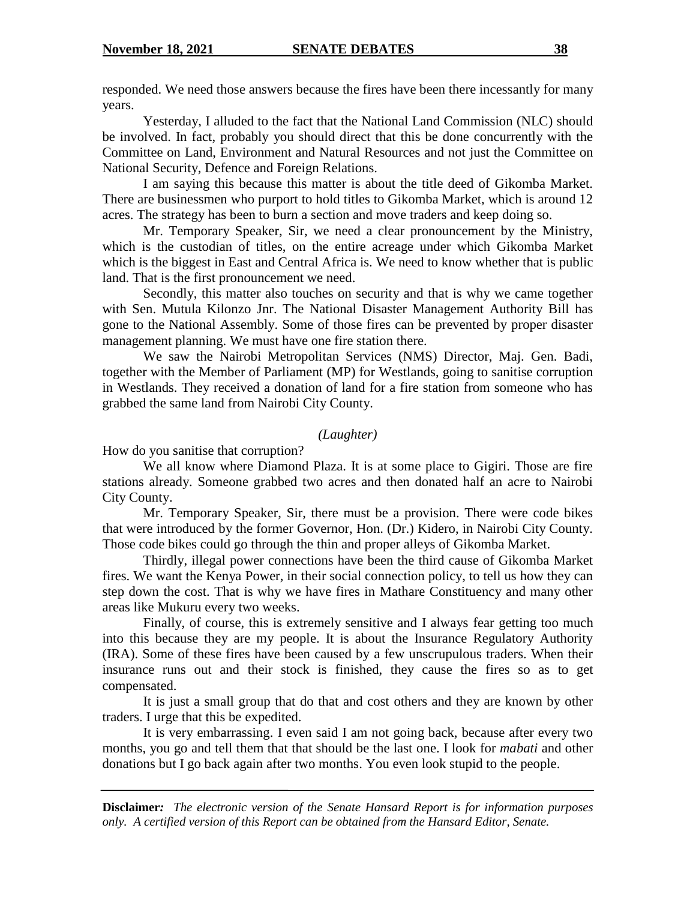responded. We need those answers because the fires have been there incessantly for many years.

Yesterday, I alluded to the fact that the National Land Commission (NLC) should be involved. In fact, probably you should direct that this be done concurrently with the Committee on Land, Environment and Natural Resources and not just the Committee on National Security, Defence and Foreign Relations.

I am saying this because this matter is about the title deed of Gikomba Market. There are businessmen who purport to hold titles to Gikomba Market, which is around 12 acres. The strategy has been to burn a section and move traders and keep doing so.

Mr. Temporary Speaker, Sir, we need a clear pronouncement by the Ministry, which is the custodian of titles, on the entire acreage under which Gikomba Market which is the biggest in East and Central Africa is. We need to know whether that is public land. That is the first pronouncement we need.

Secondly, this matter also touches on security and that is why we came together with Sen. Mutula Kilonzo Jnr. The National Disaster Management Authority Bill has gone to the National Assembly. Some of those fires can be prevented by proper disaster management planning. We must have one fire station there.

We saw the Nairobi Metropolitan Services (NMS) Director, Maj. Gen. Badi, together with the Member of Parliament (MP) for Westlands, going to sanitise corruption in Westlands. They received a donation of land for a fire station from someone who has grabbed the same land from Nairobi City County.

*(Laughter)*

How do you sanitise that corruption?

We all know where Diamond Plaza. It is at some place to Gigiri. Those are fire stations already. Someone grabbed two acres and then donated half an acre to Nairobi City County.

Mr. Temporary Speaker, Sir, there must be a provision. There were code bikes that were introduced by the former Governor, Hon. (Dr.) Kidero, in Nairobi City County. Those code bikes could go through the thin and proper alleys of Gikomba Market.

Thirdly, illegal power connections have been the third cause of Gikomba Market fires. We want the Kenya Power, in their social connection policy, to tell us how they can step down the cost. That is why we have fires in Mathare Constituency and many other areas like Mukuru every two weeks.

Finally, of course, this is extremely sensitive and I always fear getting too much into this because they are my people. It is about the Insurance Regulatory Authority (IRA). Some of these fires have been caused by a few unscrupulous traders. When their insurance runs out and their stock is finished, they cause the fires so as to get compensated.

It is just a small group that do that and cost others and they are known by other traders. I urge that this be expedited.

It is very embarrassing. I even said I am not going back, because after every two months, you go and tell them that that should be the last one. I look for *mabati* and other donations but I go back again after two months. You even look stupid to the people.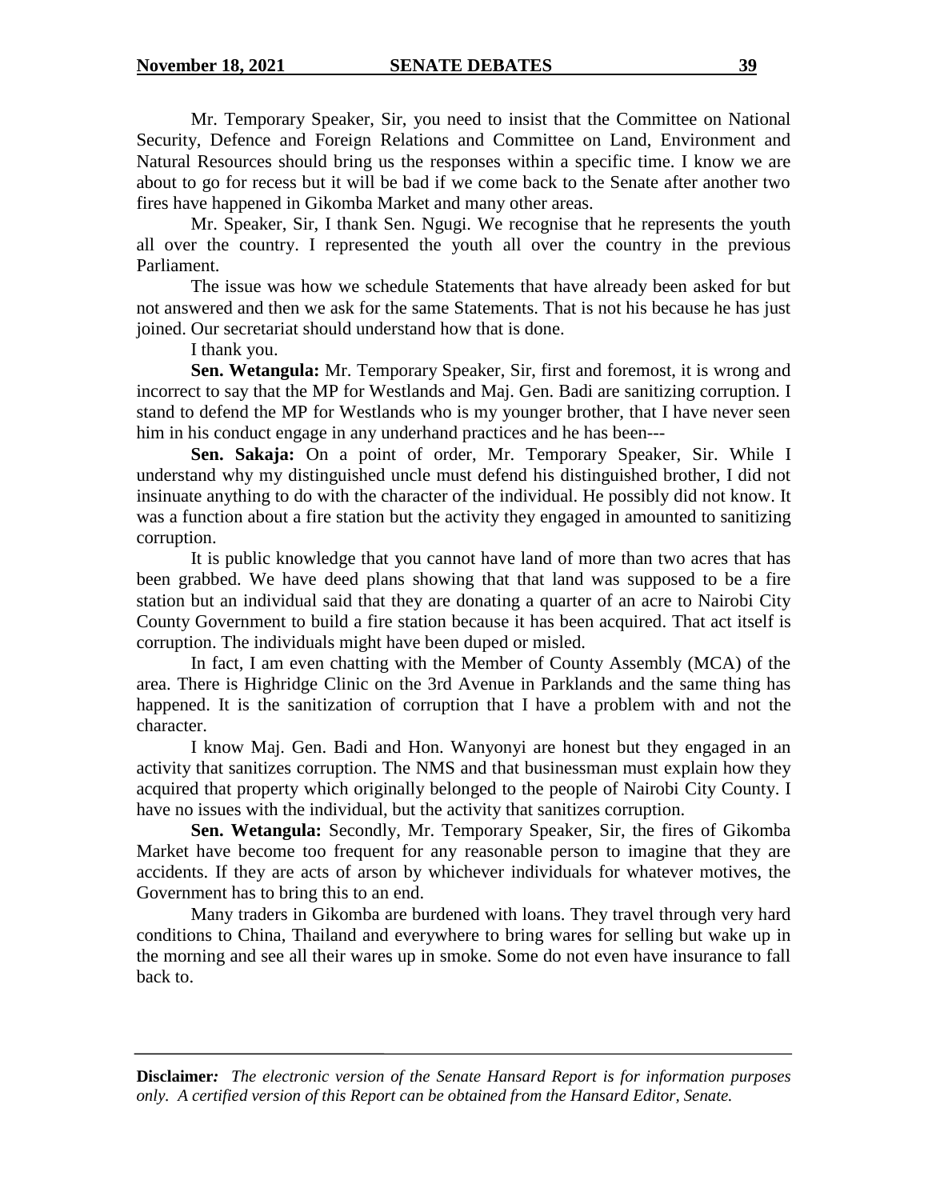Mr. Temporary Speaker, Sir, you need to insist that the Committee on National Security, Defence and Foreign Relations and Committee on Land, Environment and Natural Resources should bring us the responses within a specific time. I know we are about to go for recess but it will be bad if we come back to the Senate after another two fires have happened in Gikomba Market and many other areas.

Mr. Speaker, Sir, I thank Sen. Ngugi. We recognise that he represents the youth all over the country. I represented the youth all over the country in the previous Parliament.

The issue was how we schedule Statements that have already been asked for but not answered and then we ask for the same Statements. That is not his because he has just joined. Our secretariat should understand how that is done.

I thank you.

**Sen. Wetangula:** Mr. Temporary Speaker, Sir, first and foremost, it is wrong and incorrect to say that the MP for Westlands and Maj. Gen. Badi are sanitizing corruption. I stand to defend the MP for Westlands who is my younger brother, that I have never seen him in his conduct engage in any underhand practices and he has been---

**Sen. Sakaja:** On a point of order, Mr. Temporary Speaker, Sir. While I understand why my distinguished uncle must defend his distinguished brother, I did not insinuate anything to do with the character of the individual. He possibly did not know. It was a function about a fire station but the activity they engaged in amounted to sanitizing corruption.

It is public knowledge that you cannot have land of more than two acres that has been grabbed. We have deed plans showing that that land was supposed to be a fire station but an individual said that they are donating a quarter of an acre to Nairobi City County Government to build a fire station because it has been acquired. That act itself is corruption. The individuals might have been duped or misled.

In fact, I am even chatting with the Member of County Assembly (MCA) of the area. There is Highridge Clinic on the 3rd Avenue in Parklands and the same thing has happened. It is the sanitization of corruption that I have a problem with and not the character.

I know Maj. Gen. Badi and Hon. Wanyonyi are honest but they engaged in an activity that sanitizes corruption. The NMS and that businessman must explain how they acquired that property which originally belonged to the people of Nairobi City County. I have no issues with the individual, but the activity that sanitizes corruption.

**Sen. Wetangula:** Secondly, Mr. Temporary Speaker, Sir, the fires of Gikomba Market have become too frequent for any reasonable person to imagine that they are accidents. If they are acts of arson by whichever individuals for whatever motives, the Government has to bring this to an end.

Many traders in Gikomba are burdened with loans. They travel through very hard conditions to China, Thailand and everywhere to bring wares for selling but wake up in the morning and see all their wares up in smoke. Some do not even have insurance to fall back to.

**Disclaimer:** *The electronic version of the Senate Hansard Report is for information purposes only. A certified version of this Report can be obtained from the Hansard Editor, Senate.*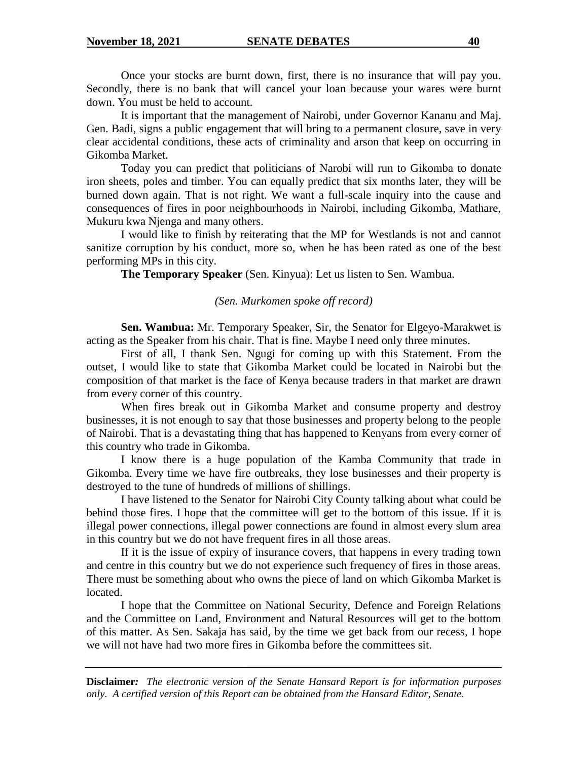Once your stocks are burnt down, first, there is no insurance that will pay you. Secondly, there is no bank that will cancel your loan because your wares were burnt down. You must be held to account.

It is important that the management of Nairobi, under Governor Kananu and Maj. Gen. Badi, signs a public engagement that will bring to a permanent closure, save in very clear accidental conditions, these acts of criminality and arson that keep on occurring in Gikomba Market.

Today you can predict that politicians of Narobi will run to Gikomba to donate iron sheets, poles and timber. You can equally predict that six months later, they will be burned down again. That is not right. We want a full-scale inquiry into the cause and consequences of fires in poor neighbourhoods in Nairobi, including Gikomba, Mathare, Mukuru kwa Njenga and many others.

I would like to finish by reiterating that the MP for Westlands is not and cannot sanitize corruption by his conduct, more so, when he has been rated as one of the best performing MPs in this city.

**The Temporary Speaker** (Sen. Kinyua): Let us listen to Sen. Wambua.

*(Sen. Murkomen spoke off record)*

**Sen. Wambua:** Mr. Temporary Speaker, Sir, the Senator for Elgeyo-Marakwet is acting as the Speaker from his chair. That is fine. Maybe I need only three minutes.

First of all, I thank Sen. Ngugi for coming up with this Statement. From the outset, I would like to state that Gikomba Market could be located in Nairobi but the composition of that market is the face of Kenya because traders in that market are drawn from every corner of this country.

When fires break out in Gikomba Market and consume property and destroy businesses, it is not enough to say that those businesses and property belong to the people of Nairobi. That is a devastating thing that has happened to Kenyans from every corner of this country who trade in Gikomba.

I know there is a huge population of the Kamba Community that trade in Gikomba. Every time we have fire outbreaks, they lose businesses and their property is destroyed to the tune of hundreds of millions of shillings.

I have listened to the Senator for Nairobi City County talking about what could be behind those fires. I hope that the committee will get to the bottom of this issue. If it is illegal power connections, illegal power connections are found in almost every slum area in this country but we do not have frequent fires in all those areas.

If it is the issue of expiry of insurance covers, that happens in every trading town and centre in this country but we do not experience such frequency of fires in those areas. There must be something about who owns the piece of land on which Gikomba Market is located.

I hope that the Committee on National Security, Defence and Foreign Relations and the Committee on Land, Environment and Natural Resources will get to the bottom of this matter. As Sen. Sakaja has said, by the time we get back from our recess, I hope we will not have had two more fires in Gikomba before the committees sit.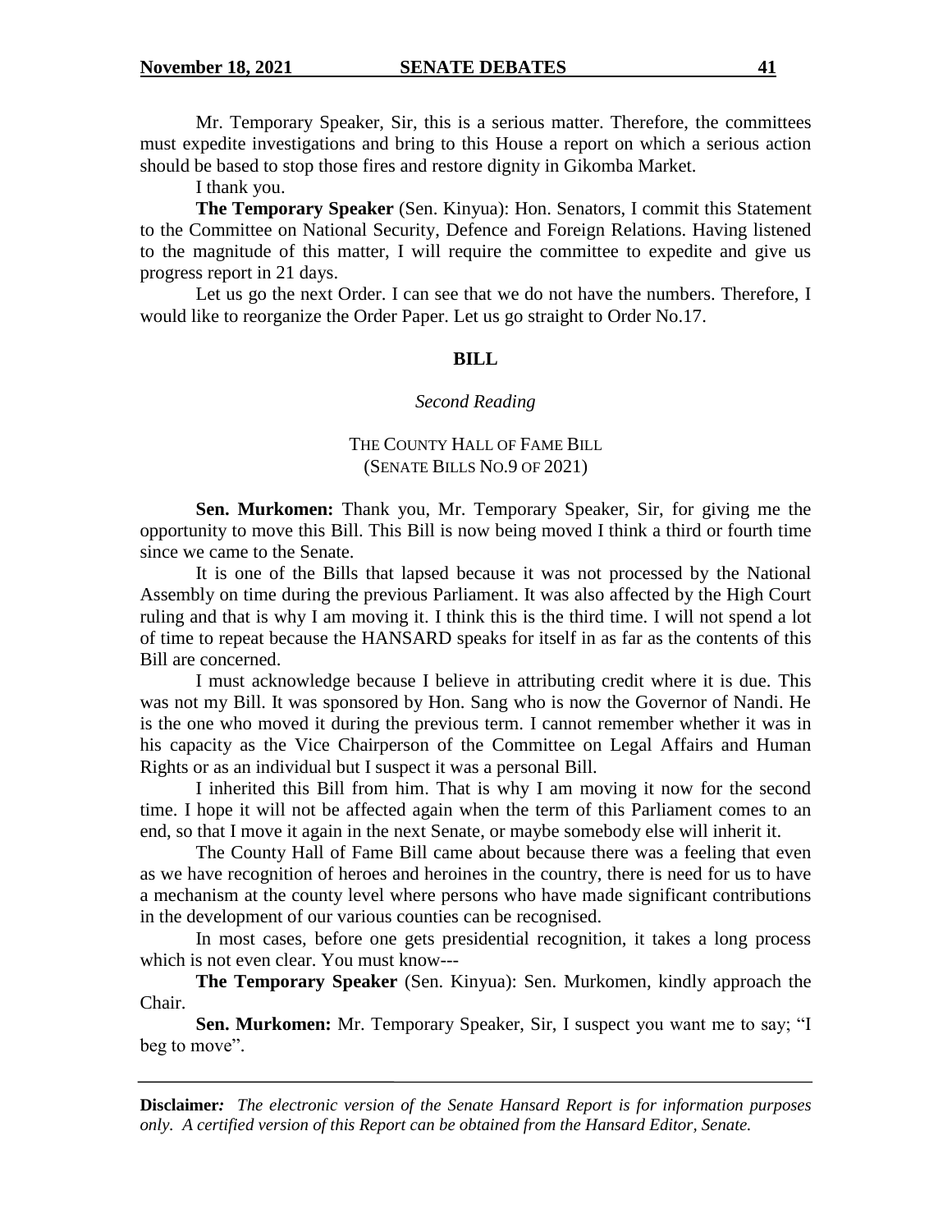Mr. Temporary Speaker, Sir, this is a serious matter. Therefore, the committees must expedite investigations and bring to this House a report on which a serious action should be based to stop those fires and restore dignity in Gikomba Market.

I thank you.

**The Temporary Speaker** (Sen. Kinyua): Hon. Senators, I commit this Statement to the Committee on National Security, Defence and Foreign Relations. Having listened to the magnitude of this matter, I will require the committee to expedite and give us progress report in 21 days.

Let us go the next Order. I can see that we do not have the numbers. Therefore, I would like to reorganize the Order Paper. Let us go straight to Order No.17.

**BILL**

*Second Reading*

THE COUNTY HALL OF FAME BILL
(SENATE BILLS NO.9 OF 2021)

**Sen. Murkomen:** Thank you, Mr. Temporary Speaker, Sir, for giving me the opportunity to move this Bill. This Bill is now being moved I think a third or fourth time since we came to the Senate.

It is one of the Bills that lapsed because it was not processed by the National Assembly on time during the previous Parliament. It was also affected by the High Court ruling and that is why I am moving it. I think this is the third time. I will not spend a lot of time to repeat because the HANSARD speaks for itself in as far as the contents of this Bill are concerned.

I must acknowledge because I believe in attributing credit where it is due. This was not my Bill. It was sponsored by Hon. Sang who is now the Governor of Nandi. He is the one who moved it during the previous term. I cannot remember whether it was in his capacity as the Vice Chairperson of the Committee on Legal Affairs and Human Rights or as an individual but I suspect it was a personal Bill.

I inherited this Bill from him. That is why I am moving it now for the second time. I hope it will not be affected again when the term of this Parliament comes to an end, so that I move it again in the next Senate, or maybe somebody else will inherit it.

The County Hall of Fame Bill came about because there was a feeling that even as we have recognition of heroes and heroines in the country, there is need for us to have a mechanism at the county level where persons who have made significant contributions in the development of our various counties can be recognised.

In most cases, before one gets presidential recognition, it takes a long process which is not even clear. You must know---

**The Temporary Speaker** (Sen. Kinyua): Sen. Murkomen, kindly approach the Chair.

**Sen. Murkomen:** Mr. Temporary Speaker, Sir, I suspect you want me to say; "I beg to move".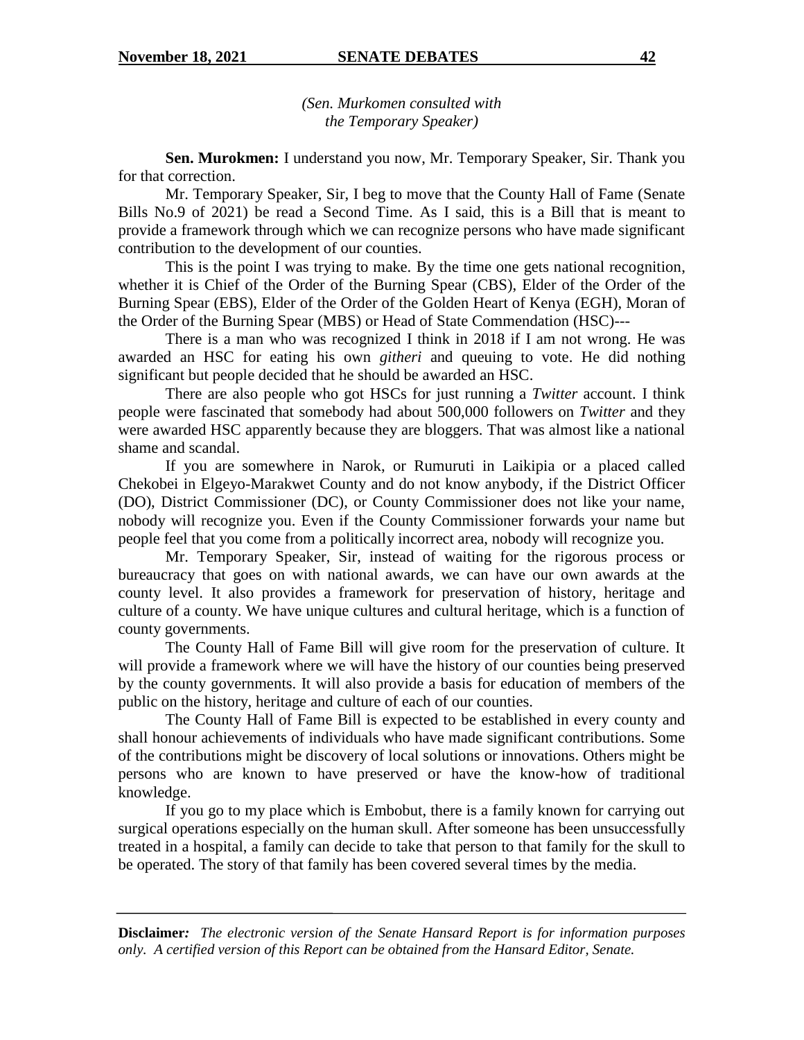*(Sen. Murkomen consulted with the Temporary Speaker)*

**Sen. Murokmen:** I understand you now, Mr. Temporary Speaker, Sir. Thank you for that correction.

Mr. Temporary Speaker, Sir, I beg to move that the County Hall of Fame (Senate Bills No.9 of 2021) be read a Second Time. As I said, this is a Bill that is meant to provide a framework through which we can recognize persons who have made significant contribution to the development of our counties.

This is the point I was trying to make. By the time one gets national recognition, whether it is Chief of the Order of the Burning Spear (CBS), Elder of the Order of the Burning Spear (EBS), Elder of the Order of the Golden Heart of Kenya (EGH), Moran of the Order of the Burning Spear (MBS) or Head of State Commendation (HSC)---

There is a man who was recognized I think in 2018 if I am not wrong. He was awarded an HSC for eating his own *githeri* and queuing to vote. He did nothing significant but people decided that he should be awarded an HSC.

There are also people who got HSCs for just running a *Twitter* account. I think people were fascinated that somebody had about 500,000 followers on *Twitter* and they were awarded HSC apparently because they are bloggers. That was almost like a national shame and scandal.

If you are somewhere in Narok, or Rumuruti in Laikipia or a placed called Chekobei in Elgeyo-Marakwet County and do not know anybody, if the District Officer (DO), District Commissioner (DC), or County Commissioner does not like your name, nobody will recognize you. Even if the County Commissioner forwards your name but people feel that you come from a politically incorrect area, nobody will recognize you.

Mr. Temporary Speaker, Sir, instead of waiting for the rigorous process or bureaucracy that goes on with national awards, we can have our own awards at the county level. It also provides a framework for preservation of history, heritage and culture of a county. We have unique cultures and cultural heritage, which is a function of county governments.

The County Hall of Fame Bill will give room for the preservation of culture. It will provide a framework where we will have the history of our counties being preserved by the county governments. It will also provide a basis for education of members of the public on the history, heritage and culture of each of our counties.

The County Hall of Fame Bill is expected to be established in every county and shall honour achievements of individuals who have made significant contributions. Some of the contributions might be discovery of local solutions or innovations. Others might be persons who are known to have preserved or have the know-how of traditional knowledge.

If you go to my place which is Embobut, there is a family known for carrying out surgical operations especially on the human skull. After someone has been unsuccessfully treated in a hospital, a family can decide to take that person to that family for the skull to be operated. The story of that family has been covered several times by the media.

**Disclaimer***:* *The electronic version of the Senate Hansard Report is for information purposes only. A certified version of this Report can be obtained from the Hansard Editor, Senate.*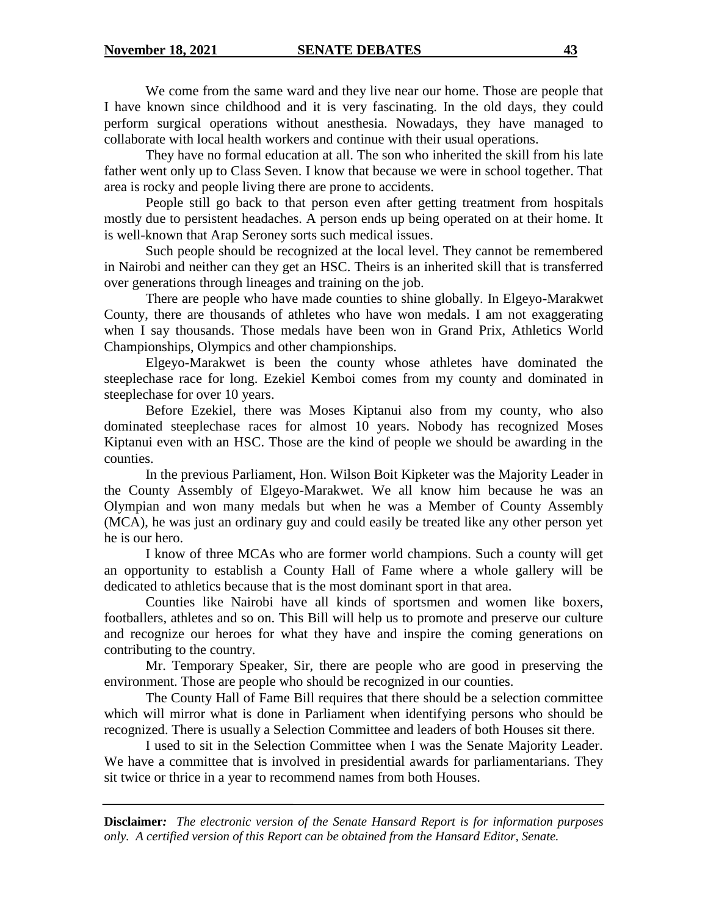We come from the same ward and they live near our home. Those are people that I have known since childhood and it is very fascinating. In the old days, they could perform surgical operations without anesthesia. Nowadays, they have managed to collaborate with local health workers and continue with their usual operations.

They have no formal education at all. The son who inherited the skill from his late father went only up to Class Seven. I know that because we were in school together. That area is rocky and people living there are prone to accidents.

People still go back to that person even after getting treatment from hospitals mostly due to persistent headaches. A person ends up being operated on at their home. It is well-known that Arap Seroney sorts such medical issues.

Such people should be recognized at the local level. They cannot be remembered in Nairobi and neither can they get an HSC. Theirs is an inherited skill that is transferred over generations through lineages and training on the job.

There are people who have made counties to shine globally. In Elgeyo-Marakwet County, there are thousands of athletes who have won medals. I am not exaggerating when I say thousands. Those medals have been won in Grand Prix, Athletics World Championships, Olympics and other championships.

Elgeyo-Marakwet is been the county whose athletes have dominated the steeplechase race for long. Ezekiel Kemboi comes from my county and dominated in steeplechase for over 10 years.

Before Ezekiel, there was Moses Kiptanui also from my county, who also dominated steeplechase races for almost 10 years. Nobody has recognized Moses Kiptanui even with an HSC. Those are the kind of people we should be awarding in the counties.

In the previous Parliament, Hon. Wilson Boit Kipketer was the Majority Leader in the County Assembly of Elgeyo-Marakwet. We all know him because he was an Olympian and won many medals but when he was a Member of County Assembly (MCA), he was just an ordinary guy and could easily be treated like any other person yet he is our hero.

I know of three MCAs who are former world champions. Such a county will get an opportunity to establish a County Hall of Fame where a whole gallery will be dedicated to athletics because that is the most dominant sport in that area.

Counties like Nairobi have all kinds of sportsmen and women like boxers, footballers, athletes and so on. This Bill will help us to promote and preserve our culture and recognize our heroes for what they have and inspire the coming generations on contributing to the country.

Mr. Temporary Speaker, Sir, there are people who are good in preserving the environment. Those are people who should be recognized in our counties.

The County Hall of Fame Bill requires that there should be a selection committee which will mirror what is done in Parliament when identifying persons who should be recognized. There is usually a Selection Committee and leaders of both Houses sit there.

I used to sit in the Selection Committee when I was the Senate Majority Leader. We have a committee that is involved in presidential awards for parliamentarians. They sit twice or thrice in a year to recommend names from both Houses.

---

**Disclaimer:** *The electronic version of the Senate Hansard Report is for information purposes only. A certified version of this Report can be obtained from the Hansard Editor, Senate.*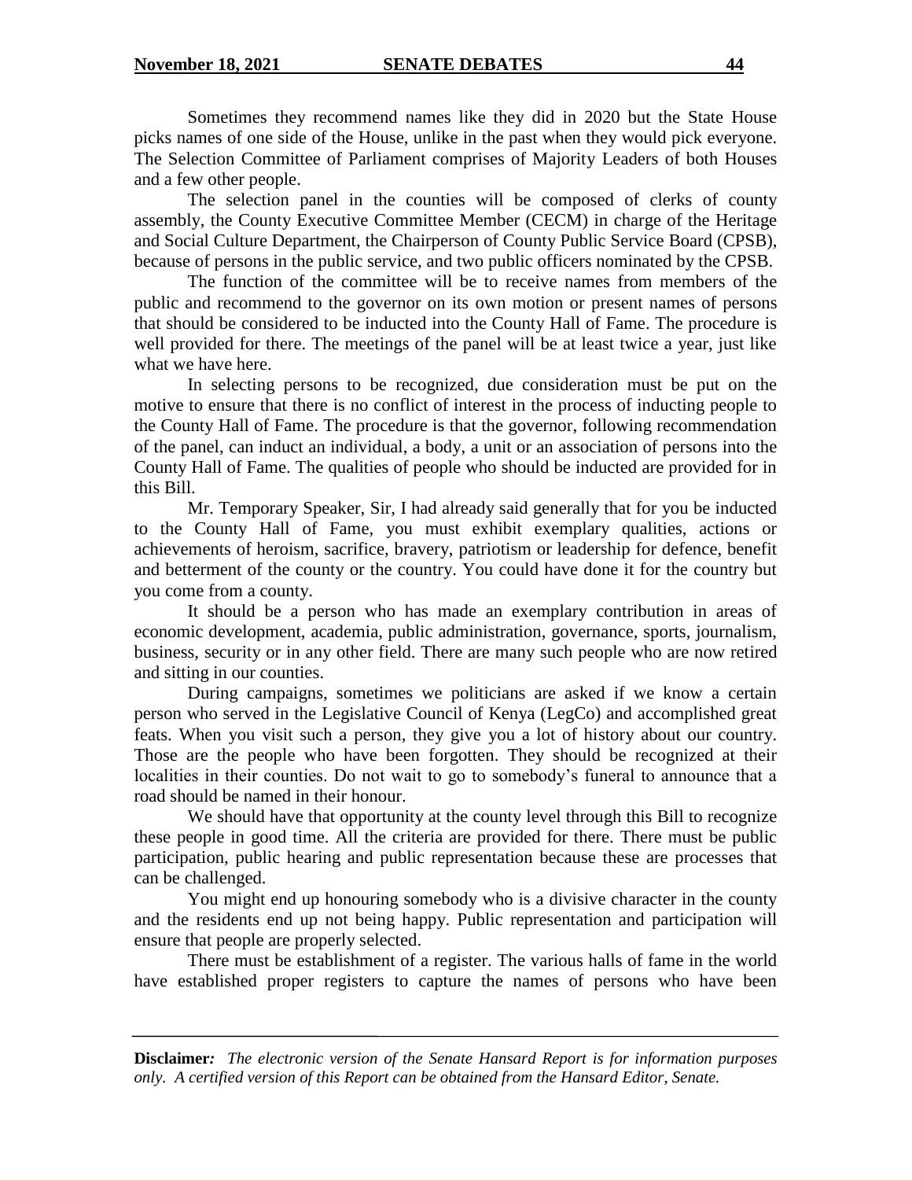Sometimes they recommend names like they did in 2020 but the State House picks names of one side of the House, unlike in the past when they would pick everyone. The Selection Committee of Parliament comprises of Majority Leaders of both Houses and a few other people.

The selection panel in the counties will be composed of clerks of county assembly, the County Executive Committee Member (CECM) in charge of the Heritage and Social Culture Department, the Chairperson of County Public Service Board (CPSB), because of persons in the public service, and two public officers nominated by the CPSB.

The function of the committee will be to receive names from members of the public and recommend to the governor on its own motion or present names of persons that should be considered to be inducted into the County Hall of Fame. The procedure is well provided for there. The meetings of the panel will be at least twice a year, just like what we have here.

In selecting persons to be recognized, due consideration must be put on the motive to ensure that there is no conflict of interest in the process of inducting people to the County Hall of Fame. The procedure is that the governor, following recommendation of the panel, can induct an individual, a body, a unit or an association of persons into the County Hall of Fame. The qualities of people who should be inducted are provided for in this Bill.

Mr. Temporary Speaker, Sir, I had already said generally that for you be inducted to the County Hall of Fame, you must exhibit exemplary qualities, actions or achievements of heroism, sacrifice, bravery, patriotism or leadership for defence, benefit and betterment of the county or the country. You could have done it for the country but you come from a county.

It should be a person who has made an exemplary contribution in areas of economic development, academia, public administration, governance, sports, journalism, business, security or in any other field. There are many such people who are now retired and sitting in our counties.

During campaigns, sometimes we politicians are asked if we know a certain person who served in the Legislative Council of Kenya (LegCo) and accomplished great feats. When you visit such a person, they give you a lot of history about our country. Those are the people who have been forgotten. They should be recognized at their localities in their counties. Do not wait to go to somebody's funeral to announce that a road should be named in their honour.

We should have that opportunity at the county level through this Bill to recognize these people in good time. All the criteria are provided for there. There must be public participation, public hearing and public representation because these are processes that can be challenged.

You might end up honouring somebody who is a divisive character in the county and the residents end up not being happy. Public representation and participation will ensure that people are properly selected.

There must be establishment of a register. The various halls of fame in the world have established proper registers to capture the names of persons who have been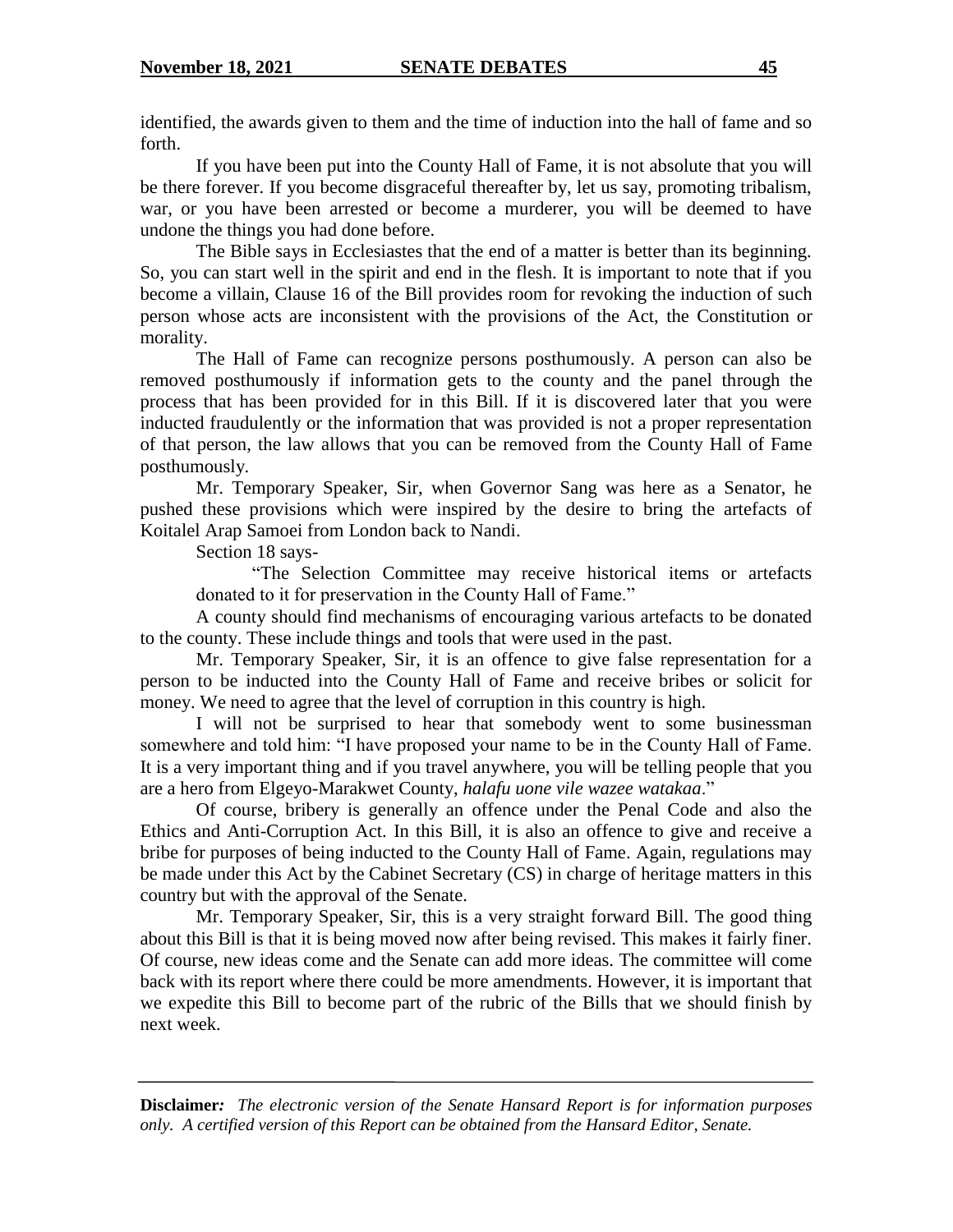identified, the awards given to them and the time of induction into the hall of fame and so forth.

If you have been put into the County Hall of Fame, it is not absolute that you will be there forever. If you become disgraceful thereafter by, let us say, promoting tribalism, war, or you have been arrested or become a murderer, you will be deemed to have undone the things you had done before.

The Bible says in Ecclesiastes that the end of a matter is better than its beginning. So, you can start well in the spirit and end in the flesh. It is important to note that if you become a villain, Clause 16 of the Bill provides room for revoking the induction of such person whose acts are inconsistent with the provisions of the Act, the Constitution or morality.

The Hall of Fame can recognize persons posthumously. A person can also be removed posthumously if information gets to the county and the panel through the process that has been provided for in this Bill. If it is discovered later that you were inducted fraudulently or the information that was provided is not a proper representation of that person, the law allows that you can be removed from the County Hall of Fame posthumously.

Mr. Temporary Speaker, Sir, when Governor Sang was here as a Senator, he pushed these provisions which were inspired by the desire to bring the artefacts of Koitalel Arap Samoei from London back to Nandi.

Section 18 says-

> "The Selection Committee may receive historical items or artefacts donated to it for preservation in the County Hall of Fame."

A county should find mechanisms of encouraging various artefacts to be donated to the county. These include things and tools that were used in the past.

Mr. Temporary Speaker, Sir, it is an offence to give false representation for a person to be inducted into the County Hall of Fame and receive bribes or solicit for money. We need to agree that the level of corruption in this country is high.

I will not be surprised to hear that somebody went to some businessman somewhere and told him: "I have proposed your name to be in the County Hall of Fame. It is a very important thing and if you travel anywhere, you will be telling people that you are a hero from Elgeyo-Marakwet County, *halafu uone vile wazee watakaa*."

Of course, bribery is generally an offence under the Penal Code and also the Ethics and Anti-Corruption Act. In this Bill, it is also an offence to give and receive a bribe for purposes of being inducted to the County Hall of Fame. Again, regulations may be made under this Act by the Cabinet Secretary (CS) in charge of heritage matters in this country but with the approval of the Senate.

Mr. Temporary Speaker, Sir, this is a very straight forward Bill. The good thing about this Bill is that it is being moved now after being revised. This makes it fairly finer. Of course, new ideas come and the Senate can add more ideas. The committee will come back with its report where there could be more amendments. However, it is important that we expedite this Bill to become part of the rubric of the Bills that we should finish by next week.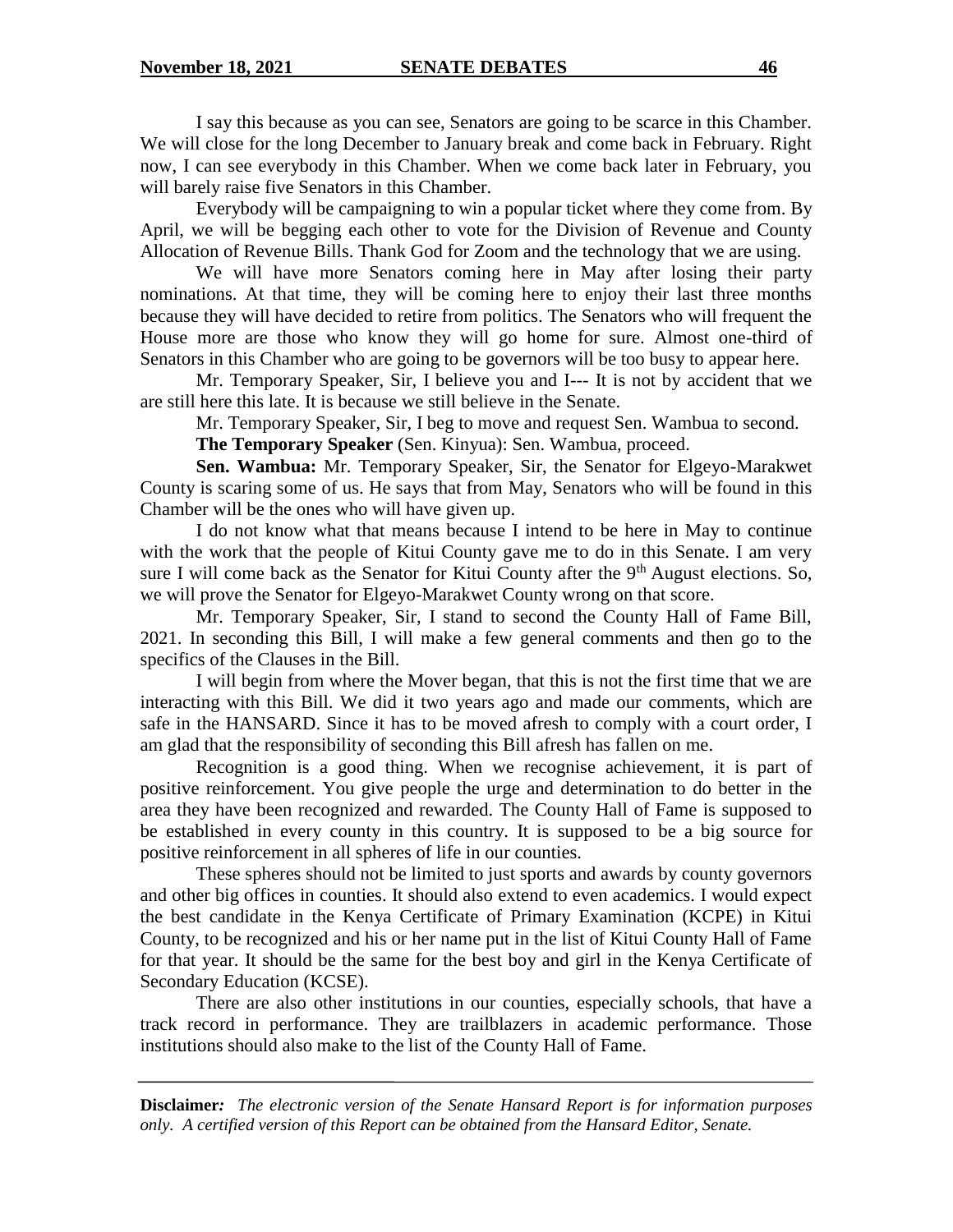I say this because as you can see, Senators are going to be scarce in this Chamber. We will close for the long December to January break and come back in February. Right now, I can see everybody in this Chamber. When we come back later in February, you will barely raise five Senators in this Chamber.

Everybody will be campaigning to win a popular ticket where they come from. By April, we will be begging each other to vote for the Division of Revenue and County Allocation of Revenue Bills. Thank God for Zoom and the technology that we are using.

We will have more Senators coming here in May after losing their party nominations. At that time, they will be coming here to enjoy their last three months because they will have decided to retire from politics. The Senators who will frequent the House more are those who know they will go home for sure. Almost one-third of Senators in this Chamber who are going to be governors will be too busy to appear here.

Mr. Temporary Speaker, Sir, I believe you and I--- It is not by accident that we are still here this late. It is because we still believe in the Senate.

Mr. Temporary Speaker, Sir, I beg to move and request Sen. Wambua to second.

**The Temporary Speaker** (Sen. Kinyua): Sen. Wambua, proceed.

**Sen. Wambua:** Mr. Temporary Speaker, Sir, the Senator for Elgeyo-Marakwet County is scaring some of us. He says that from May, Senators who will be found in this Chamber will be the ones who will have given up.

I do not know what that means because I intend to be here in May to continue with the work that the people of Kitui County gave me to do in this Senate. I am very sure I will come back as the Senator for Kitui County after the 9th August elections. So, we will prove the Senator for Elgeyo-Marakwet County wrong on that score.

Mr. Temporary Speaker, Sir, I stand to second the County Hall of Fame Bill, 2021. In seconding this Bill, I will make a few general comments and then go to the specifics of the Clauses in the Bill.

I will begin from where the Mover began, that this is not the first time that we are interacting with this Bill. We did it two years ago and made our comments, which are safe in the HANSARD. Since it has to be moved afresh to comply with a court order, I am glad that the responsibility of seconding this Bill afresh has fallen on me.

Recognition is a good thing. When we recognise achievement, it is part of positive reinforcement. You give people the urge and determination to do better in the area they have been recognized and rewarded. The County Hall of Fame is supposed to be established in every county in this country. It is supposed to be a big source for positive reinforcement in all spheres of life in our counties.

These spheres should not be limited to just sports and awards by county governors and other big offices in counties. It should also extend to even academics. I would expect the best candidate in the Kenya Certificate of Primary Examination (KCPE) in Kitui County, to be recognized and his or her name put in the list of Kitui County Hall of Fame for that year. It should be the same for the best boy and girl in the Kenya Certificate of Secondary Education (KCSE).

There are also other institutions in our counties, especially schools, that have a track record in performance. They are trailblazers in academic performance. Those institutions should also make to the list of the County Hall of Fame.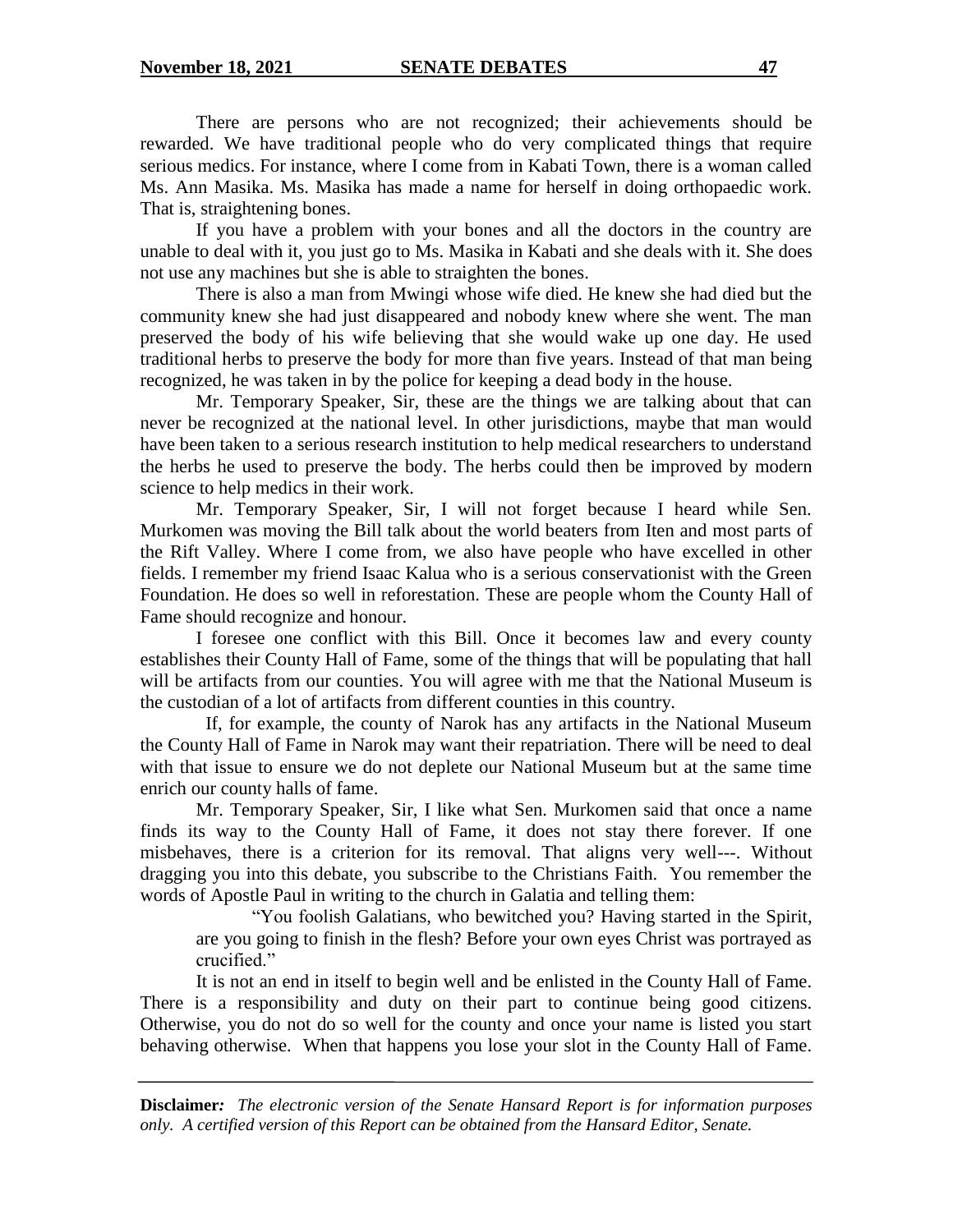There are persons who are not recognized; their achievements should be rewarded. We have traditional people who do very complicated things that require serious medics. For instance, where I come from in Kabati Town, there is a woman called Ms. Ann Masika. Ms. Masika has made a name for herself in doing orthopaedic work. That is, straightening bones.

If you have a problem with your bones and all the doctors in the country are unable to deal with it, you just go to Ms. Masika in Kabati and she deals with it. She does not use any machines but she is able to straighten the bones.

There is also a man from Mwingi whose wife died. He knew she had died but the community knew she had just disappeared and nobody knew where she went. The man preserved the body of his wife believing that she would wake up one day. He used traditional herbs to preserve the body for more than five years. Instead of that man being recognized, he was taken in by the police for keeping a dead body in the house.

Mr. Temporary Speaker, Sir, these are the things we are talking about that can never be recognized at the national level. In other jurisdictions, maybe that man would have been taken to a serious research institution to help medical researchers to understand the herbs he used to preserve the body. The herbs could then be improved by modern science to help medics in their work.

Mr. Temporary Speaker, Sir, I will not forget because I heard while Sen. Murkomen was moving the Bill talk about the world beaters from Iten and most parts of the Rift Valley. Where I come from, we also have people who have excelled in other fields. I remember my friend Isaac Kalua who is a serious conservationist with the Green Foundation. He does so well in reforestation. These are people whom the County Hall of Fame should recognize and honour.

I foresee one conflict with this Bill. Once it becomes law and every county establishes their County Hall of Fame, some of the things that will be populating that hall will be artifacts from our counties. You will agree with me that the National Museum is the custodian of a lot of artifacts from different counties in this country.

If, for example, the county of Narok has any artifacts in the National Museum the County Hall of Fame in Narok may want their repatriation. There will be need to deal with that issue to ensure we do not deplete our National Museum but at the same time enrich our county halls of fame.

Mr. Temporary Speaker, Sir, I like what Sen. Murkomen said that once a name finds its way to the County Hall of Fame, it does not stay there forever. If one misbehaves, there is a criterion for its removal. That aligns very well---. Without dragging you into this debate, you subscribe to the Christians Faith. You remember the words of Apostle Paul in writing to the church in Galatia and telling them:

> "You foolish Galatians, who bewitched you? Having started in the Spirit, are you going to finish in the flesh? Before your own eyes Christ was portrayed as crucified."

It is not an end in itself to begin well and be enlisted in the County Hall of Fame. There is a responsibility and duty on their part to continue being good citizens. Otherwise, you do not do so well for the county and once your name is listed you start behaving otherwise. When that happens you lose your slot in the County Hall of Fame.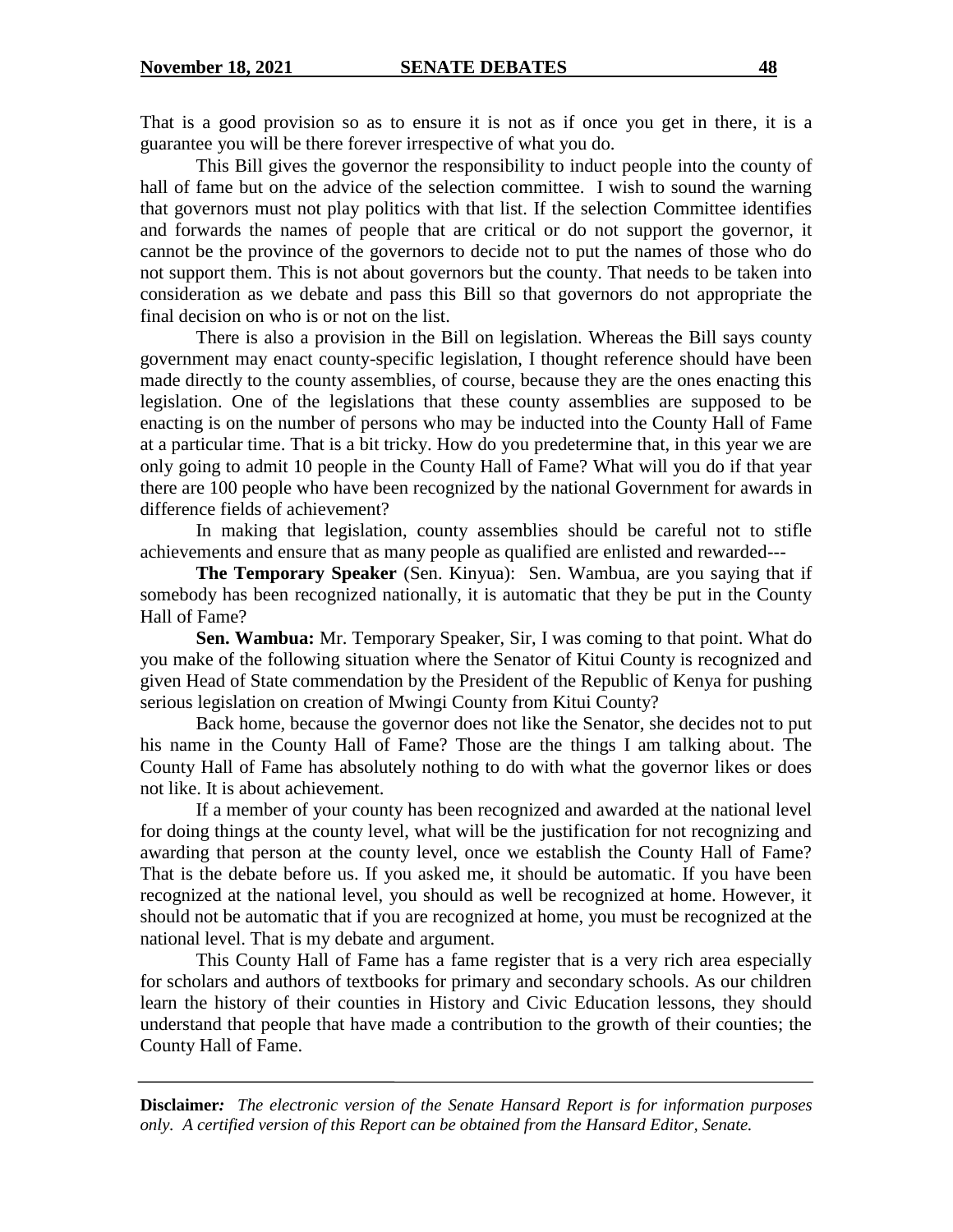That is a good provision so as to ensure it is not as if once you get in there, it is a guarantee you will be there forever irrespective of what you do.

This Bill gives the governor the responsibility to induct people into the county of hall of fame but on the advice of the selection committee. I wish to sound the warning that governors must not play politics with that list. If the selection Committee identifies and forwards the names of people that are critical or do not support the governor, it cannot be the province of the governors to decide not to put the names of those who do not support them. This is not about governors but the county. That needs to be taken into consideration as we debate and pass this Bill so that governors do not appropriate the final decision on who is or not on the list.

There is also a provision in the Bill on legislation. Whereas the Bill says county government may enact county-specific legislation, I thought reference should have been made directly to the county assemblies, of course, because they are the ones enacting this legislation. One of the legislations that these county assemblies are supposed to be enacting is on the number of persons who may be inducted into the County Hall of Fame at a particular time. That is a bit tricky. How do you predetermine that, in this year we are only going to admit 10 people in the County Hall of Fame? What will you do if that year there are 100 people who have been recognized by the national Government for awards in difference fields of achievement?

In making that legislation, county assemblies should be careful not to stifle achievements and ensure that as many people as qualified are enlisted and rewarded---

**The Temporary Speaker** (Sen. Kinyua): Sen. Wambua, are you saying that if somebody has been recognized nationally, it is automatic that they be put in the County Hall of Fame?

**Sen. Wambua:** Mr. Temporary Speaker, Sir, I was coming to that point. What do you make of the following situation where the Senator of Kitui County is recognized and given Head of State commendation by the President of the Republic of Kenya for pushing serious legislation on creation of Mwingi County from Kitui County?

Back home, because the governor does not like the Senator, she decides not to put his name in the County Hall of Fame? Those are the things I am talking about. The County Hall of Fame has absolutely nothing to do with what the governor likes or does not like. It is about achievement.

If a member of your county has been recognized and awarded at the national level for doing things at the county level, what will be the justification for not recognizing and awarding that person at the county level, once we establish the County Hall of Fame? That is the debate before us. If you asked me, it should be automatic. If you have been recognized at the national level, you should as well be recognized at home. However, it should not be automatic that if you are recognized at home, you must be recognized at the national level. That is my debate and argument.

This County Hall of Fame has a fame register that is a very rich area especially for scholars and authors of textbooks for primary and secondary schools. As our children learn the history of their counties in History and Civic Education lessons, they should understand that people that have made a contribution to the growth of their counties; the County Hall of Fame.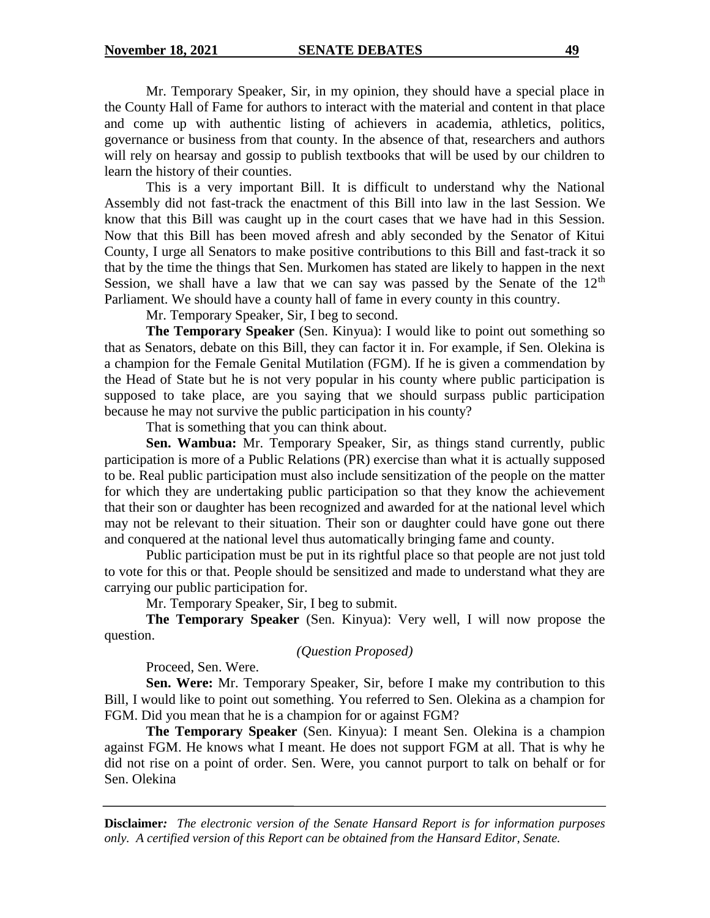Mr. Temporary Speaker, Sir, in my opinion, they should have a special place in the County Hall of Fame for authors to interact with the material and content in that place and come up with authentic listing of achievers in academia, athletics, politics, governance or business from that county. In the absence of that, researchers and authors will rely on hearsay and gossip to publish textbooks that will be used by our children to learn the history of their counties.

This is a very important Bill. It is difficult to understand why the National Assembly did not fast-track the enactment of this Bill into law in the last Session. We know that this Bill was caught up in the court cases that we have had in this Session. Now that this Bill has been moved afresh and ably seconded by the Senator of Kitui County, I urge all Senators to make positive contributions to this Bill and fast-track it so that by the time the things that Sen. Murkomen has stated are likely to happen in the next Session, we shall have a law that we can say was passed by the Senate of the 12th Parliament. We should have a county hall of fame in every county in this country.

Mr. Temporary Speaker, Sir, I beg to second.

**The Temporary Speaker** (Sen. Kinyua): I would like to point out something so that as Senators, debate on this Bill, they can factor it in. For example, if Sen. Olekina is a champion for the Female Genital Mutilation (FGM). If he is given a commendation by the Head of State but he is not very popular in his county where public participation is supposed to take place, are you saying that we should surpass public participation because he may not survive the public participation in his county?

That is something that you can think about.

**Sen. Wambua:** Mr. Temporary Speaker, Sir, as things stand currently, public participation is more of a Public Relations (PR) exercise than what it is actually supposed to be. Real public participation must also include sensitization of the people on the matter for which they are undertaking public participation so that they know the achievement that their son or daughter has been recognized and awarded for at the national level which may not be relevant to their situation. Their son or daughter could have gone out there and conquered at the national level thus automatically bringing fame and county.

Public participation must be put in its rightful place so that people are not just told to vote for this or that. People should be sensitized and made to understand what they are carrying our public participation for.

Mr. Temporary Speaker, Sir, I beg to submit.

**The Temporary Speaker** (Sen. Kinyua): Very well, I will now propose the question.

*(Question Proposed)*

Proceed, Sen. Were.

**Sen. Were:** Mr. Temporary Speaker, Sir, before I make my contribution to this Bill, I would like to point out something. You referred to Sen. Olekina as a champion for FGM. Did you mean that he is a champion for or against FGM?

**The Temporary Speaker** (Sen. Kinyua): I meant Sen. Olekina is a champion against FGM. He knows what I meant. He does not support FGM at all. That is why he did not rise on a point of order. Sen. Were, you cannot purport to talk on behalf or for Sen. Olekina

**Disclaimer***:* *The electronic version of the Senate Hansard Report is for information purposes only. A certified version of this Report can be obtained from the Hansard Editor, Senate.*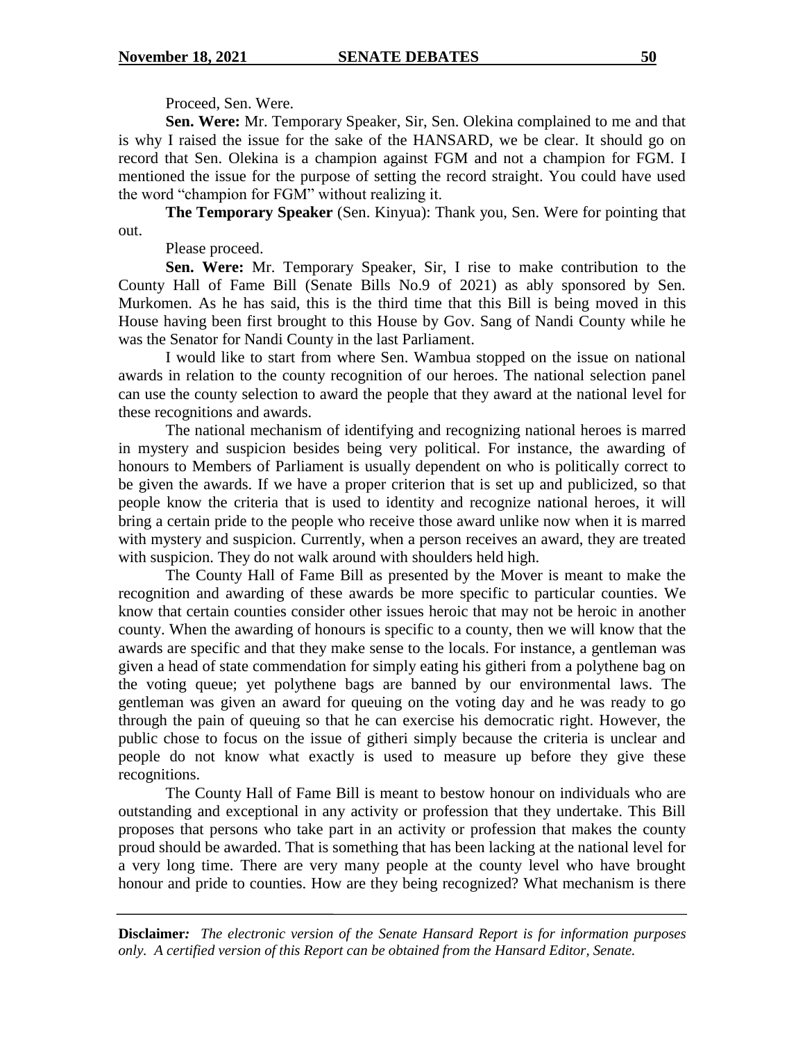Proceed, Sen. Were.

**Sen. Were:** Mr. Temporary Speaker, Sir, Sen. Olekina complained to me and that is why I raised the issue for the sake of the HANSARD, we be clear. It should go on record that Sen. Olekina is a champion against FGM and not a champion for FGM. I mentioned the issue for the purpose of setting the record straight. You could have used the word "champion for FGM" without realizing it.

**The Temporary Speaker** (Sen. Kinyua): Thank you, Sen. Were for pointing that out.

Please proceed.

**Sen. Were:** Mr. Temporary Speaker, Sir, I rise to make contribution to the County Hall of Fame Bill (Senate Bills No.9 of 2021) as ably sponsored by Sen. Murkomen. As he has said, this is the third time that this Bill is being moved in this House having been first brought to this House by Gov. Sang of Nandi County while he was the Senator for Nandi County in the last Parliament.

I would like to start from where Sen. Wambua stopped on the issue on national awards in relation to the county recognition of our heroes. The national selection panel can use the county selection to award the people that they award at the national level for these recognitions and awards.

The national mechanism of identifying and recognizing national heroes is marred in mystery and suspicion besides being very political. For instance, the awarding of honours to Members of Parliament is usually dependent on who is politically correct to be given the awards. If we have a proper criterion that is set up and publicized, so that people know the criteria that is used to identity and recognize national heroes, it will bring a certain pride to the people who receive those award unlike now when it is marred with mystery and suspicion. Currently, when a person receives an award, they are treated with suspicion. They do not walk around with shoulders held high.

The County Hall of Fame Bill as presented by the Mover is meant to make the recognition and awarding of these awards be more specific to particular counties. We know that certain counties consider other issues heroic that may not be heroic in another county. When the awarding of honours is specific to a county, then we will know that the awards are specific and that they make sense to the locals. For instance, a gentleman was given a head of state commendation for simply eating his githeri from a polythene bag on the voting queue; yet polythene bags are banned by our environmental laws. The gentleman was given an award for queuing on the voting day and he was ready to go through the pain of queuing so that he can exercise his democratic right. However, the public chose to focus on the issue of githeri simply because the criteria is unclear and people do not know what exactly is used to measure up before they give these recognitions.

The County Hall of Fame Bill is meant to bestow honour on individuals who are outstanding and exceptional in any activity or profession that they undertake. This Bill proposes that persons who take part in an activity or profession that makes the county proud should be awarded. That is something that has been lacking at the national level for a very long time. There are very many people at the county level who have brought honour and pride to counties. How are they being recognized? What mechanism is there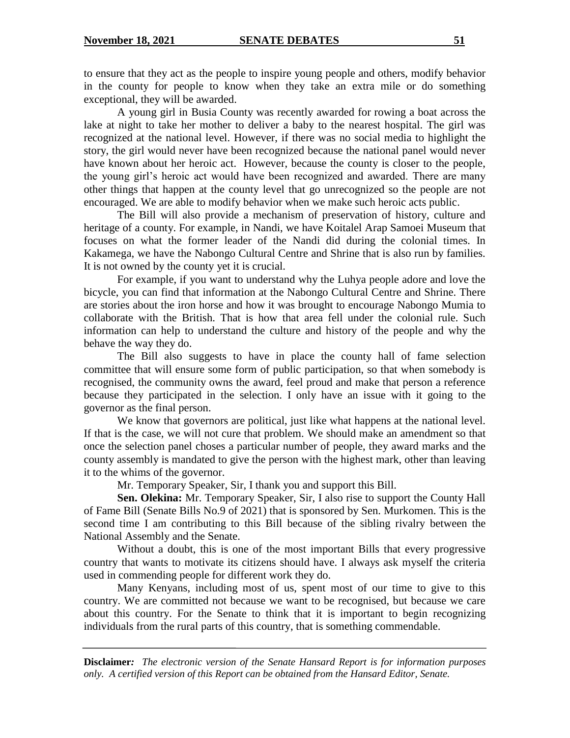to ensure that they act as the people to inspire young people and others, modify behavior in the county for people to know when they take an extra mile or do something exceptional, they will be awarded.

A young girl in Busia County was recently awarded for rowing a boat across the lake at night to take her mother to deliver a baby to the nearest hospital. The girl was recognized at the national level. However, if there was no social media to highlight the story, the girl would never have been recognized because the national panel would never have known about her heroic act. However, because the county is closer to the people, the young girl's heroic act would have been recognized and awarded. There are many other things that happen at the county level that go unrecognized so the people are not encouraged. We are able to modify behavior when we make such heroic acts public.

The Bill will also provide a mechanism of preservation of history, culture and heritage of a county. For example, in Nandi, we have Koitalel Arap Samoei Museum that focuses on what the former leader of the Nandi did during the colonial times. In Kakamega, we have the Nabongo Cultural Centre and Shrine that is also run by families. It is not owned by the county yet it is crucial.

For example, if you want to understand why the Luhya people adore and love the bicycle, you can find that information at the Nabongo Cultural Centre and Shrine. There are stories about the iron horse and how it was brought to encourage Nabongo Mumia to collaborate with the British. That is how that area fell under the colonial rule. Such information can help to understand the culture and history of the people and why the behave the way they do.

The Bill also suggests to have in place the county hall of fame selection committee that will ensure some form of public participation, so that when somebody is recognised, the community owns the award, feel proud and make that person a reference because they participated in the selection. I only have an issue with it going to the governor as the final person.

We know that governors are political, just like what happens at the national level. If that is the case, we will not cure that problem. We should make an amendment so that once the selection panel choses a particular number of people, they award marks and the county assembly is mandated to give the person with the highest mark, other than leaving it to the whims of the governor.

Mr. Temporary Speaker, Sir, I thank you and support this Bill.

**Sen. Olekina:** Mr. Temporary Speaker, Sir, I also rise to support the County Hall of Fame Bill (Senate Bills No.9 of 2021) that is sponsored by Sen. Murkomen. This is the second time I am contributing to this Bill because of the sibling rivalry between the National Assembly and the Senate.

Without a doubt, this is one of the most important Bills that every progressive country that wants to motivate its citizens should have. I always ask myself the criteria used in commending people for different work they do.

Many Kenyans, including most of us, spent most of our time to give to this country. We are committed not because we want to be recognised, but because we care about this country. For the Senate to think that it is important to begin recognizing individuals from the rural parts of this country, that is something commendable.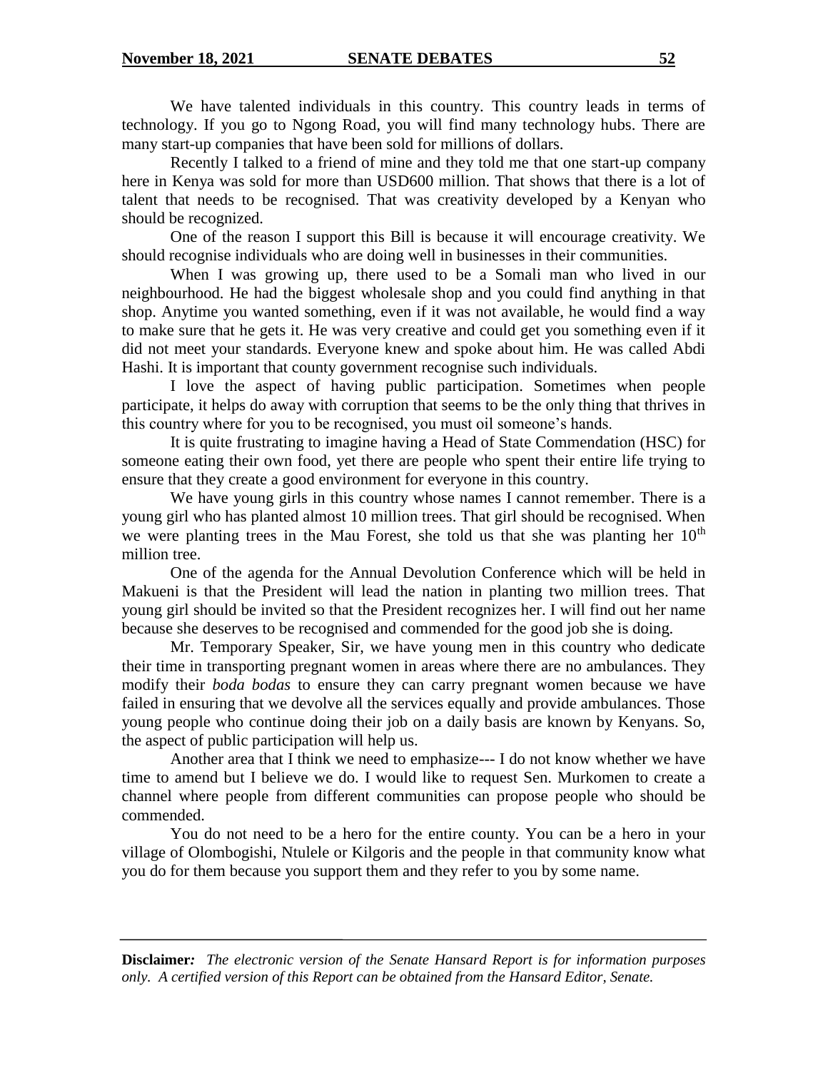We have talented individuals in this country. This country leads in terms of technology. If you go to Ngong Road, you will find many technology hubs. There are many start-up companies that have been sold for millions of dollars.

Recently I talked to a friend of mine and they told me that one start-up company here in Kenya was sold for more than USD600 million. That shows that there is a lot of talent that needs to be recognised. That was creativity developed by a Kenyan who should be recognized.

One of the reason I support this Bill is because it will encourage creativity. We should recognise individuals who are doing well in businesses in their communities.

When I was growing up, there used to be a Somali man who lived in our neighbourhood. He had the biggest wholesale shop and you could find anything in that shop. Anytime you wanted something, even if it was not available, he would find a way to make sure that he gets it. He was very creative and could get you something even if it did not meet your standards. Everyone knew and spoke about him. He was called Abdi Hashi. It is important that county government recognise such individuals.

I love the aspect of having public participation. Sometimes when people participate, it helps do away with corruption that seems to be the only thing that thrives in this country where for you to be recognised, you must oil someone's hands.

It is quite frustrating to imagine having a Head of State Commendation (HSC) for someone eating their own food, yet there are people who spent their entire life trying to ensure that they create a good environment for everyone in this country.

We have young girls in this country whose names I cannot remember. There is a young girl who has planted almost 10 million trees. That girl should be recognised. When we were planting trees in the Mau Forest, she told us that she was planting her 10th million tree.

One of the agenda for the Annual Devolution Conference which will be held in Makueni is that the President will lead the nation in planting two million trees. That young girl should be invited so that the President recognizes her. I will find out her name because she deserves to be recognised and commended for the good job she is doing.

Mr. Temporary Speaker, Sir, we have young men in this country who dedicate their time in transporting pregnant women in areas where there are no ambulances. They modify their *boda bodas* to ensure they can carry pregnant women because we have failed in ensuring that we devolve all the services equally and provide ambulances. Those young people who continue doing their job on a daily basis are known by Kenyans. So, the aspect of public participation will help us.

Another area that I think we need to emphasize--- I do not know whether we have time to amend but I believe we do. I would like to request Sen. Murkomen to create a channel where people from different communities can propose people who should be commended.

You do not need to be a hero for the entire county. You can be a hero in your village of Olombogishi, Ntulele or Kilgoris and the people in that community know what you do for them because you support them and they refer to you by some name.

**Disclaimer:** *The electronic version of the Senate Hansard Report is for information purposes only. A certified version of this Report can be obtained from the Hansard Editor, Senate.*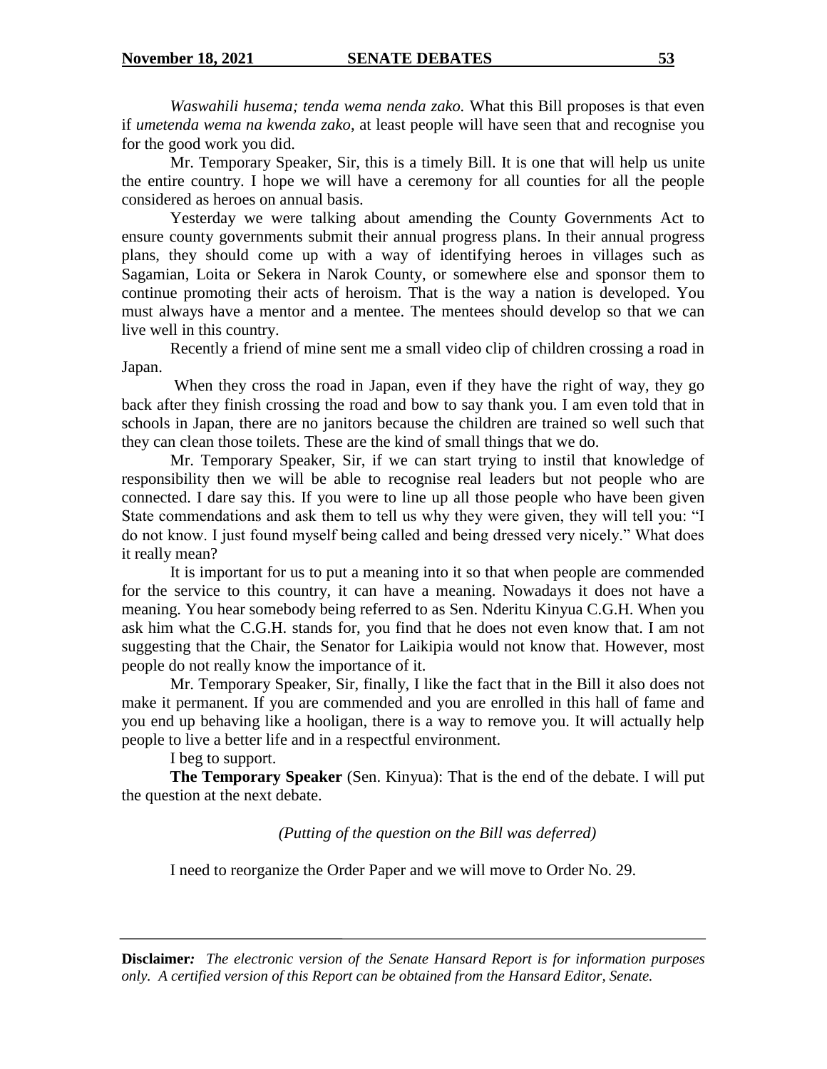*Waswahili husema; tenda wema nenda zako.* What this Bill proposes is that even if *umetenda wema na kwenda zako*, at least people will have seen that and recognise you for the good work you did.

Mr. Temporary Speaker, Sir, this is a timely Bill. It is one that will help us unite the entire country. I hope we will have a ceremony for all counties for all the people considered as heroes on annual basis.

Yesterday we were talking about amending the County Governments Act to ensure county governments submit their annual progress plans. In their annual progress plans, they should come up with a way of identifying heroes in villages such as Sagamian, Loita or Sekera in Narok County, or somewhere else and sponsor them to continue promoting their acts of heroism. That is the way a nation is developed. You must always have a mentor and a mentee. The mentees should develop so that we can live well in this country.

Recently a friend of mine sent me a small video clip of children crossing a road in Japan.

When they cross the road in Japan, even if they have the right of way, they go back after they finish crossing the road and bow to say thank you. I am even told that in schools in Japan, there are no janitors because the children are trained so well such that they can clean those toilets. These are the kind of small things that we do.

Mr. Temporary Speaker, Sir, if we can start trying to instil that knowledge of responsibility then we will be able to recognise real leaders but not people who are connected. I dare say this. If you were to line up all those people who have been given State commendations and ask them to tell us why they were given, they will tell you: "I do not know. I just found myself being called and being dressed very nicely." What does it really mean?

It is important for us to put a meaning into it so that when people are commended for the service to this country, it can have a meaning. Nowadays it does not have a meaning. You hear somebody being referred to as Sen. Nderitu Kinyua C.G.H. When you ask him what the C.G.H. stands for, you find that he does not even know that. I am not suggesting that the Chair, the Senator for Laikipia would not know that. However, most people do not really know the importance of it.

Mr. Temporary Speaker, Sir, finally, I like the fact that in the Bill it also does not make it permanent. If you are commended and you are enrolled in this hall of fame and you end up behaving like a hooligan, there is a way to remove you. It will actually help people to live a better life and in a respectful environment.

I beg to support.

**The Temporary Speaker** (Sen. Kinyua): That is the end of the debate. I will put the question at the next debate.

*(Putting of the question on the Bill was deferred)*

I need to reorganize the Order Paper and we will move to Order No. 29.

**Disclaimer:** *The electronic version of the Senate Hansard Report is for information purposes only. A certified version of this Report can be obtained from the Hansard Editor, Senate.*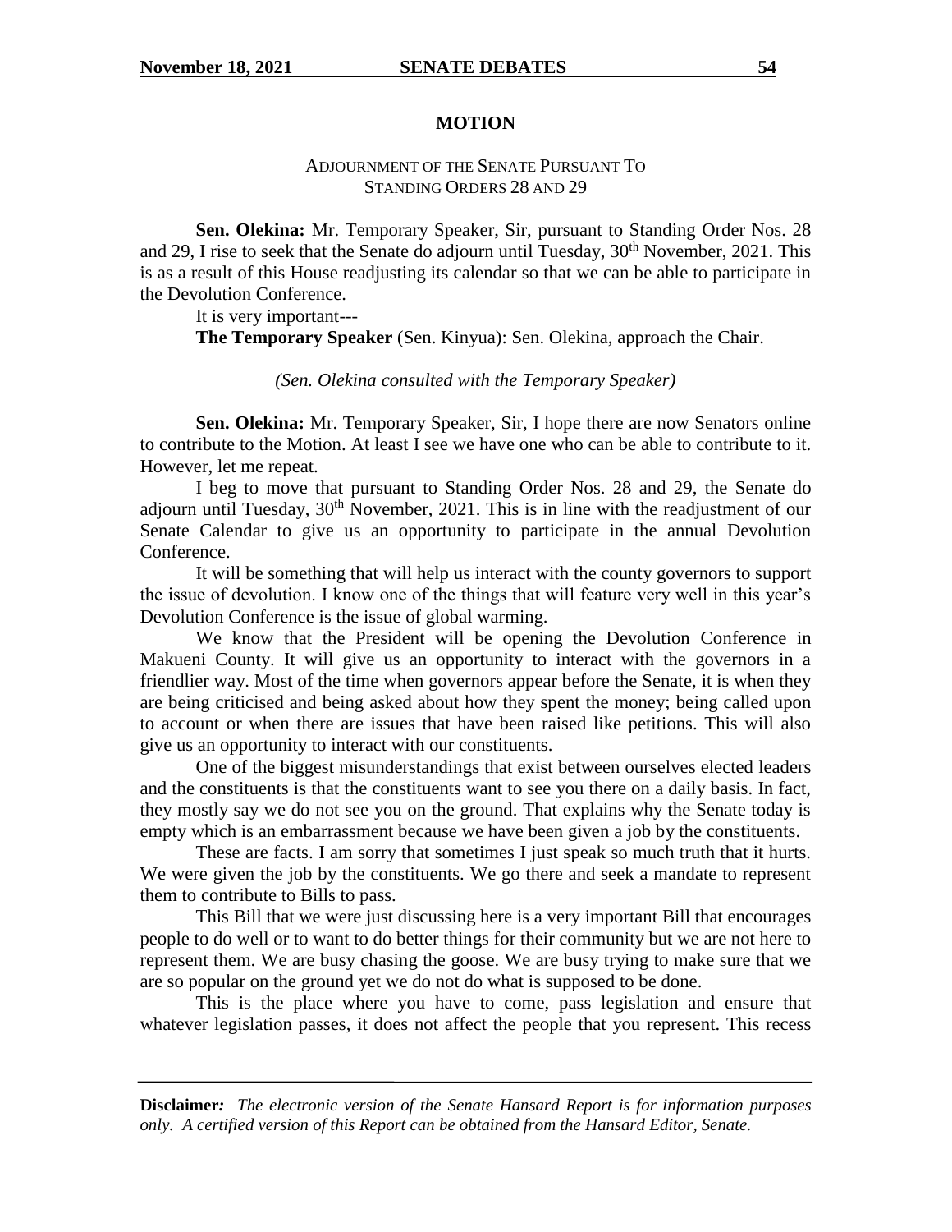## MOTION

ADJOURNMENT OF THE SENATE PURSUANT TO STANDING ORDERS 28 AND 29

**Sen. Olekina:** Mr. Temporary Speaker, Sir, pursuant to Standing Order Nos. 28 and 29, I rise to seek that the Senate do adjourn until Tuesday, 30th November, 2021. This is as a result of this House readjusting its calendar so that we can be able to participate in the Devolution Conference.

It is very important---

**The Temporary Speaker** (Sen. Kinyua): Sen. Olekina, approach the Chair.

*(Sen. Olekina consulted with the Temporary Speaker)*

**Sen. Olekina:** Mr. Temporary Speaker, Sir, I hope there are now Senators online to contribute to the Motion. At least I see we have one who can be able to contribute to it. However, let me repeat.

I beg to move that pursuant to Standing Order Nos. 28 and 29, the Senate do adjourn until Tuesday, 30th November, 2021. This is in line with the readjustment of our Senate Calendar to give us an opportunity to participate in the annual Devolution Conference.

It will be something that will help us interact with the county governors to support the issue of devolution. I know one of the things that will feature very well in this year's Devolution Conference is the issue of global warming.

We know that the President will be opening the Devolution Conference in Makueni County. It will give us an opportunity to interact with the governors in a friendlier way. Most of the time when governors appear before the Senate, it is when they are being criticised and being asked about how they spent the money; being called upon to account or when there are issues that have been raised like petitions. This will also give us an opportunity to interact with our constituents.

One of the biggest misunderstandings that exist between ourselves elected leaders and the constituents is that the constituents want to see you there on a daily basis. In fact, they mostly say we do not see you on the ground. That explains why the Senate today is empty which is an embarrassment because we have been given a job by the constituents.

These are facts. I am sorry that sometimes I just speak so much truth that it hurts. We were given the job by the constituents. We go there and seek a mandate to represent them to contribute to Bills to pass.

This Bill that we were just discussing here is a very important Bill that encourages people to do well or to want to do better things for their community but we are not here to represent them. We are busy chasing the goose. We are busy trying to make sure that we are so popular on the ground yet we do not do what is supposed to be done.

This is the place where you have to come, pass legislation and ensure that whatever legislation passes, it does not affect the people that you represent. This recess

**Disclaimer:** *The electronic version of the Senate Hansard Report is for information purposes only. A certified version of this Report can be obtained from the Hansard Editor, Senate.*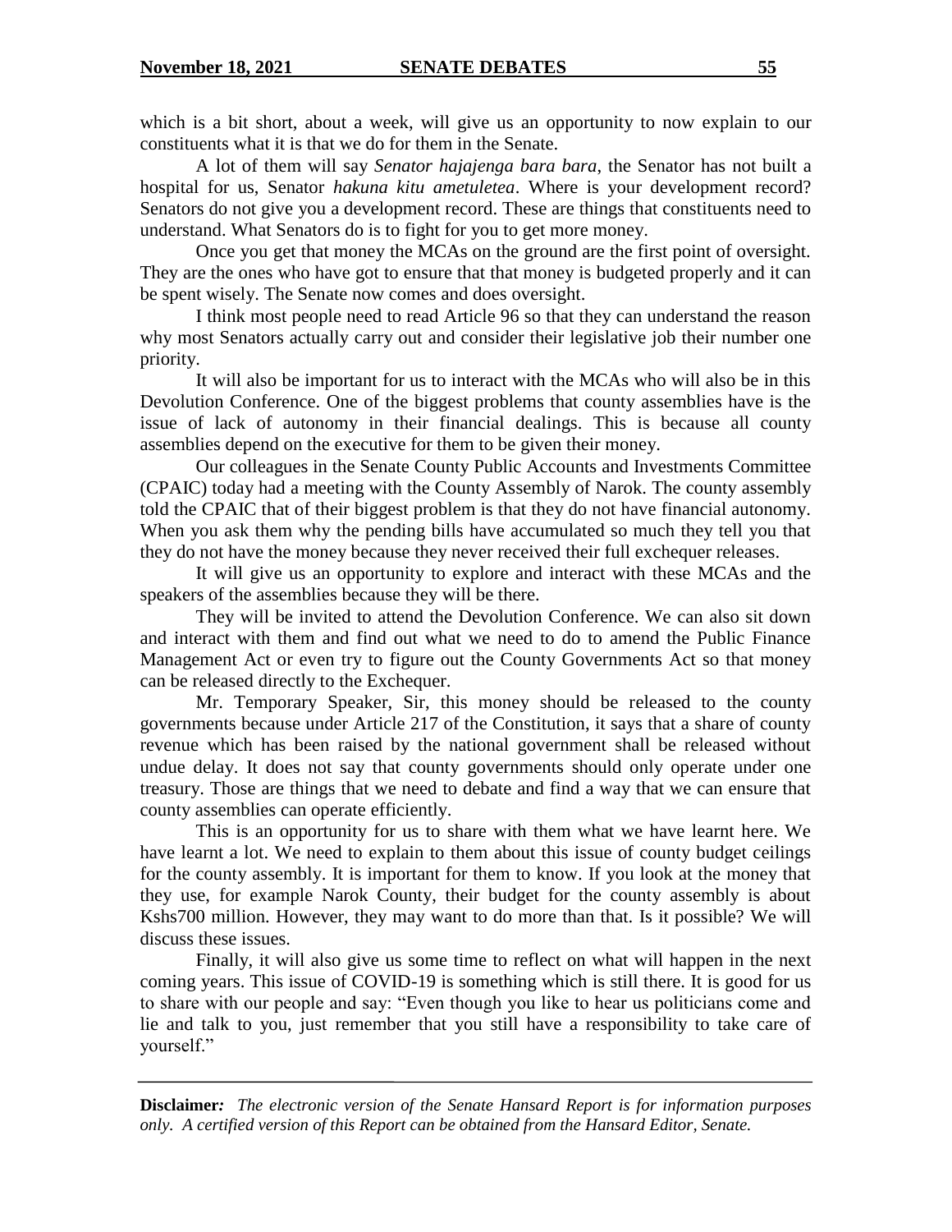which is a bit short, about a week, will give us an opportunity to now explain to our constituents what it is that we do for them in the Senate.

A lot of them will say *Senator hajajenga bara bara*, the Senator has not built a hospital for us, Senator *hakuna kitu ametuletea*. Where is your development record? Senators do not give you a development record. These are things that constituents need to understand. What Senators do is to fight for you to get more money.

Once you get that money the MCAs on the ground are the first point of oversight. They are the ones who have got to ensure that that money is budgeted properly and it can be spent wisely. The Senate now comes and does oversight.

I think most people need to read Article 96 so that they can understand the reason why most Senators actually carry out and consider their legislative job their number one priority.

It will also be important for us to interact with the MCAs who will also be in this Devolution Conference. One of the biggest problems that county assemblies have is the issue of lack of autonomy in their financial dealings. This is because all county assemblies depend on the executive for them to be given their money.

Our colleagues in the Senate County Public Accounts and Investments Committee (CPAIC) today had a meeting with the County Assembly of Narok. The county assembly told the CPAIC that of their biggest problem is that they do not have financial autonomy. When you ask them why the pending bills have accumulated so much they tell you that they do not have the money because they never received their full exchequer releases.

It will give us an opportunity to explore and interact with these MCAs and the speakers of the assemblies because they will be there.

They will be invited to attend the Devolution Conference. We can also sit down and interact with them and find out what we need to do to amend the Public Finance Management Act or even try to figure out the County Governments Act so that money can be released directly to the Exchequer.

Mr. Temporary Speaker, Sir, this money should be released to the county governments because under Article 217 of the Constitution, it says that a share of county revenue which has been raised by the national government shall be released without undue delay. It does not say that county governments should only operate under one treasury. Those are things that we need to debate and find a way that we can ensure that county assemblies can operate efficiently.

This is an opportunity for us to share with them what we have learnt here. We have learnt a lot. We need to explain to them about this issue of county budget ceilings for the county assembly. It is important for them to know. If you look at the money that they use, for example Narok County, their budget for the county assembly is about Kshs700 million. However, they may want to do more than that. Is it possible? We will discuss these issues.

Finally, it will also give us some time to reflect on what will happen in the next coming years. This issue of COVID-19 is something which is still there. It is good for us to share with our people and say: "Even though you like to hear us politicians come and lie and talk to you, just remember that you still have a responsibility to take care of yourself."

**Disclaimer:** *The electronic version of the Senate Hansard Report is for information purposes only. A certified version of this Report can be obtained from the Hansard Editor, Senate.*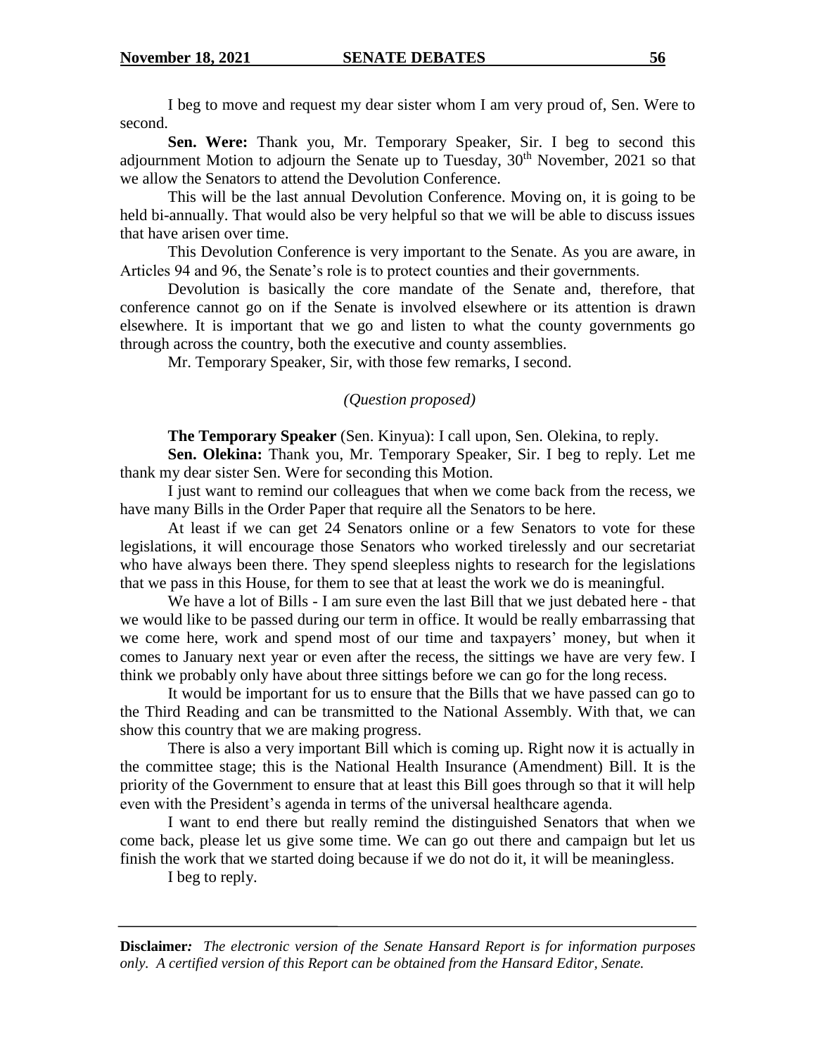I beg to move and request my dear sister whom I am very proud of, Sen. Were to second.

**Sen. Were:** Thank you, Mr. Temporary Speaker, Sir. I beg to second this adjournment Motion to adjourn the Senate up to Tuesday, 30th November, 2021 so that we allow the Senators to attend the Devolution Conference.

This will be the last annual Devolution Conference. Moving on, it is going to be held bi-annually. That would also be very helpful so that we will be able to discuss issues that have arisen over time.

This Devolution Conference is very important to the Senate. As you are aware, in Articles 94 and 96, the Senate's role is to protect counties and their governments.

Devolution is basically the core mandate of the Senate and, therefore, that conference cannot go on if the Senate is involved elsewhere or its attention is drawn elsewhere. It is important that we go and listen to what the county governments go through across the country, both the executive and county assemblies.

Mr. Temporary Speaker, Sir, with those few remarks, I second.

*(Question proposed)*

**The Temporary Speaker** (Sen. Kinyua): I call upon, Sen. Olekina, to reply.

**Sen. Olekina:** Thank you, Mr. Temporary Speaker, Sir. I beg to reply. Let me thank my dear sister Sen. Were for seconding this Motion.

I just want to remind our colleagues that when we come back from the recess, we have many Bills in the Order Paper that require all the Senators to be here.

At least if we can get 24 Senators online or a few Senators to vote for these legislations, it will encourage those Senators who worked tirelessly and our secretariat who have always been there. They spend sleepless nights to research for the legislations that we pass in this House, for them to see that at least the work we do is meaningful.

We have a lot of Bills - I am sure even the last Bill that we just debated here - that we would like to be passed during our term in office. It would be really embarrassing that we come here, work and spend most of our time and taxpayers' money, but when it comes to January next year or even after the recess, the sittings we have are very few. I think we probably only have about three sittings before we can go for the long recess.

It would be important for us to ensure that the Bills that we have passed can go to the Third Reading and can be transmitted to the National Assembly. With that, we can show this country that we are making progress.

There is also a very important Bill which is coming up. Right now it is actually in the committee stage; this is the National Health Insurance (Amendment) Bill. It is the priority of the Government to ensure that at least this Bill goes through so that it will help even with the President's agenda in terms of the universal healthcare agenda.

I want to end there but really remind the distinguished Senators that when we come back, please let us give some time. We can go out there and campaign but let us finish the work that we started doing because if we do not do it, it will be meaningless.

I beg to reply.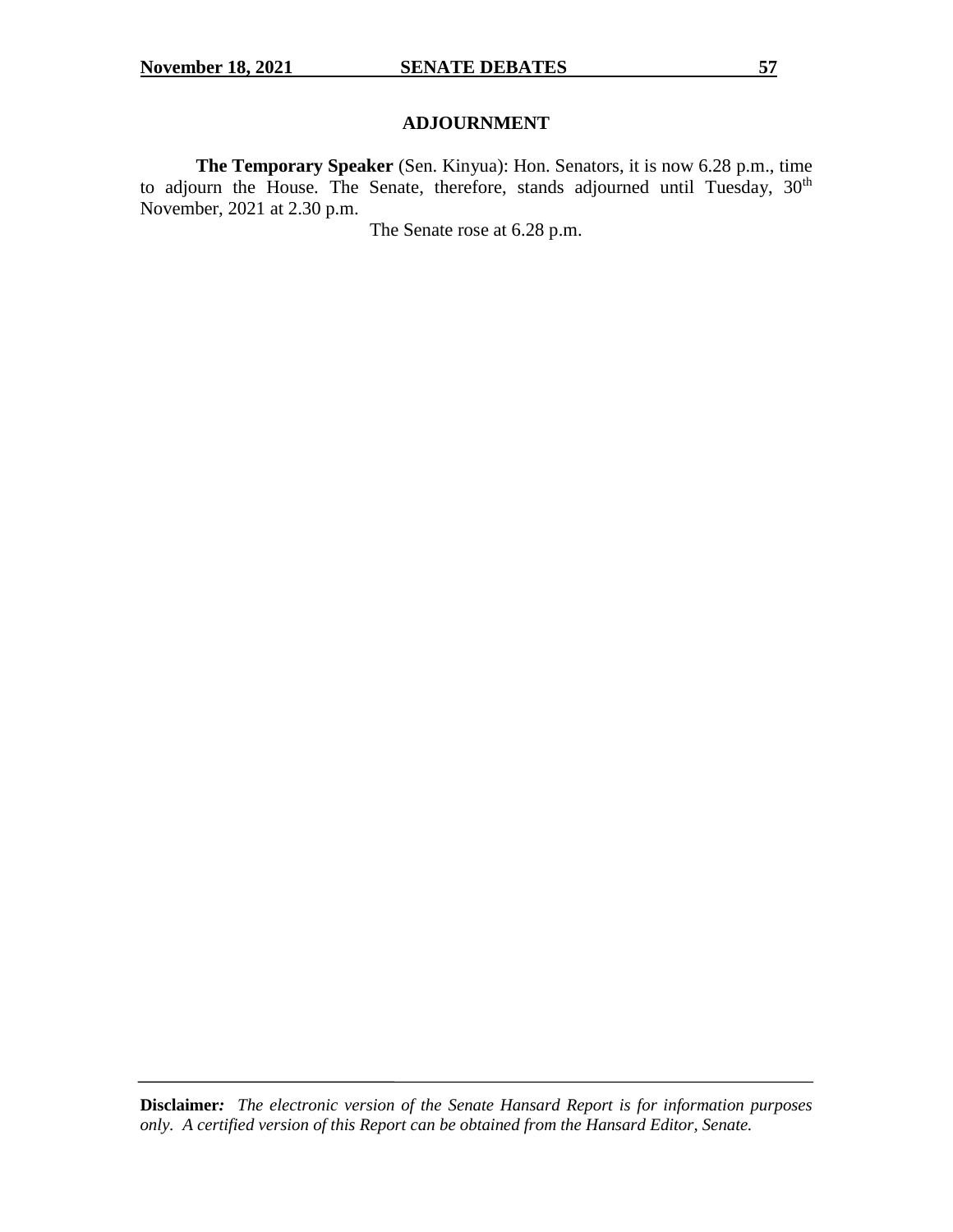## ADJOURNMENT

**The Temporary Speaker** (Sen. Kinyua): Hon. Senators, it is now 6.28 p.m., time to adjourn the House. The Senate, therefore, stands adjourned until Tuesday, 30th November, 2021 at 2.30 p.m.

The Senate rose at 6.28 p.m.

**Disclaimer:** *The electronic version of the Senate Hansard Report is for information purposes only. A certified version of this Report can be obtained from the Hansard Editor, Senate.*